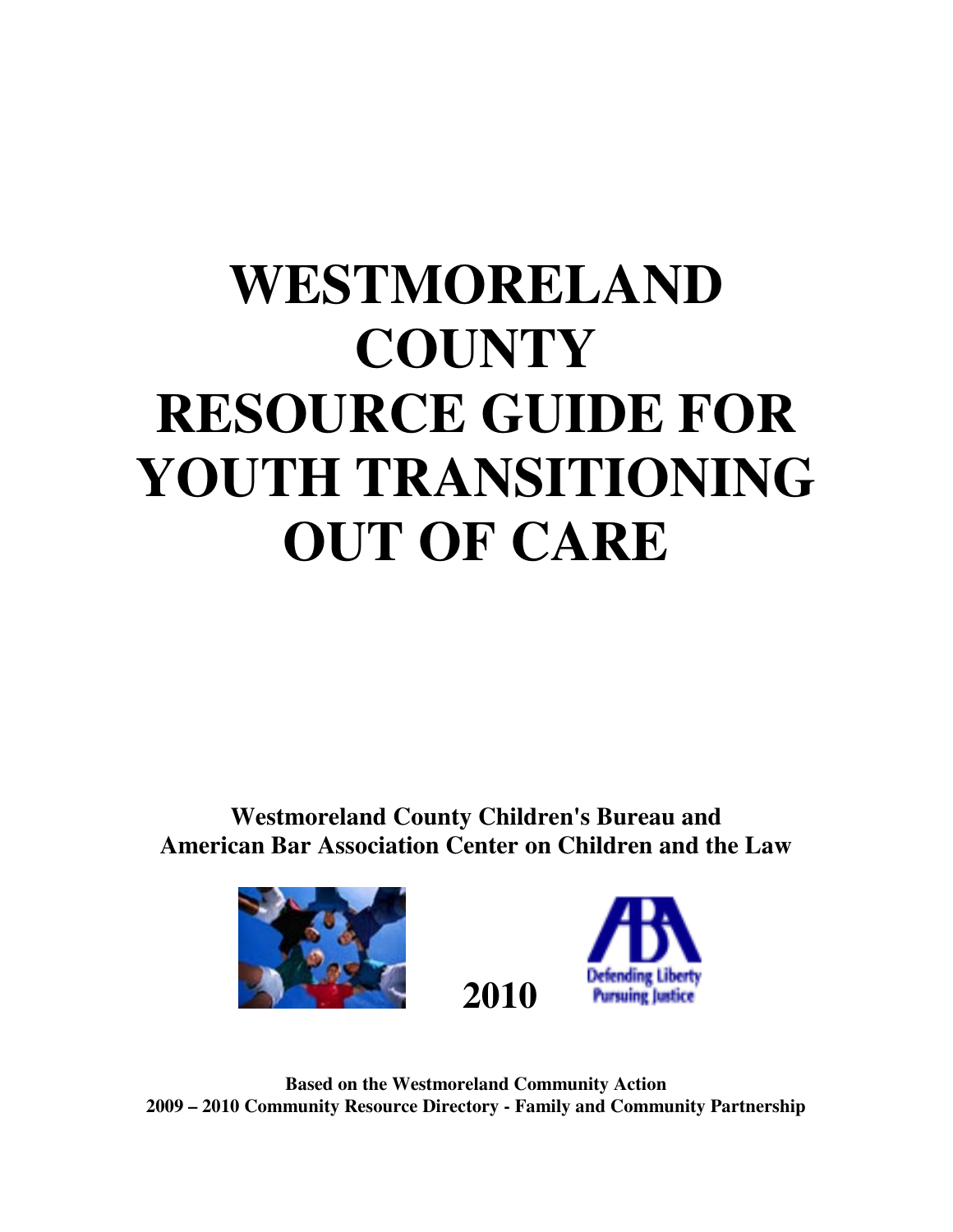# WESTMORELAND COUNTY RESOURCE GUIDE FOR YOUTH TRANSITIONING OUT OF CARE

**Westmoreland County Children's Bureau and American Bar Association Center on Children and the Law**

**2010**

**Based on the Westmoreland Community Action 2009 – 2010 Community Resource Directory - Family and Community Partnership**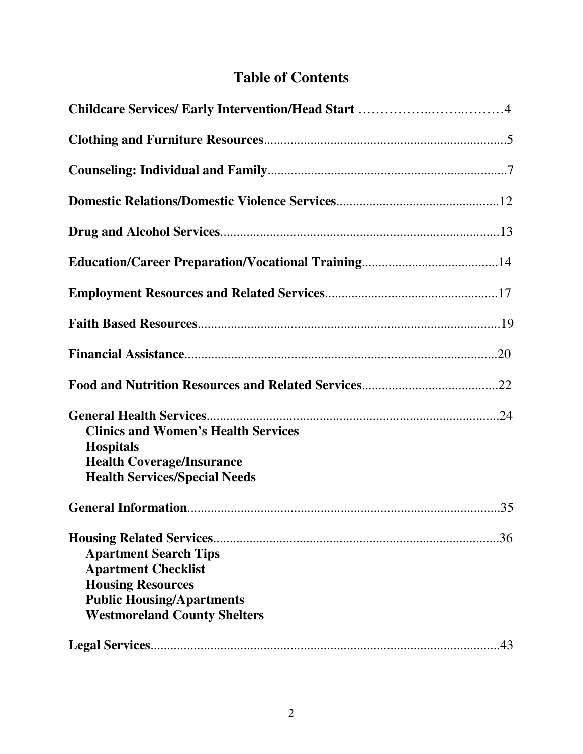# Table of Contents

**Childcare Services/ Early Intervention/Head Start** ……………..……..………4

**Clothing and Furniture Resources**........................................................................5

**Counseling: Individual and Family**.......................................................................7

**Domestic Relations/Domestic Violence Services**................................................12

**Drug and Alcohol Services**...................................................................................13

**Education/Career Preparation/Vocational Training**.........................................14

**Employment Resources and Related Services**....................................................17

**Faith Based Resources**..........................................................................................19

**Financial Assistance**..............................................................................................20

**Food and Nutrition Resources and Related Services**.........................................22

**General Health Services**........................................................................................24
- **Clinics and Women's Health Services**
- **Hospitals**
- **Health Coverage/Insurance**
- **Health Services/Special Needs**

**General Information**..............................................................................................35

**Housing Related Services**......................................................................................36
- **Apartment Search Tips**
- **Apartment Checklist**
- **Housing Resources**
- **Public Housing/Apartments**
- **Westmoreland County Shelters**

**Legal Services**.........................................................................................................43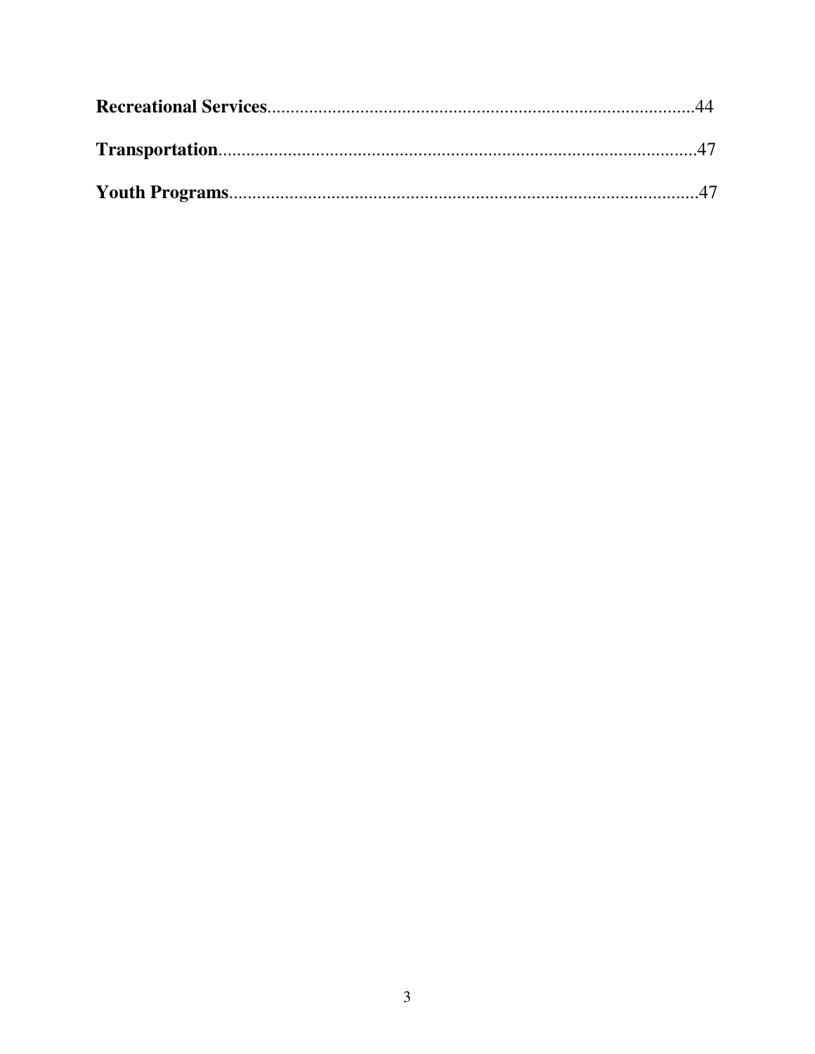**Recreational Services**..........................................................................................44

**Transportation**......................................................................................................47

**Youth Programs**....................................................................................................47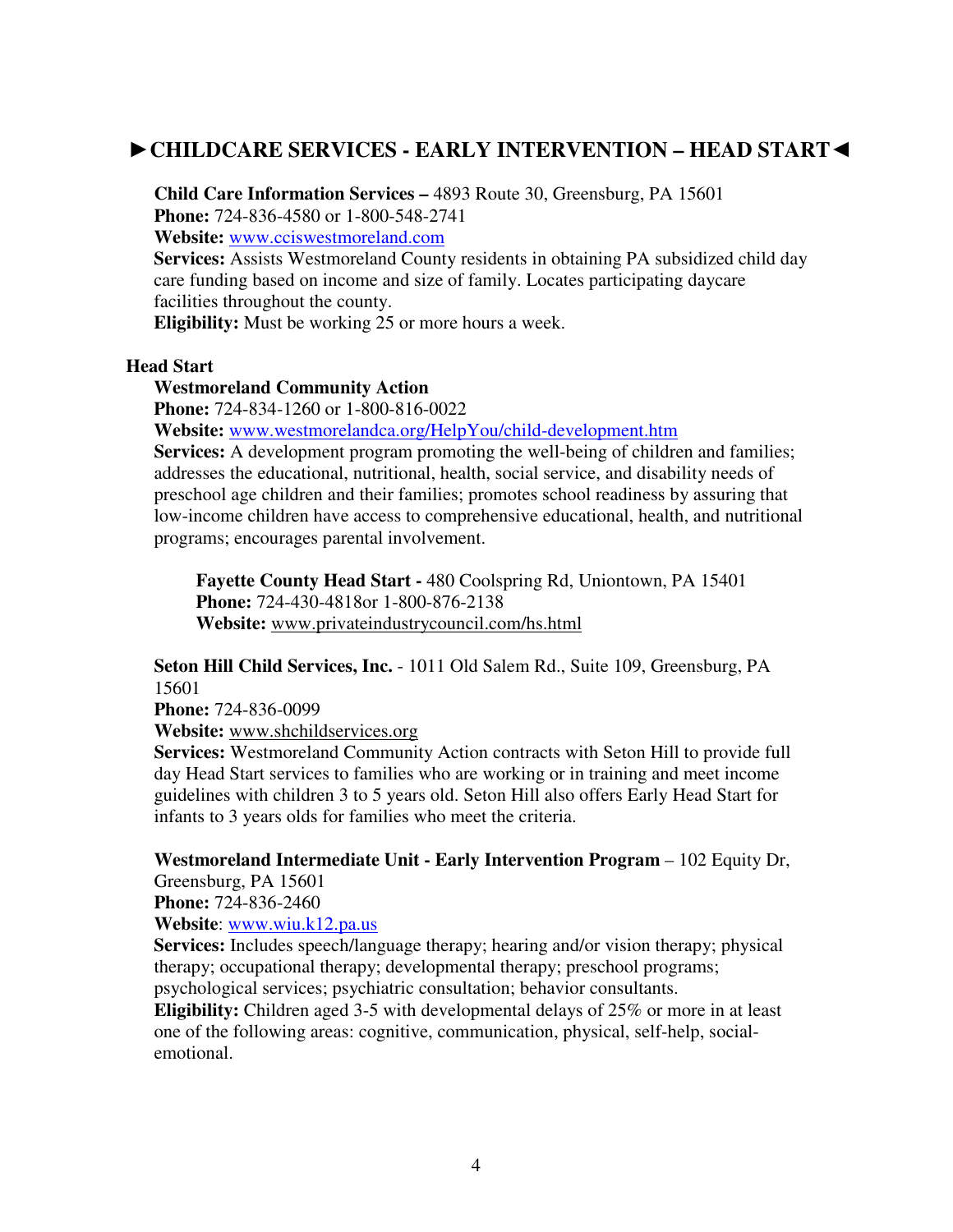## ►CHILDCARE SERVICES - EARLY INTERVENTION – HEAD START◄

**Child Care Information Services –** 4893 Route 30, Greensburg, PA 15601
**Phone:** 724-836-4580 or 1-800-548-2741
**Website:** www.cciswestmoreland.com
**Services:** Assists Westmoreland County residents in obtaining PA subsidized child day care funding based on income and size of family. Locates participating daycare facilities throughout the county.
**Eligibility:** Must be working 25 or more hours a week.

### Head Start

**Westmoreland Community Action**
**Phone:** 724-834-1260 or 1-800-816-0022
**Website:** www.westmorelandca.org/HelpYou/child-development.htm
**Services:** A development program promoting the well-being of children and families; addresses the educational, nutritional, health, social service, and disability needs of preschool age children and their families; promotes school readiness by assuring that low-income children have access to comprehensive educational, health, and nutritional programs; encourages parental involvement.

**Fayette County Head Start -** 480 Coolspring Rd, Uniontown, PA 15401
**Phone:** 724-430-4818or 1-800-876-2138
**Website:** www.privateindustrycouncil.com/hs.html

**Seton Hill Child Services, Inc.** - 1011 Old Salem Rd., Suite 109, Greensburg, PA 15601
**Phone:** 724-836-0099
**Website:** www.shchildservices.org
**Services:** Westmoreland Community Action contracts with Seton Hill to provide full day Head Start services to families who are working or in training and meet income guidelines with children 3 to 5 years old. Seton Hill also offers Early Head Start for infants to 3 years olds for families who meet the criteria.

**Westmoreland Intermediate Unit - Early Intervention Program** – 102 Equity Dr, Greensburg, PA 15601
**Phone:** 724-836-2460
**Website**: www.wiu.k12.pa.us
**Services:** Includes speech/language therapy; hearing and/or vision therapy; physical therapy; occupational therapy; developmental therapy; preschool programs; psychological services; psychiatric consultation; behavior consultants.
**Eligibility:** Children aged 3-5 with developmental delays of 25% or more in at least one of the following areas: cognitive, communication, physical, self-help, social-emotional.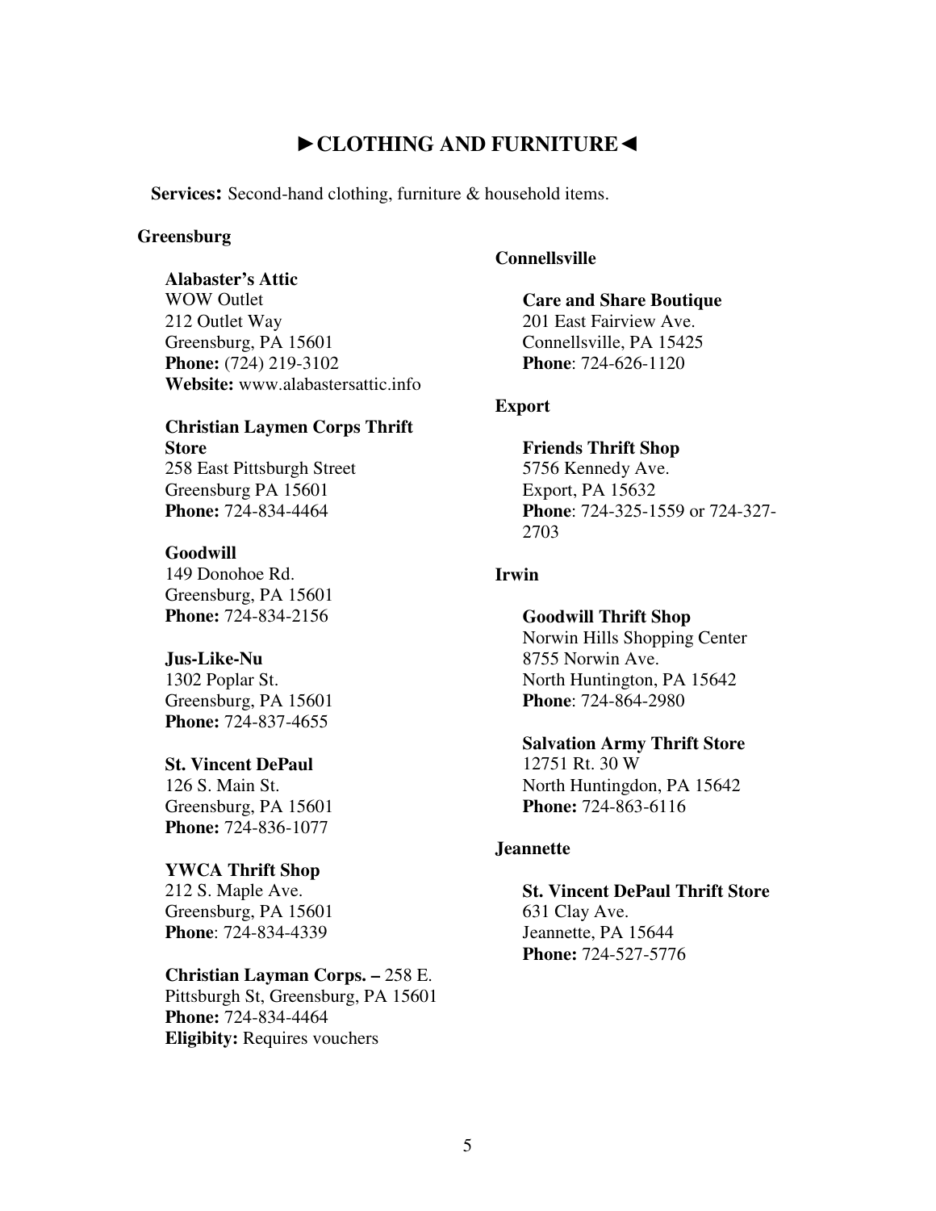# ►CLOTHING AND FURNITURE◄

**Services:** Second-hand clothing, furniture & household items.

## Greensburg

**Alabaster's Attic**
WOW Outlet
212 Outlet Way
Greensburg, PA 15601
**Phone:** (724) 219-3102
**Website:** www.alabastersattic.info

**Christian Laymen Corps Thrift Store**
258 East Pittsburgh Street
Greensburg PA 15601
**Phone:** 724-834-4464

**Goodwill**
149 Donohoe Rd.
Greensburg, PA 15601
**Phone:** 724-834-2156

**Jus-Like-Nu**
1302 Poplar St.
Greensburg, PA 15601
**Phone:** 724-837-4655

**St. Vincent DePaul**
126 S. Main St.
Greensburg, PA 15601
**Phone:** 724-836-1077

**YWCA Thrift Shop**
212 S. Maple Ave.
Greensburg, PA 15601
**Phone**: 724-834-4339

**Christian Layman Corps. –** 258 E. Pittsburgh St, Greensburg, PA 15601
**Phone:** 724-834-4464
**Eligibity:** Requires vouchers

## Connellsville

**Care and Share Boutique**
201 East Fairview Ave.
Connellsville, PA 15425
**Phone**: 724-626-1120

## Export

**Friends Thrift Shop**
5756 Kennedy Ave.
Export, PA 15632
**Phone**: 724-325-1559 or 724-327-2703

## Irwin

**Goodwill Thrift Shop**
Norwin Hills Shopping Center
8755 Norwin Ave.
North Huntington, PA 15642
**Phone**: 724-864-2980

**Salvation Army Thrift Store**
12751 Rt. 30 W
North Huntingdon, PA 15642
**Phone:** 724-863-6116

## Jeannette

**St. Vincent DePaul Thrift Store**
631 Clay Ave.
Jeannette, PA 15644
**Phone:** 724-527-5776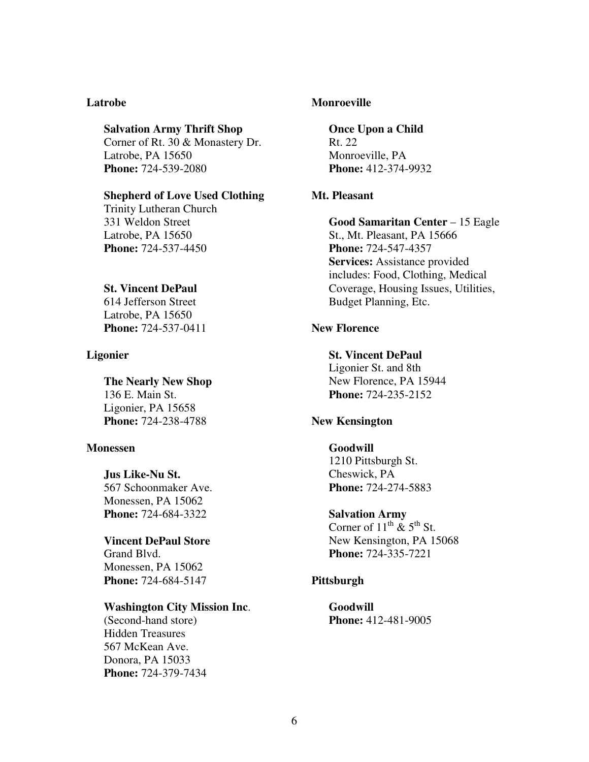**Latrobe**

**Salvation Army Thrift Shop**
Corner of Rt. 30 & Monastery Dr.
Latrobe, PA 15650
**Phone:** 724-539-2080

**Shepherd of Love Used Clothing**
Trinity Lutheran Church
331 Weldon Street
Latrobe, PA 15650
**Phone:** 724-537-4450

**St. Vincent DePaul**
614 Jefferson Street
Latrobe, PA 15650
**Phone:** 724-537-0411

**Ligonier**

**The Nearly New Shop**
136 E. Main St.
Ligonier, PA 15658
**Phone:** 724-238-4788

**Monessen**

**Jus Like-Nu St.**
567 Schoonmaker Ave.
Monessen, PA 15062
**Phone:** 724-684-3322

**Vincent DePaul Store**
Grand Blvd.
Monessen, PA 15062
**Phone:** 724-684-5147

**Washington City Mission Inc**.
(Second-hand store)
Hidden Treasures
567 McKean Ave.
Donora, PA 15033
**Phone:** 724-379-7434

**Monroeville**

**Once Upon a Child**
Rt. 22
Monroeville, PA
**Phone:** 412-374-9932

**Mt. Pleasant**

**Good Samaritan Center** – 15 Eagle St., Mt. Pleasant, PA 15666
**Phone:** 724-547-4357
**Services:** Assistance provided includes: Food, Clothing, Medical Coverage, Housing Issues, Utilities, Budget Planning, Etc.

**New Florence**

**St. Vincent DePaul**
Ligonier St. and 8th
New Florence, PA 15944
**Phone:** 724-235-2152

**New Kensington**

**Goodwill**
1210 Pittsburgh St.
Cheswick, PA
**Phone:** 724-274-5883

**Salvation Army**
Corner of 11th & 5th St.
New Kensington, PA 15068
**Phone:** 724-335-7221

**Pittsburgh**

**Goodwill**
**Phone:** 412-481-9005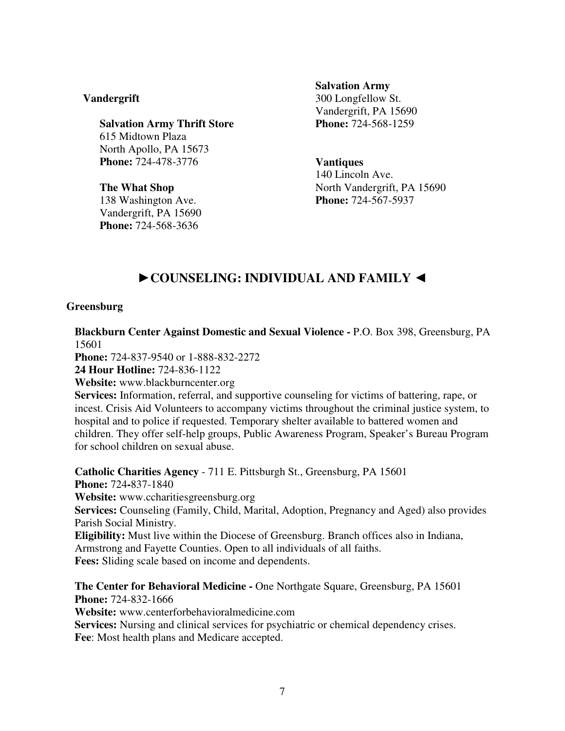### Vandergrift

**Salvation Army Thrift Store**
615 Midtown Plaza
North Apollo, PA 15673
**Phone:** 724-478-3776

**The What Shop**
138 Washington Ave.
Vandergrift, PA 15690
**Phone:** 724-568-3636

**Salvation Army**
300 Longfellow St.
Vandergrift, PA 15690
**Phone:** 724-568-1259

**Vantiques**
140 Lincoln Ave.
North Vandergrift, PA 15690
**Phone:** 724-567-5937

## ►COUNSELING: INDIVIDUAL AND FAMILY ◄

### Greensburg

**Blackburn Center Against Domestic and Sexual Violence -** P.O. Box 398, Greensburg, PA 15601
**Phone:** 724-837-9540 or 1-888-832-2272
**24 Hour Hotline:** 724-836-1122
**Website:** www.blackburncenter.org
**Services:** Information, referral, and supportive counseling for victims of battering, rape, or incest. Crisis Aid Volunteers to accompany victims throughout the criminal justice system, to hospital and to police if requested. Temporary shelter available to battered women and children. They offer self-help groups, Public Awareness Program, Speaker's Bureau Program for school children on sexual abuse.

**Catholic Charities Agency** - 711 E. Pittsburgh St., Greensburg, PA 15601
**Phone:** 724-837-1840
**Website:** www.ccharitiesgreensburg.org
**Services:** Counseling (Family, Child, Marital, Adoption, Pregnancy and Aged) also provides Parish Social Ministry.
**Eligibility:** Must live within the Diocese of Greensburg. Branch offices also in Indiana, Armstrong and Fayette Counties. Open to all individuals of all faiths.
**Fees:** Sliding scale based on income and dependents.

**The Center for Behavioral Medicine -** One Northgate Square, Greensburg, PA 15601
**Phone:** 724-832-1666
**Website:** www.centerforbehavioralmedicine.com
**Services:** Nursing and clinical services for psychiatric or chemical dependency crises.
**Fee**: Most health plans and Medicare accepted.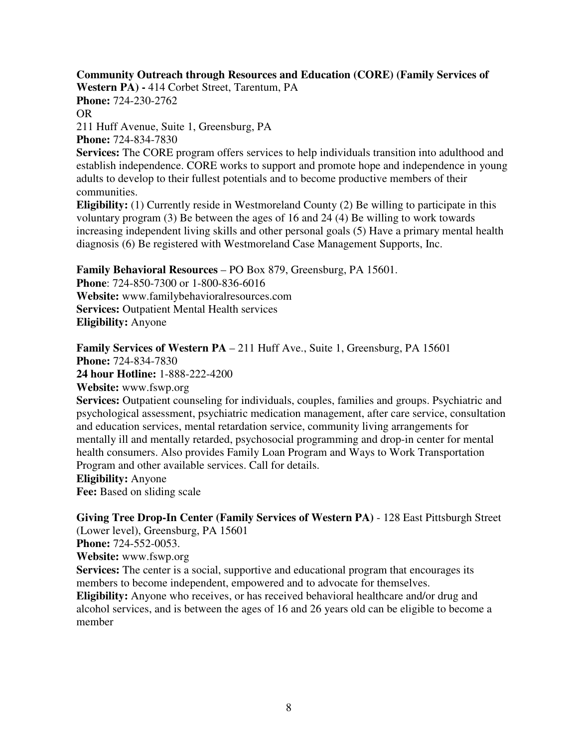**Community Outreach through Resources and Education (CORE) (Family Services of Western PA) -** 414 Corbet Street, Tarentum, PA
**Phone:** 724-230-2762
OR
211 Huff Avenue, Suite 1, Greensburg, PA
**Phone:** 724-834-7830
**Services:** The CORE program offers services to help individuals transition into adulthood and establish independence. CORE works to support and promote hope and independence in young adults to develop to their fullest potentials and to become productive members of their communities.
**Eligibility:** (1) Currently reside in Westmoreland County (2) Be willing to participate in this voluntary program (3) Be between the ages of 16 and 24 (4) Be willing to work towards increasing independent living skills and other personal goals (5) Have a primary mental health diagnosis (6) Be registered with Westmoreland Case Management Supports, Inc.

**Family Behavioral Resources** – PO Box 879, Greensburg, PA 15601.
**Phone**: 724-850-7300 or 1-800-836-6016
**Website:** www.familybehavioralresources.com
**Services:** Outpatient Mental Health services
**Eligibility:** Anyone

**Family Services of Western PA** – 211 Huff Ave., Suite 1, Greensburg, PA 15601
**Phone:** 724-834-7830
**24 hour Hotline:** 1-888-222-4200
**Website:** www.fswp.org
**Services:** Outpatient counseling for individuals, couples, families and groups. Psychiatric and psychological assessment, psychiatric medication management, after care service, consultation and education services, mental retardation service, community living arrangements for mentally ill and mentally retarded, psychosocial programming and drop-in center for mental health consumers. Also provides Family Loan Program and Ways to Work Transportation Program and other available services. Call for details.
**Eligibility:** Anyone
**Fee:** Based on sliding scale

**Giving Tree Drop-In Center (Family Services of Western PA)** - 128 East Pittsburgh Street (Lower level), Greensburg, PA 15601
**Phone:** 724-552-0053.
**Website:** www.fswp.org
**Services:** The center is a social, supportive and educational program that encourages its members to become independent, empowered and to advocate for themselves.
**Eligibility:** Anyone who receives, or has received behavioral healthcare and/or drug and alcohol services, and is between the ages of 16 and 26 years old can be eligible to become a member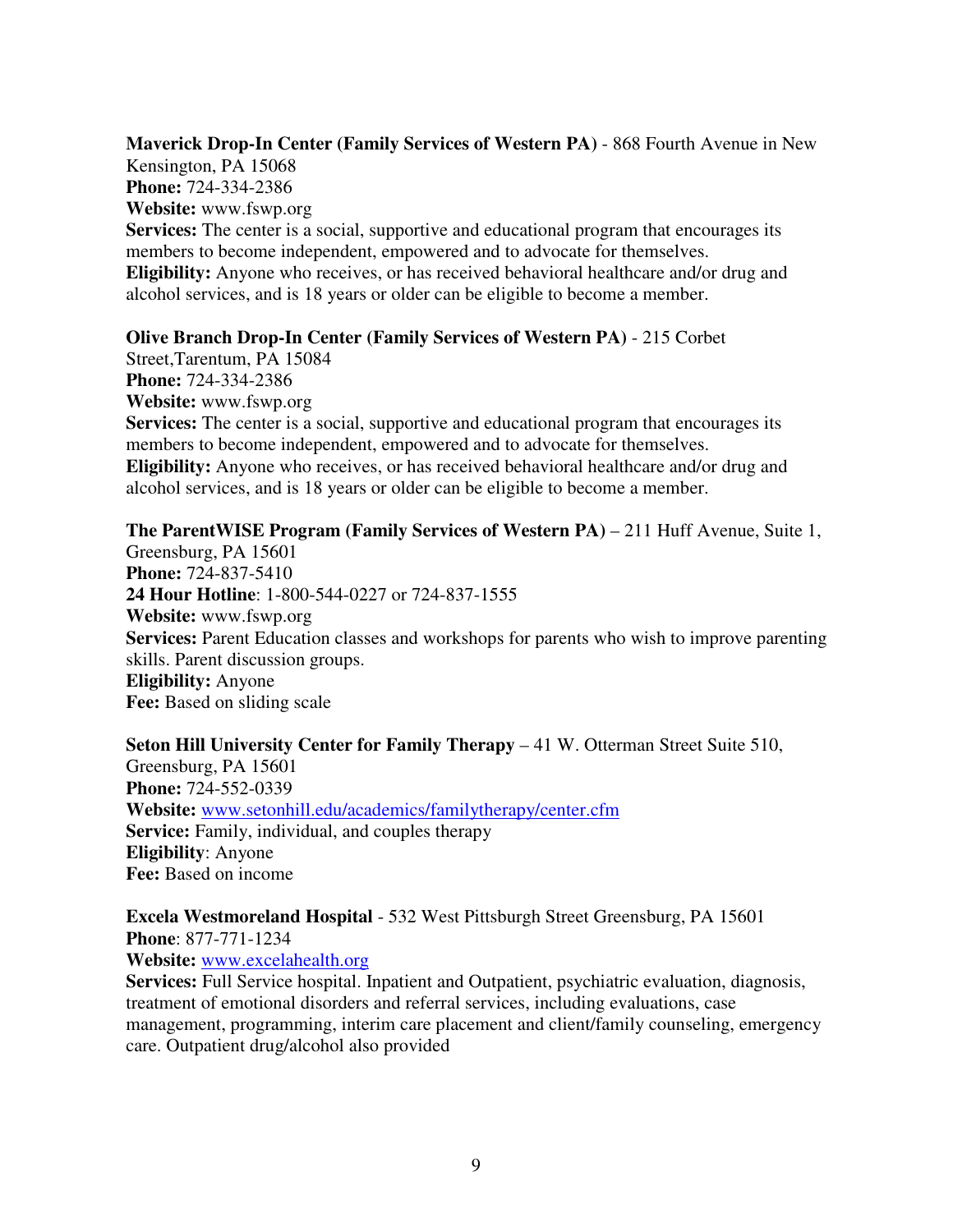**Maverick Drop-In Center (Family Services of Western PA)** - 868 Fourth Avenue in New Kensington, PA 15068
**Phone:** 724-334-2386
**Website:** www.fswp.org
**Services:** The center is a social, supportive and educational program that encourages its members to become independent, empowered and to advocate for themselves.
**Eligibility:** Anyone who receives, or has received behavioral healthcare and/or drug and alcohol services, and is 18 years or older can be eligible to become a member.

**Olive Branch Drop-In Center (Family Services of Western PA)** - 215 Corbet Street,Tarentum, PA 15084
**Phone:** 724-334-2386
**Website:** www.fswp.org
**Services:** The center is a social, supportive and educational program that encourages its members to become independent, empowered and to advocate for themselves.
**Eligibility:** Anyone who receives, or has received behavioral healthcare and/or drug and alcohol services, and is 18 years or older can be eligible to become a member.

**The ParentWISE Program (Family Services of Western PA)** – 211 Huff Avenue, Suite 1, Greensburg, PA 15601
**Phone:** 724-837-5410
**24 Hour Hotline**: 1-800-544-0227 or 724-837-1555
**Website:** www.fswp.org
**Services:** Parent Education classes and workshops for parents who wish to improve parenting skills. Parent discussion groups.
**Eligibility:** Anyone
**Fee:** Based on sliding scale

**Seton Hill University Center for Family Therapy** – 41 W. Otterman Street Suite 510, Greensburg, PA 15601
**Phone:** 724-552-0339
**Website:** www.setonhill.edu/academics/familytherapy/center.cfm
**Service:** Family, individual, and couples therapy
**Eligibility**: Anyone
**Fee:** Based on income

**Excela Westmoreland Hospital** - 532 West Pittsburgh Street Greensburg, PA 15601
**Phone**: 877-771-1234
**Website:** www.excelahealth.org
**Services:** Full Service hospital. Inpatient and Outpatient, psychiatric evaluation, diagnosis, treatment of emotional disorders and referral services, including evaluations, case management, programming, interim care placement and client/family counseling, emergency care. Outpatient drug/alcohol also provided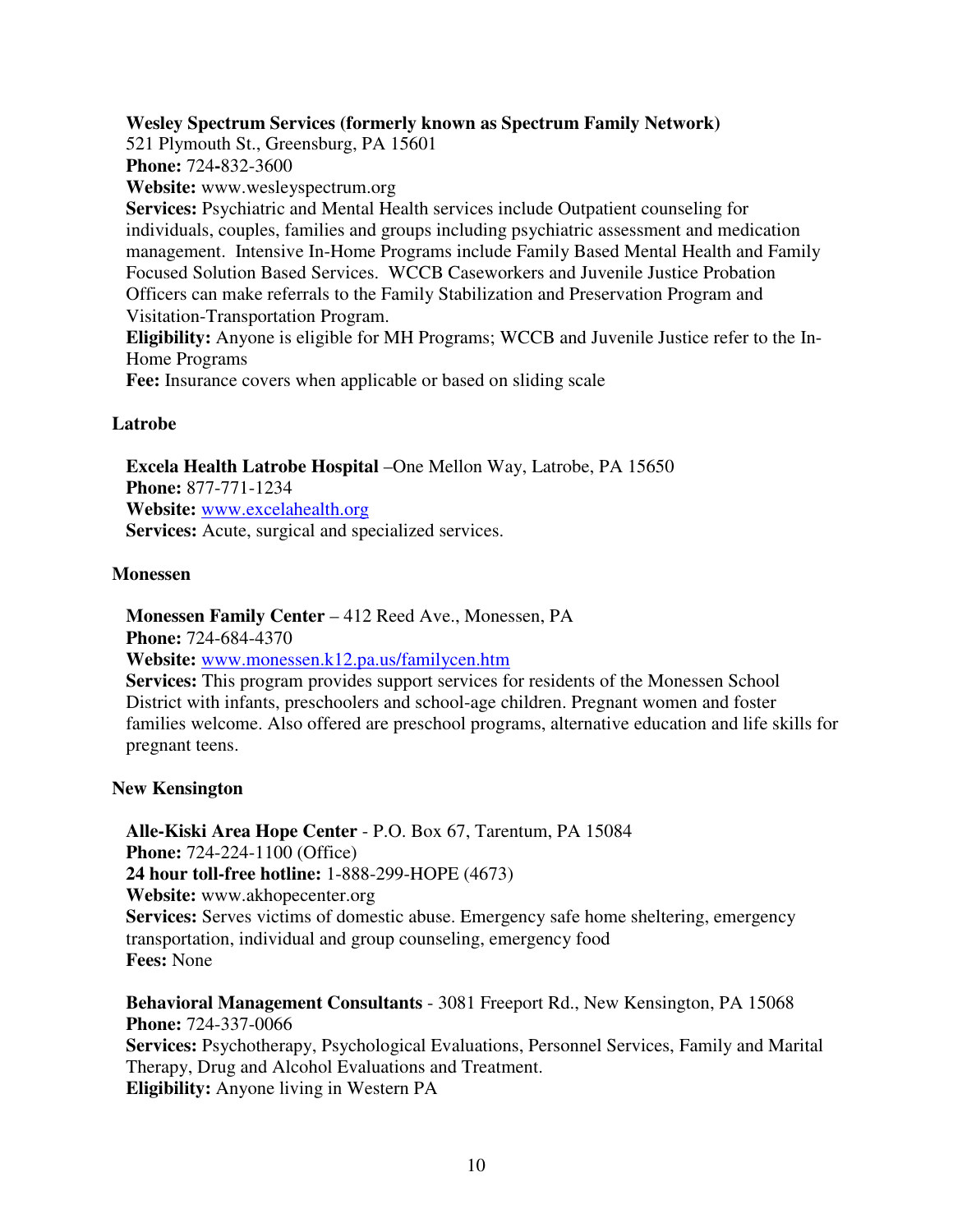**Wesley Spectrum Services (formerly known as Spectrum Family Network)**
521 Plymouth St., Greensburg, PA 15601
**Phone:** 724-832-3600
**Website:** www.wesleyspectrum.org
**Services:** Psychiatric and Mental Health services include Outpatient counseling for individuals, couples, families and groups including psychiatric assessment and medication management. Intensive In-Home Programs include Family Based Mental Health and Family Focused Solution Based Services. WCCB Caseworkers and Juvenile Justice Probation Officers can make referrals to the Family Stabilization and Preservation Program and Visitation-Transportation Program.
**Eligibility:** Anyone is eligible for MH Programs; WCCB and Juvenile Justice refer to the In-Home Programs
**Fee:** Insurance covers when applicable or based on sliding scale

### Latrobe

**Excela Health Latrobe Hospital** –One Mellon Way, Latrobe, PA 15650
**Phone:** 877-771-1234
**Website:** www.excelahealth.org
**Services:** Acute, surgical and specialized services.

### Monessen

**Monessen Family Center** – 412 Reed Ave., Monessen, PA
**Phone:** 724-684-4370
**Website:** www.monessen.k12.pa.us/familycen.htm
**Services:** This program provides support services for residents of the Monessen School District with infants, preschoolers and school-age children. Pregnant women and foster families welcome. Also offered are preschool programs, alternative education and life skills for pregnant teens.

### New Kensington

**Alle-Kiski Area Hope Center** - P.O. Box 67, Tarentum, PA 15084
**Phone:** 724-224-1100 (Office)
**24 hour toll-free hotline:** 1-888-299-HOPE (4673)
**Website:** www.akhopecenter.org
**Services:** Serves victims of domestic abuse. Emergency safe home sheltering, emergency transportation, individual and group counseling, emergency food
**Fees:** None

**Behavioral Management Consultants** - 3081 Freeport Rd., New Kensington, PA 15068
**Phone:** 724-337-0066
**Services:** Psychotherapy, Psychological Evaluations, Personnel Services, Family and Marital Therapy, Drug and Alcohol Evaluations and Treatment.
**Eligibility:** Anyone living in Western PA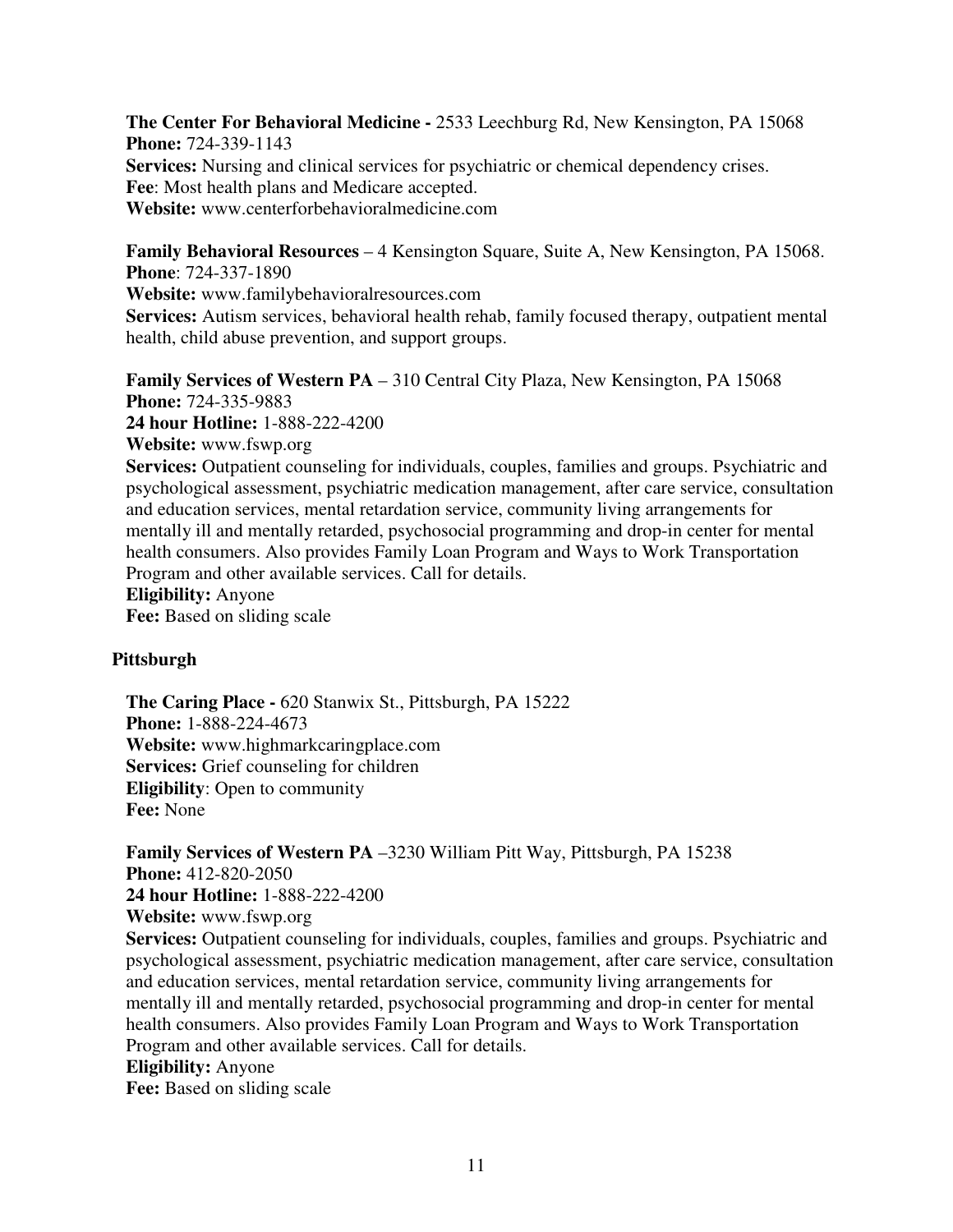**The Center For Behavioral Medicine -** 2533 Leechburg Rd, New Kensington, PA 15068
**Phone:** 724-339-1143
**Services:** Nursing and clinical services for psychiatric or chemical dependency crises.
**Fee**: Most health plans and Medicare accepted.
**Website:** www.centerforbehavioralmedicine.com

**Family Behavioral Resources** – 4 Kensington Square, Suite A, New Kensington, PA 15068.
**Phone**: 724-337-1890
**Website:** www.familybehavioralresources.com
**Services:** Autism services, behavioral health rehab, family focused therapy, outpatient mental health, child abuse prevention, and support groups.

**Family Services of Western PA** – 310 Central City Plaza, New Kensington, PA 15068
**Phone:** 724-335-9883
**24 hour Hotline:** 1-888-222-4200
**Website:** www.fswp.org
**Services:** Outpatient counseling for individuals, couples, families and groups. Psychiatric and psychological assessment, psychiatric medication management, after care service, consultation and education services, mental retardation service, community living arrangements for mentally ill and mentally retarded, psychosocial programming and drop-in center for mental health consumers. Also provides Family Loan Program and Ways to Work Transportation Program and other available services. Call for details.
**Eligibility:** Anyone
**Fee:** Based on sliding scale

**Pittsburgh**

**The Caring Place -** 620 Stanwix St., Pittsburgh, PA 15222
**Phone:** 1-888-224-4673
**Website:** www.highmarkcaringplace.com
**Services:** Grief counseling for children
**Eligibility**: Open to community
**Fee:** None

**Family Services of Western PA** –3230 William Pitt Way, Pittsburgh, PA 15238
**Phone:** 412-820-2050
**24 hour Hotline:** 1-888-222-4200
**Website:** www.fswp.org
**Services:** Outpatient counseling for individuals, couples, families and groups. Psychiatric and psychological assessment, psychiatric medication management, after care service, consultation and education services, mental retardation service, community living arrangements for mentally ill and mentally retarded, psychosocial programming and drop-in center for mental health consumers. Also provides Family Loan Program and Ways to Work Transportation Program and other available services. Call for details.
**Eligibility:** Anyone
**Fee:** Based on sliding scale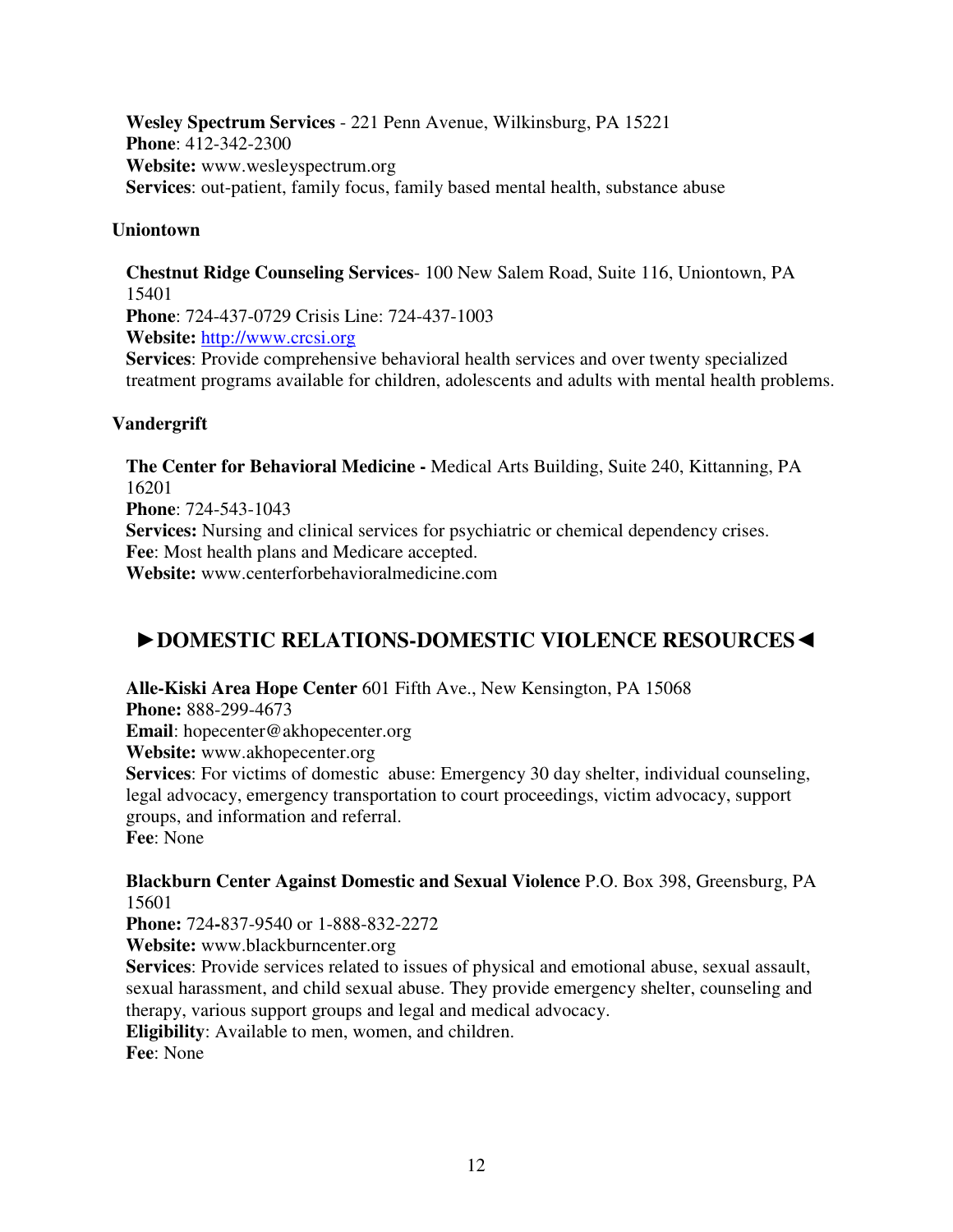**Wesley Spectrum Services** - 221 Penn Avenue, Wilkinsburg, PA 15221
**Phone**: 412-342-2300
**Website:** www.wesleyspectrum.org
**Services**: out-patient, family focus, family based mental health, substance abuse

**Uniontown**

**Chestnut Ridge Counseling Services**- 100 New Salem Road, Suite 116, Uniontown, PA 15401
**Phone**: 724-437-0729 Crisis Line: 724-437-1003
**Website:** http://www.crcsi.org
**Services**: Provide comprehensive behavioral health services and over twenty specialized treatment programs available for children, adolescents and adults with mental health problems.

**Vandergrift**

**The Center for Behavioral Medicine -** Medical Arts Building, Suite 240, Kittanning, PA 16201
**Phone**: 724-543-1043
**Services:** Nursing and clinical services for psychiatric or chemical dependency crises.
**Fee**: Most health plans and Medicare accepted.
**Website:** www.centerforbehavioralmedicine.com

## ►DOMESTIC RELATIONS-DOMESTIC VIOLENCE RESOURCES◄

**Alle-Kiski Area Hope Center** 601 Fifth Ave., New Kensington, PA 15068
**Phone:** 888-299-4673
**Email**: hopecenter@akhopecenter.org
**Website:** www.akhopecenter.org
**Services**: For victims of domestic abuse: Emergency 30 day shelter, individual counseling, legal advocacy, emergency transportation to court proceedings, victim advocacy, support groups, and information and referral.
**Fee**: None

**Blackburn Center Against Domestic and Sexual Violence** P.O. Box 398, Greensburg, PA 15601
**Phone:** 724-837-9540 or 1-888-832-2272
**Website:** www.blackburncenter.org
**Services**: Provide services related to issues of physical and emotional abuse, sexual assault, sexual harassment, and child sexual abuse. They provide emergency shelter, counseling and therapy, various support groups and legal and medical advocacy.
**Eligibility**: Available to men, women, and children.
**Fee**: None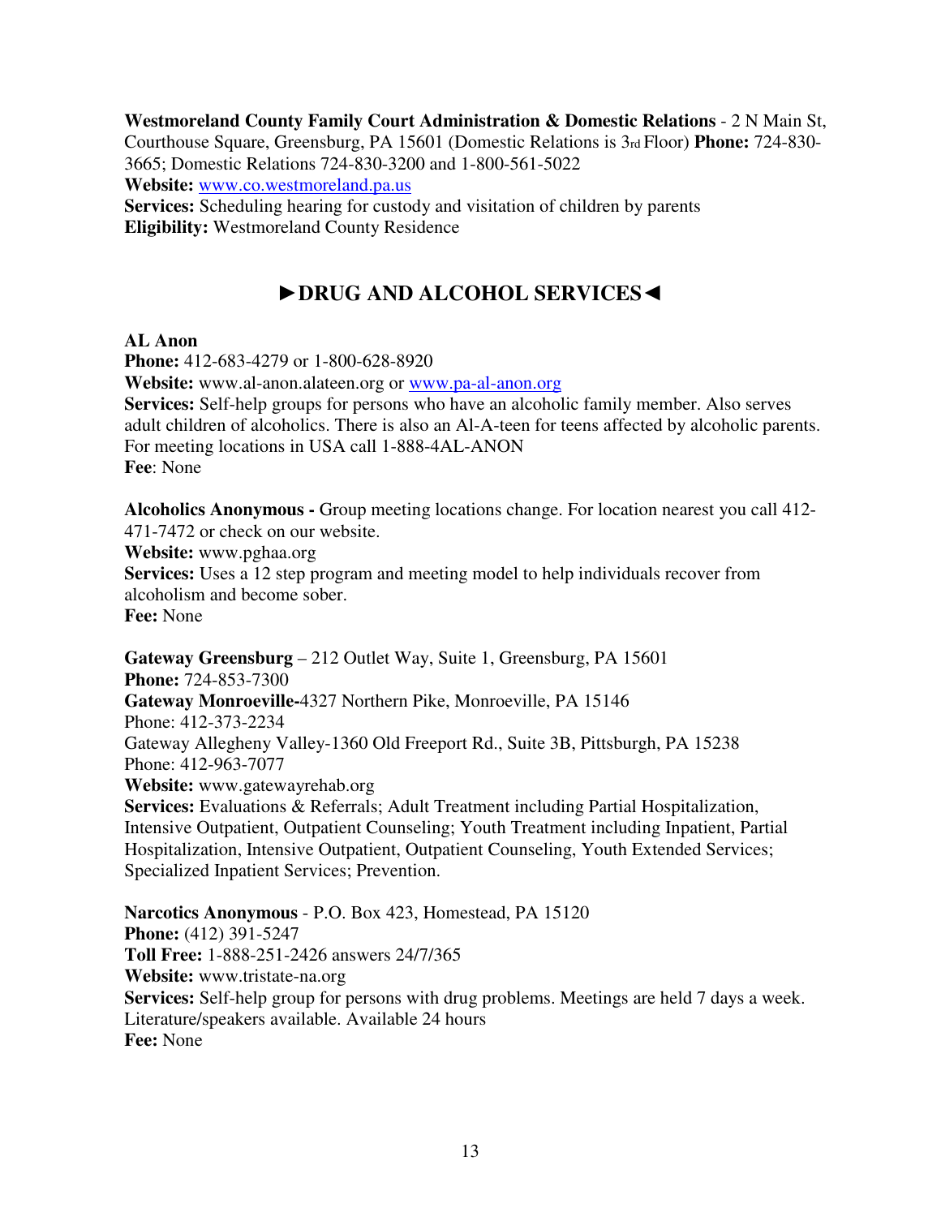**Westmoreland County Family Court Administration & Domestic Relations** - 2 N Main St, Courthouse Square, Greensburg, PA 15601 (Domestic Relations is 3rd Floor) **Phone:** 724-830-3665; Domestic Relations 724-830-3200 and 1-800-561-5022
**Website:** www.co.westmoreland.pa.us
**Services:** Scheduling hearing for custody and visitation of children by parents
**Eligibility:** Westmoreland County Residence

## ►DRUG AND ALCOHOL SERVICES◄

**AL Anon**
**Phone:** 412-683-4279 or 1-800-628-8920
**Website:** www.al-anon.alateen.org or www.pa-al-anon.org
**Services:** Self-help groups for persons who have an alcoholic family member. Also serves adult children of alcoholics. There is also an Al-A-teen for teens affected by alcoholic parents. For meeting locations in USA call 1-888-4AL-ANON
**Fee**: None

**Alcoholics Anonymous -** Group meeting locations change. For location nearest you call 412-471-7472 or check on our website.
**Website:** www.pghaa.org
**Services:** Uses a 12 step program and meeting model to help individuals recover from alcoholism and become sober.
**Fee:** None

**Gateway Greensburg** – 212 Outlet Way, Suite 1, Greensburg, PA 15601
**Phone:** 724-853-7300
**Gateway Monroeville-**4327 Northern Pike, Monroeville, PA 15146
Phone: 412-373-2234
Gateway Allegheny Valley-1360 Old Freeport Rd., Suite 3B, Pittsburgh, PA 15238
Phone: 412-963-7077
**Website:** www.gatewayrehab.org
**Services:** Evaluations & Referrals; Adult Treatment including Partial Hospitalization, Intensive Outpatient, Outpatient Counseling; Youth Treatment including Inpatient, Partial Hospitalization, Intensive Outpatient, Outpatient Counseling, Youth Extended Services; Specialized Inpatient Services; Prevention.

**Narcotics Anonymous** - P.O. Box 423, Homestead, PA 15120
**Phone:** (412) 391-5247
**Toll Free:** 1-888-251-2426 answers 24/7/365
**Website:** www.tristate-na.org
**Services:** Self-help group for persons with drug problems. Meetings are held 7 days a week. Literature/speakers available. Available 24 hours
**Fee:** None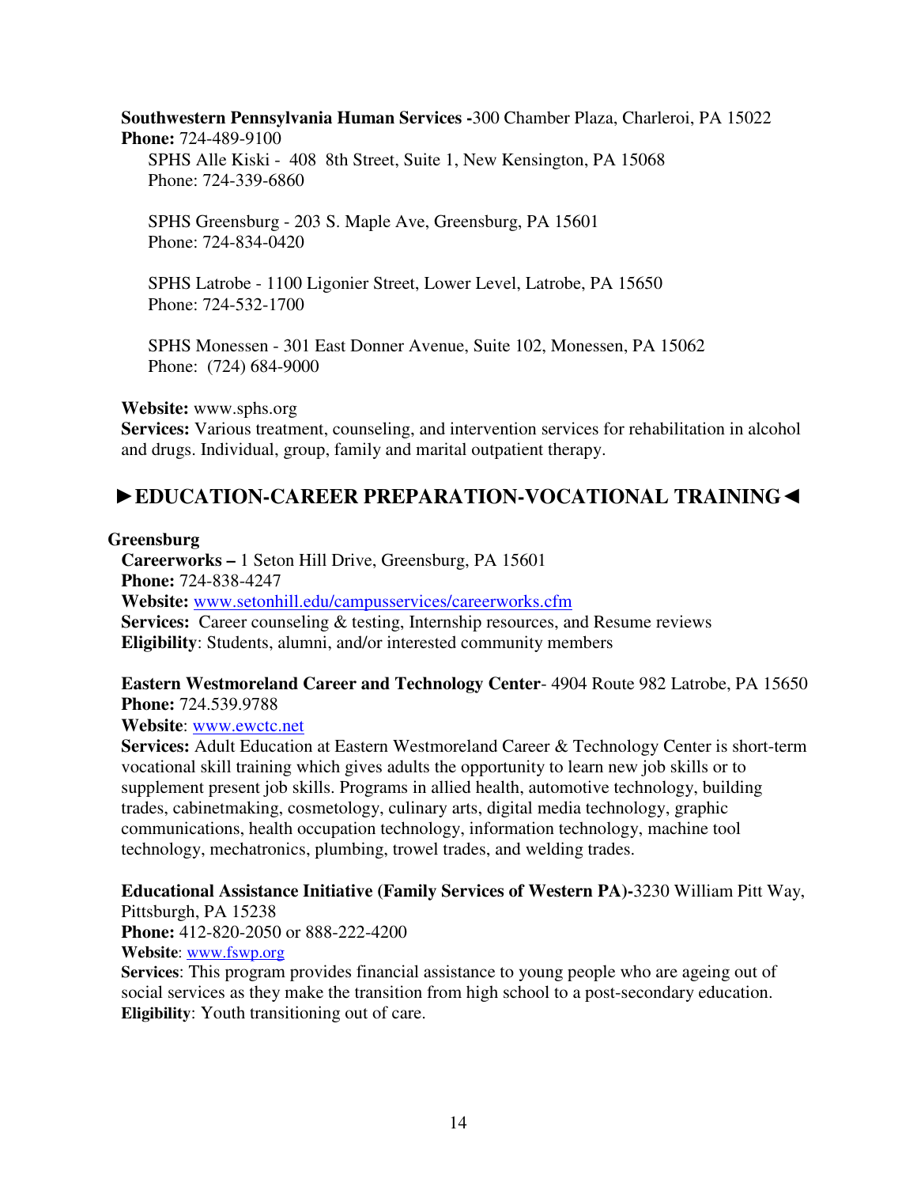**Southwestern Pennsylvania Human Services -**300 Chamber Plaza, Charleroi, PA 15022
**Phone:** 724-489-9100

SPHS Alle Kiski - 408 8th Street, Suite 1, New Kensington, PA 15068
Phone: 724-339-6860

SPHS Greensburg - 203 S. Maple Ave, Greensburg, PA 15601
Phone: 724-834-0420

SPHS Latrobe - 1100 Ligonier Street, Lower Level, Latrobe, PA 15650
Phone: 724-532-1700

SPHS Monessen - 301 East Donner Avenue, Suite 102, Monessen, PA 15062
Phone: (724) 684-9000

**Website:** www.sphs.org
**Services:** Various treatment, counseling, and intervention services for rehabilitation in alcohol and drugs. Individual, group, family and marital outpatient therapy.

## ►EDUCATION-CAREER PREPARATION-VOCATIONAL TRAINING◄

### Greensburg

**Careerworks –** 1 Seton Hill Drive, Greensburg, PA 15601
**Phone:** 724-838-4247
**Website:** www.setonhill.edu/campusservices/careerworks.cfm
**Services:** Career counseling & testing, Internship resources, and Resume reviews
**Eligibility**: Students, alumni, and/or interested community members

**Eastern Westmoreland Career and Technology Center**- 4904 Route 982 Latrobe, PA 15650
**Phone:** 724.539.9788
**Website**: www.ewctc.net
**Services:** Adult Education at Eastern Westmoreland Career & Technology Center is short-term vocational skill training which gives adults the opportunity to learn new job skills or to supplement present job skills. Programs in allied health, automotive technology, building trades, cabinetmaking, cosmetology, culinary arts, digital media technology, graphic communications, health occupation technology, information technology, machine tool technology, mechatronics, plumbing, trowel trades, and welding trades.

**Educational Assistance Initiative (Family Services of Western PA)-**3230 William Pitt Way, Pittsburgh, PA 15238
**Phone:** 412-820-2050 or 888-222-4200
**Website**: www.fswp.org
**Services**: This program provides financial assistance to young people who are ageing out of social services as they make the transition from high school to a post-secondary education.
**Eligibility**: Youth transitioning out of care.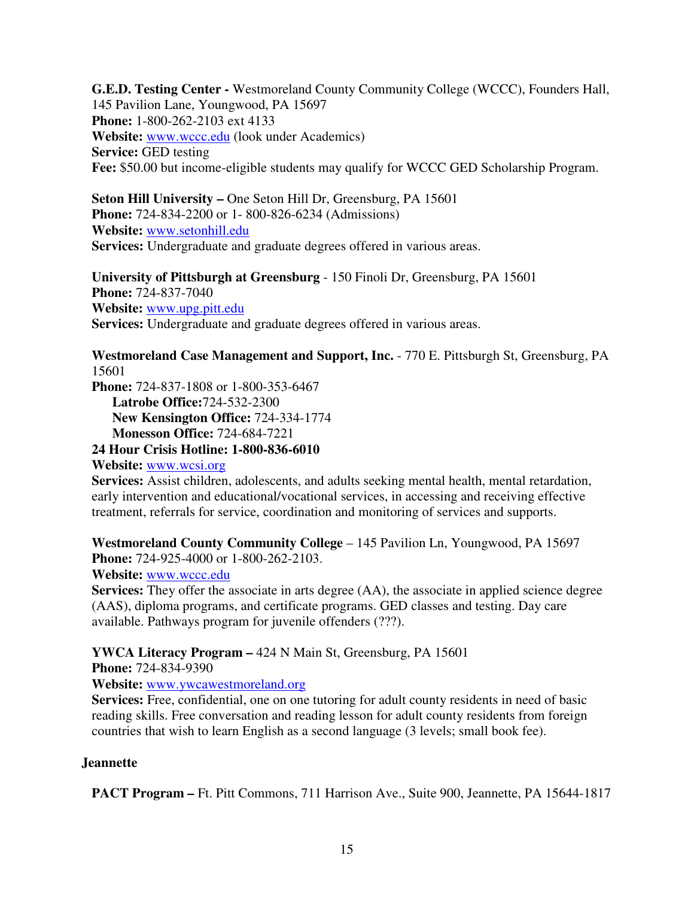**G.E.D. Testing Center -** Westmoreland County Community College (WCCC), Founders Hall, 145 Pavilion Lane, Youngwood, PA 15697
**Phone:** 1-800-262-2103 ext 4133
**Website:** www.wccc.edu (look under Academics)
**Service:** GED testing
**Fee:** $50.00 but income-eligible students may qualify for WCCC GED Scholarship Program.

**Seton Hill University –** One Seton Hill Dr, Greensburg, PA 15601
**Phone:** 724-834-2200 or 1- 800-826-6234 (Admissions)
**Website:** www.setonhill.edu
**Services:** Undergraduate and graduate degrees offered in various areas.

**University of Pittsburgh at Greensburg** - 150 Finoli Dr, Greensburg, PA 15601
**Phone:** 724-837-7040
**Website:** www.upg.pitt.edu
**Services:** Undergraduate and graduate degrees offered in various areas.

**Westmoreland Case Management and Support, Inc.** - 770 E. Pittsburgh St, Greensburg, PA 15601
**Phone:** 724-837-1808 or 1-800-353-6467
  **Latrobe Office:**724-532-2300
  **New Kensington Office:** 724-334-1774
  **Monesson Office:** 724-684-7221
**24 Hour Crisis Hotline: 1-800-836-6010**
**Website:** www.wcsi.org
**Services:** Assist children, adolescents, and adults seeking mental health, mental retardation, early intervention and educational/vocational services, in accessing and receiving effective treatment, referrals for service, coordination and monitoring of services and supports.

**Westmoreland County Community College** – 145 Pavilion Ln, Youngwood, PA 15697
**Phone:** 724-925-4000 or 1-800-262-2103.
**Website:** www.wccc.edu
**Services:** They offer the associate in arts degree (AA), the associate in applied science degree (AAS), diploma programs, and certificate programs. GED classes and testing. Day care available. Pathways program for juvenile offenders (???).

**YWCA Literacy Program –** 424 N Main St, Greensburg, PA 15601
**Phone:** 724-834-9390
**Website:** www.ywcawestmoreland.org
**Services:** Free, confidential, one on one tutoring for adult county residents in need of basic reading skills. Free conversation and reading lesson for adult county residents from foreign countries that wish to learn English as a second language (3 levels; small book fee).

## Jeannette

**PACT Program –** Ft. Pitt Commons, 711 Harrison Ave., Suite 900, Jeannette, PA 15644-1817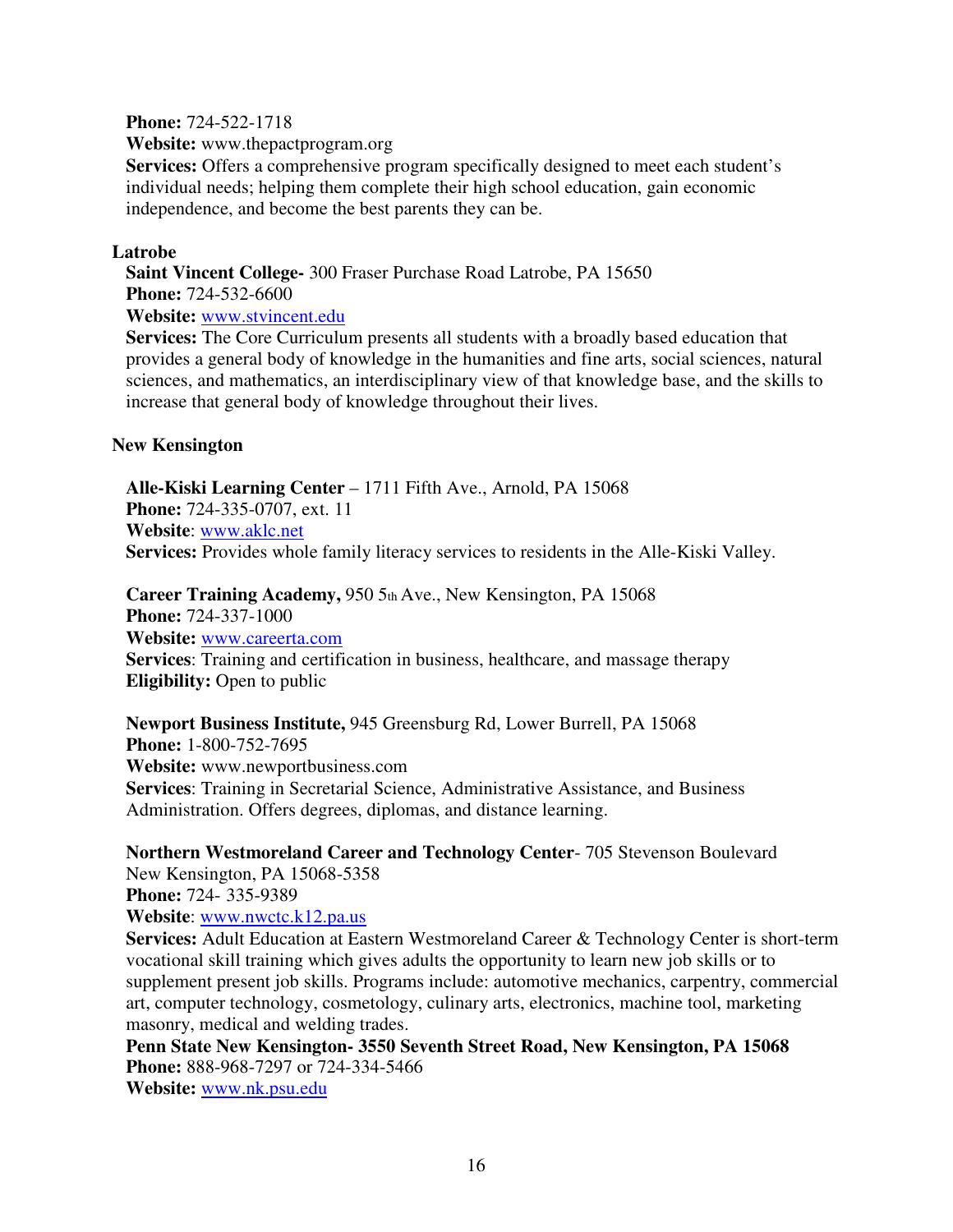**Phone:** 724-522-1718
**Website:** www.thepactprogram.org
**Services:** Offers a comprehensive program specifically designed to meet each student's individual needs; helping them complete their high school education, gain economic independence, and become the best parents they can be.

**Latrobe**

**Saint Vincent College-** 300 Fraser Purchase Road Latrobe, PA 15650
**Phone:** 724-532-6600
**Website:** www.stvincent.edu
**Services:** The Core Curriculum presents all students with a broadly based education that provides a general body of knowledge in the humanities and fine arts, social sciences, natural sciences, and mathematics, an interdisciplinary view of that knowledge base, and the skills to increase that general body of knowledge throughout their lives.

**New Kensington**

**Alle-Kiski Learning Center** – 1711 Fifth Ave., Arnold, PA 15068
**Phone:** 724-335-0707, ext. 11
**Website**: www.aklc.net
**Services:** Provides whole family literacy services to residents in the Alle-Kiski Valley.

**Career Training Academy,** 950 5th Ave., New Kensington, PA 15068
**Phone:** 724-337-1000
**Website:** www.careerta.com
**Services**: Training and certification in business, healthcare, and massage therapy
**Eligibility:** Open to public

**Newport Business Institute,** 945 Greensburg Rd, Lower Burrell, PA 15068
**Phone:** 1-800-752-7695
**Website:** www.newportbusiness.com
**Services**: Training in Secretarial Science, Administrative Assistance, and Business Administration. Offers degrees, diplomas, and distance learning.

**Northern Westmoreland Career and Technology Center**- 705 Stevenson Boulevard New Kensington, PA 15068-5358
**Phone:** 724- 335-9389
**Website**: www.nwctc.k12.pa.us
**Services:** Adult Education at Eastern Westmoreland Career & Technology Center is short-term vocational skill training which gives adults the opportunity to learn new job skills or to supplement present job skills. Programs include: automotive mechanics, carpentry, commercial art, computer technology, cosmetology, culinary arts, electronics, machine tool, marketing masonry, medical and welding trades.

**Penn State New Kensington- 3550 Seventh Street Road, New Kensington, PA 15068**
**Phone:** 888-968-7297 or 724-334-5466
**Website:** www.nk.psu.edu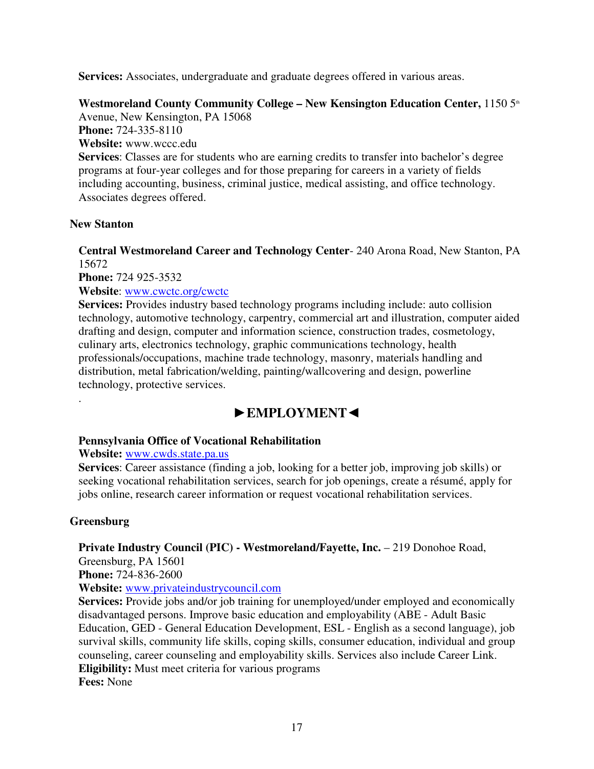**Services:** Associates, undergraduate and graduate degrees offered in various areas.

**Westmoreland County Community College – New Kensington Education Center,** 1150 5th Avenue, New Kensington, PA 15068
**Phone:** 724-335-8110
**Website:** www.wccc.edu
**Services**: Classes are for students who are earning credits to transfer into bachelor's degree programs at four-year colleges and for those preparing for careers in a variety of fields including accounting, business, criminal justice, medical assisting, and office technology. Associates degrees offered.

### New Stanton

**Central Westmoreland Career and Technology Center**- 240 Arona Road, New Stanton, PA 15672
**Phone:** 724 925-3532
**Website**: www.cwctc.org/cwctc
**Services:** Provides industry based technology programs including include: auto collision technology, automotive technology, carpentry, commercial art and illustration, computer aided drafting and design, computer and information science, construction trades, cosmetology, culinary arts, electronics technology, graphic communications technology, health professionals/occupations, machine trade technology, masonry, materials handling and distribution, metal fabrication/welding, painting/wallcovering and design, powerline technology, protective services.

.

## ►EMPLOYMENT◄

**Pennsylvania Office of Vocational Rehabilitation**
**Website:** www.cwds.state.pa.us
**Services**: Career assistance (finding a job, looking for a better job, improving job skills) or seeking vocational rehabilitation services, search for job openings, create a résumé, apply for jobs online, research career information or request vocational rehabilitation services.

### Greensburg

**Private Industry Council (PIC) - Westmoreland/Fayette, Inc.** – 219 Donohoe Road, Greensburg, PA 15601
**Phone:** 724-836-2600
**Website:** www.privateindustrycouncil.com
**Services:** Provide jobs and/or job training for unemployed/under employed and economically disadvantaged persons. Improve basic education and employability (ABE - Adult Basic Education, GED - General Education Development, ESL - English as a second language), job survival skills, community life skills, coping skills, consumer education, individual and group counseling, career counseling and employability skills. Services also include Career Link.
**Eligibility:** Must meet criteria for various programs
**Fees:** None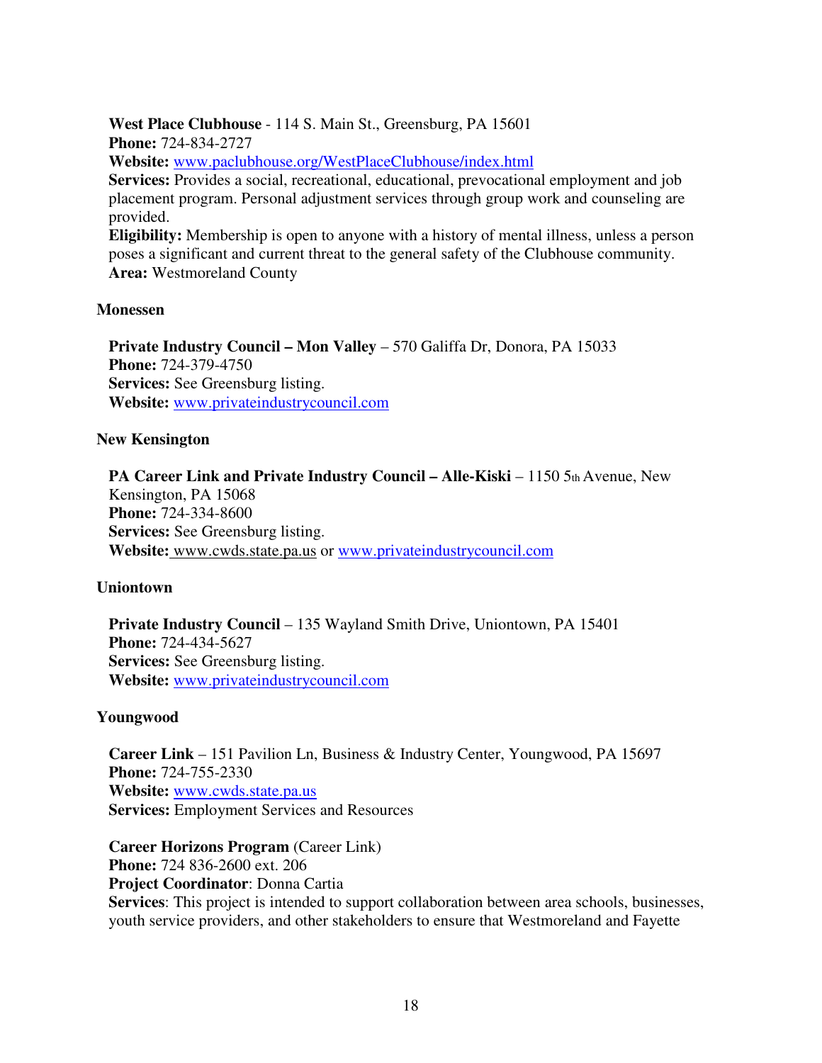**West Place Clubhouse** - 114 S. Main St., Greensburg, PA 15601
**Phone:** 724-834-2727
**Website:** www.paclubhouse.org/WestPlaceClubhouse/index.html
**Services:** Provides a social, recreational, educational, prevocational employment and job placement program. Personal adjustment services through group work and counseling are provided.
**Eligibility:** Membership is open to anyone with a history of mental illness, unless a person poses a significant and current threat to the general safety of the Clubhouse community.
**Area:** Westmoreland County

**Monessen**

**Private Industry Council – Mon Valley** – 570 Galiffa Dr, Donora, PA 15033
**Phone:** 724-379-4750
**Services:** See Greensburg listing.
**Website:** www.privateindustrycouncil.com

**New Kensington**

**PA Career Link and Private Industry Council – Alle-Kiski** – 1150 5th Avenue, New Kensington, PA 15068
**Phone:** 724-334-8600
**Services:** See Greensburg listing.
**Website:** www.cwds.state.pa.us or www.privateindustrycouncil.com

**Uniontown**

**Private Industry Council** – 135 Wayland Smith Drive, Uniontown, PA 15401
**Phone:** 724-434-5627
**Services:** See Greensburg listing.
**Website:** www.privateindustrycouncil.com

**Youngwood**

**Career Link** – 151 Pavilion Ln, Business & Industry Center, Youngwood, PA 15697
**Phone:** 724-755-2330
**Website:** www.cwds.state.pa.us
**Services:** Employment Services and Resources

**Career Horizons Program** (Career Link)
**Phone:** 724 836-2600 ext. 206
**Project Coordinator**: Donna Cartia
**Services**: This project is intended to support collaboration between area schools, businesses, youth service providers, and other stakeholders to ensure that Westmoreland and Fayette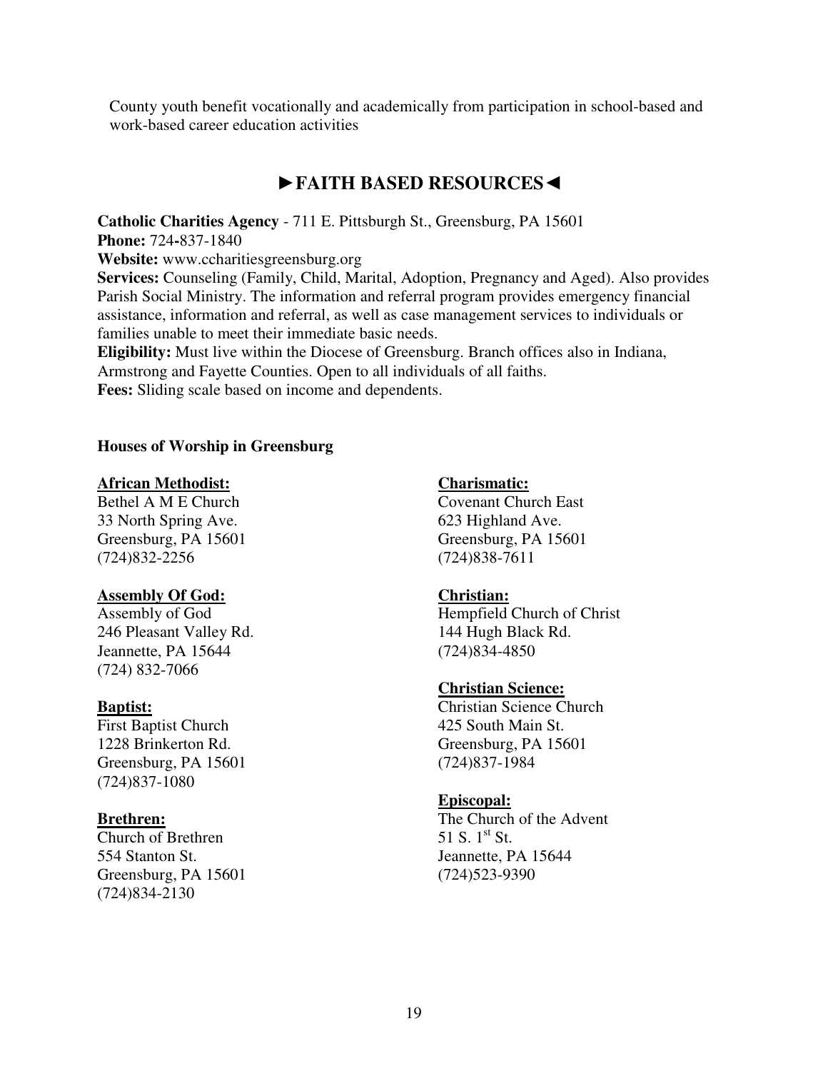County youth benefit vocationally and academically from participation in school-based and work-based career education activities

## ►FAITH BASED RESOURCES◄

**Catholic Charities Agency** - 711 E. Pittsburgh St., Greensburg, PA 15601
**Phone:** 724-837-1840
**Website:** www.ccharitiesgreensburg.org
**Services:** Counseling (Family, Child, Marital, Adoption, Pregnancy and Aged). Also provides Parish Social Ministry. The information and referral program provides emergency financial assistance, information and referral, as well as case management services to individuals or families unable to meet their immediate basic needs.
**Eligibility:** Must live within the Diocese of Greensburg. Branch offices also in Indiana, Armstrong and Fayette Counties. Open to all individuals of all faiths.
**Fees:** Sliding scale based on income and dependents.

### Houses of Worship in Greensburg

**African Methodist:**
Bethel A M E Church
33 North Spring Ave.
Greensburg, PA 15601
(724)832-2256

**Assembly Of God:**
Assembly of God
246 Pleasant Valley Rd.
Jeannette, PA 15644
(724) 832-7066

**Baptist:**
First Baptist Church
1228 Brinkerton Rd.
Greensburg, PA 15601
(724)837-1080

**Brethren:**
Church of Brethren
554 Stanton St.
Greensburg, PA 15601
(724)834-2130

**Charismatic:**
Covenant Church East
623 Highland Ave.
Greensburg, PA 15601
(724)838-7611

**Christian:**
Hempfield Church of Christ
144 Hugh Black Rd.
(724)834-4850

**Christian Science:**
Christian Science Church
425 South Main St.
Greensburg, PA 15601
(724)837-1984

**Episcopal:**
The Church of the Advent
51 S. 1st St.
Jeannette, PA 15644
(724)523-9390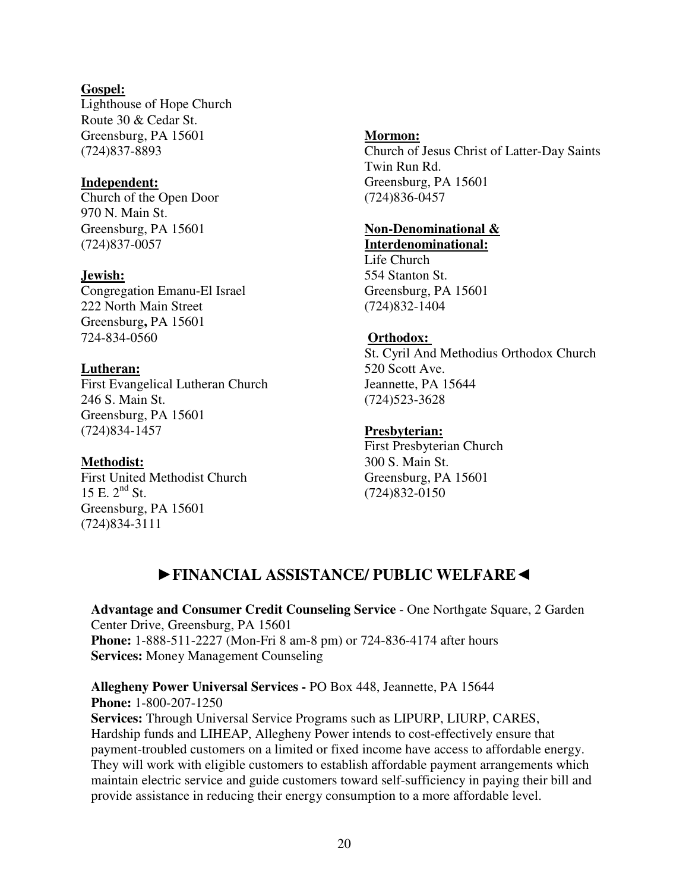**Gospel:**
Lighthouse of Hope Church
Route 30 & Cedar St.
Greensburg, PA 15601
(724)837-8893

**Independent:**
Church of the Open Door
970 N. Main St.
Greensburg, PA 15601
(724)837-0057

**Jewish:**
Congregation Emanu-El Israel
222 North Main Street
Greensburg, PA 15601
724-834-0560

**Lutheran:**
First Evangelical Lutheran Church
246 S. Main St.
Greensburg, PA 15601
(724)834-1457

**Methodist:**
First United Methodist Church
15 E. 2nd St.
Greensburg, PA 15601
(724)834-3111

**Mormon:**
Church of Jesus Christ of Latter-Day Saints
Twin Run Rd.
Greensburg, PA 15601
(724)836-0457

**Non-Denominational & Interdenominational:**
Life Church
554 Stanton St.
Greensburg, PA 15601
(724)832-1404

**Orthodox:**
St. Cyril And Methodius Orthodox Church
520 Scott Ave.
Jeannette, PA 15644
(724)523-3628

**Presbyterian:**
First Presbyterian Church
300 S. Main St.
Greensburg, PA 15601
(724)832-0150

## ►FINANCIAL ASSISTANCE/ PUBLIC WELFARE◄

**Advantage and Consumer Credit Counseling Service** - One Northgate Square, 2 Garden Center Drive, Greensburg, PA 15601
**Phone:** 1-888-511-2227 (Mon-Fri 8 am-8 pm) or 724-836-4174 after hours
**Services:** Money Management Counseling

**Allegheny Power Universal Services -** PO Box 448, Jeannette, PA 15644
**Phone:** 1-800-207-1250
**Services:** Through Universal Service Programs such as LIPURP, LIURP, CARES, Hardship funds and LIHEAP, Allegheny Power intends to cost-effectively ensure that payment-troubled customers on a limited or fixed income have access to affordable energy. They will work with eligible customers to establish affordable payment arrangements which maintain electric service and guide customers toward self-sufficiency in paying their bill and provide assistance in reducing their energy consumption to a more affordable level.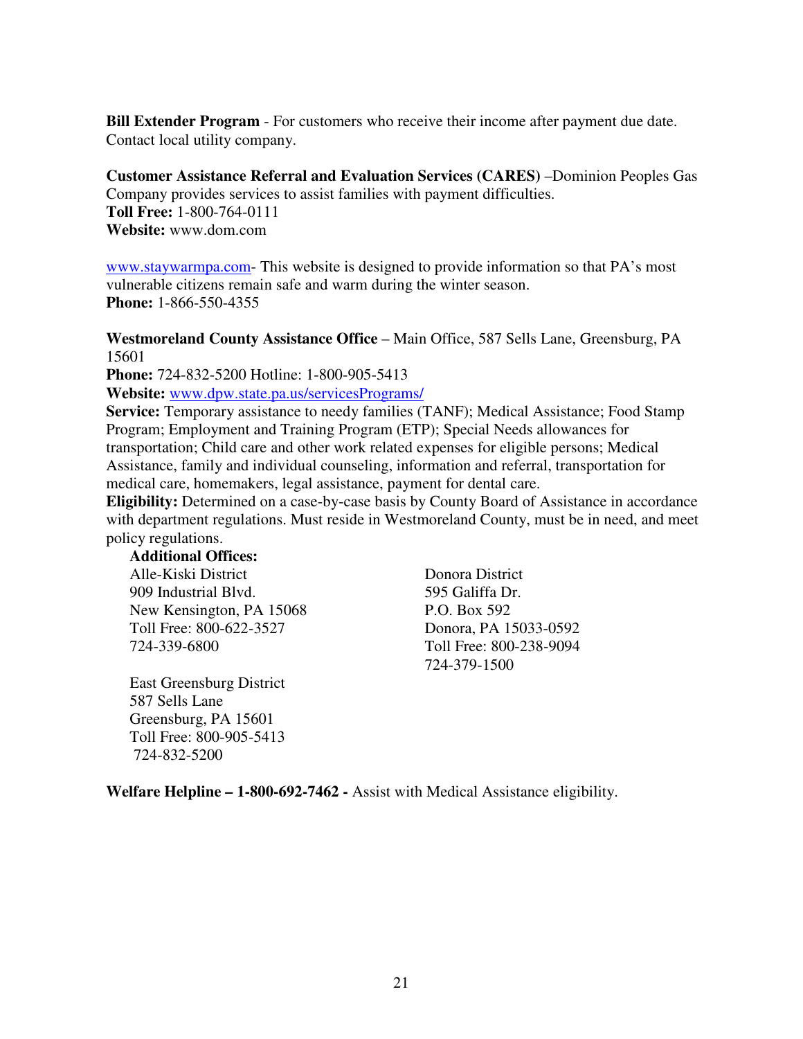**Bill Extender Program** - For customers who receive their income after payment due date. Contact local utility company.

**Customer Assistance Referral and Evaluation Services (CARES)** –Dominion Peoples Gas Company provides services to assist families with payment difficulties.
**Toll Free:** 1-800-764-0111
**Website:** www.dom.com

www.staywarmpa.com- This website is designed to provide information so that PA's most vulnerable citizens remain safe and warm during the winter season.
**Phone:** 1-866-550-4355

**Westmoreland County Assistance Office** – Main Office, 587 Sells Lane, Greensburg, PA 15601
**Phone:** 724-832-5200 Hotline: 1-800-905-5413
**Website:** www.dpw.state.pa.us/servicesPrograms/
**Service:** Temporary assistance to needy families (TANF); Medical Assistance; Food Stamp Program; Employment and Training Program (ETP); Special Needs allowances for transportation; Child care and other work related expenses for eligible persons; Medical Assistance, family and individual counseling, information and referral, transportation for medical care, homemakers, legal assistance, payment for dental care.
**Eligibility:** Determined on a case-by-case basis by County Board of Assistance in accordance with department regulations. Must reside in Westmoreland County, must be in need, and meet policy regulations.

**Additional Offices:**

Alle-Kiski District
909 Industrial Blvd.
New Kensington, PA 15068
Toll Free: 800-622-3527
724-339-6800

Donora District
595 Galiffa Dr.
P.O. Box 592
Donora, PA 15033-0592
Toll Free: 800-238-9094
724-379-1500

East Greensburg District
587 Sells Lane
Greensburg, PA 15601
Toll Free: 800-905-5413
724-832-5200

**Welfare Helpline – 1-800-692-7462 -** Assist with Medical Assistance eligibility.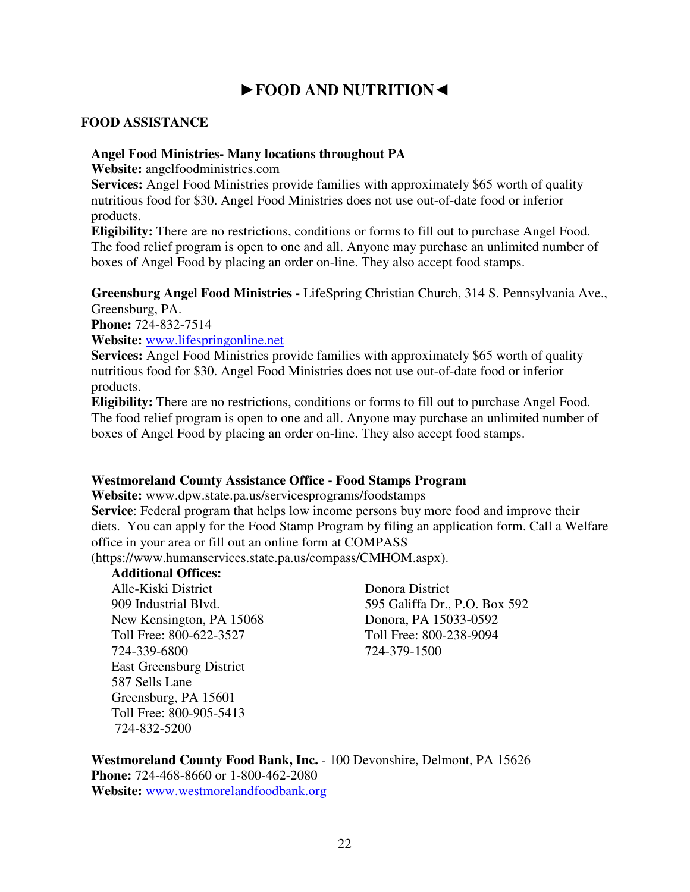# ►FOOD AND NUTRITION◄

## FOOD ASSISTANCE

**Angel Food Ministries- Many locations throughout PA**
**Website:** angelfoodministries.com
**Services:** Angel Food Ministries provide families with approximately $65 worth of quality nutritious food for $30. Angel Food Ministries does not use out-of-date food or inferior products.
**Eligibility:** There are no restrictions, conditions or forms to fill out to purchase Angel Food. The food relief program is open to one and all. Anyone may purchase an unlimited number of boxes of Angel Food by placing an order on-line. They also accept food stamps.

**Greensburg Angel Food Ministries -** LifeSpring Christian Church, 314 S. Pennsylvania Ave., Greensburg, PA.
**Phone:** 724-832-7514
**Website:** www.lifespringonline.net
**Services:** Angel Food Ministries provide families with approximately $65 worth of quality nutritious food for $30. Angel Food Ministries does not use out-of-date food or inferior products.
**Eligibility:** There are no restrictions, conditions or forms to fill out to purchase Angel Food. The food relief program is open to one and all. Anyone may purchase an unlimited number of boxes of Angel Food by placing an order on-line. They also accept food stamps.

**Westmoreland County Assistance Office - Food Stamps Program**
**Website:** www.dpw.state.pa.us/servicesprograms/foodstamps
**Service**: Federal program that helps low income persons buy more food and improve their diets. You can apply for the Food Stamp Program by filing an application form. Call a Welfare office in your area or fill out an online form at COMPASS (https://www.humanservices.state.pa.us/compass/CMHOM.aspx).

**Additional Offices:**

Alle-Kiski District
909 Industrial Blvd.
New Kensington, PA 15068
Toll Free: 800-622-3527
724-339-6800

East Greensburg District
587 Sells Lane
Greensburg, PA 15601
Toll Free: 800-905-5413
724-832-5200

Donora District
595 Galiffa Dr., P.O. Box 592
Donora, PA 15033-0592
Toll Free: 800-238-9094
724-379-1500

**Westmoreland County Food Bank, Inc.** - 100 Devonshire, Delmont, PA 15626
**Phone:** 724-468-8660 or 1-800-462-2080
**Website:** www.westmorelandfoodbank.org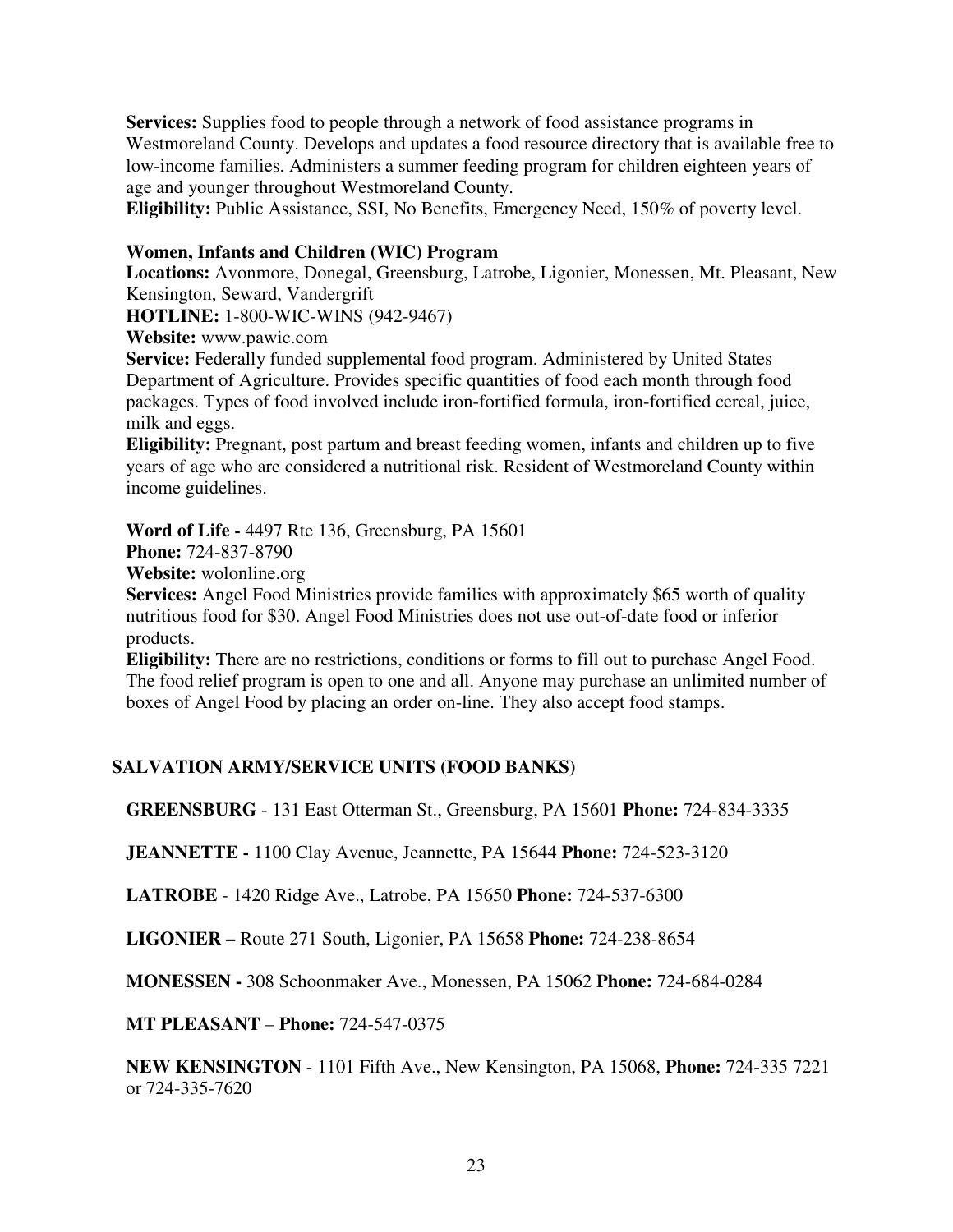**Services:** Supplies food to people through a network of food assistance programs in Westmoreland County. Develops and updates a food resource directory that is available free to low-income families. Administers a summer feeding program for children eighteen years of age and younger throughout Westmoreland County.
**Eligibility:** Public Assistance, SSI, No Benefits, Emergency Need, 150% of poverty level.

**Women, Infants and Children (WIC) Program**
**Locations:** Avonmore, Donegal, Greensburg, Latrobe, Ligonier, Monessen, Mt. Pleasant, New Kensington, Seward, Vandergrift
**HOTLINE:** 1-800-WIC-WINS (942-9467)
**Website:** www.pawic.com
**Service:** Federally funded supplemental food program. Administered by United States Department of Agriculture. Provides specific quantities of food each month through food packages. Types of food involved include iron-fortified formula, iron-fortified cereal, juice, milk and eggs.
**Eligibility:** Pregnant, post partum and breast feeding women, infants and children up to five years of age who are considered a nutritional risk. Resident of Westmoreland County within income guidelines.

**Word of Life -** 4497 Rte 136, Greensburg, PA 15601
**Phone:** 724-837-8790
**Website:** wolonline.org
**Services:** Angel Food Ministries provide families with approximately $65 worth of quality nutritious food for $30. Angel Food Ministries does not use out-of-date food or inferior products.
**Eligibility:** There are no restrictions, conditions or forms to fill out to purchase Angel Food. The food relief program is open to one and all. Anyone may purchase an unlimited number of boxes of Angel Food by placing an order on-line. They also accept food stamps.

## SALVATION ARMY/SERVICE UNITS (FOOD BANKS)

**GREENSBURG** - 131 East Otterman St., Greensburg, PA 15601 **Phone:** 724-834-3335

**JEANNETTE -** 1100 Clay Avenue, Jeannette, PA 15644 **Phone:** 724-523-3120

**LATROBE** - 1420 Ridge Ave., Latrobe, PA 15650 **Phone:** 724-537-6300

**LIGONIER –** Route 271 South, Ligonier, PA 15658 **Phone:** 724-238-8654

**MONESSEN -** 308 Schoonmaker Ave., Monessen, PA 15062 **Phone:** 724-684-0284

**MT PLEASANT** – **Phone:** 724-547-0375

**NEW KENSINGTON** - 1101 Fifth Ave., New Kensington, PA 15068, **Phone:** 724-335 7221 or 724-335-7620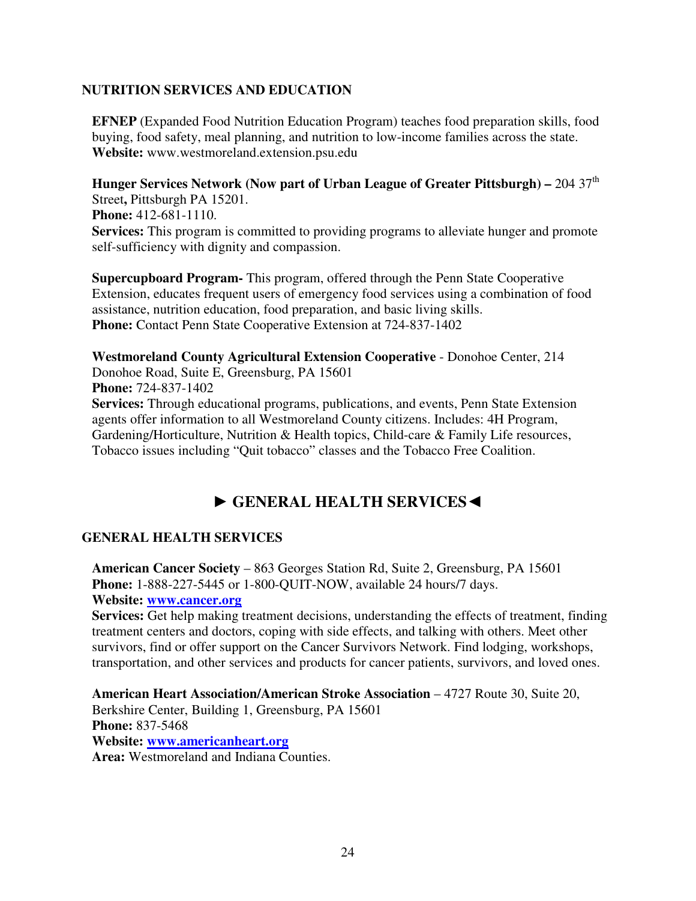### NUTRITION SERVICES AND EDUCATION

**EFNEP** (Expanded Food Nutrition Education Program) teaches food preparation skills, food buying, food safety, meal planning, and nutrition to low-income families across the state.
**Website:** www.westmoreland.extension.psu.edu

**Hunger Services Network (Now part of Urban League of Greater Pittsburgh) –** 204 37th Street**,** Pittsburgh PA 15201.
**Phone:** 412-681-1110.
**Services:** This program is committed to providing programs to alleviate hunger and promote self-sufficiency with dignity and compassion.

**Supercupboard Program-** This program, offered through the Penn State Cooperative Extension, educates frequent users of emergency food services using a combination of food assistance, nutrition education, food preparation, and basic living skills.
**Phone:** Contact Penn State Cooperative Extension at 724-837-1402

**Westmoreland County Agricultural Extension Cooperative** - Donohoe Center, 214 Donohoe Road, Suite E, Greensburg, PA 15601
**Phone:** 724-837-1402
**Services:** Through educational programs, publications, and events, Penn State Extension agents offer information to all Westmoreland County citizens. Includes: 4H Program, Gardening/Horticulture, Nutrition & Health topics, Child-care & Family Life resources, Tobacco issues including "Quit tobacco" classes and the Tobacco Free Coalition.

## ► GENERAL HEALTH SERVICES◄

### GENERAL HEALTH SERVICES

**American Cancer Society** – 863 Georges Station Rd, Suite 2, Greensburg, PA 15601
**Phone:** 1-888-227-5445 or 1-800-QUIT-NOW, available 24 hours/7 days.
**Website:** **www.cancer.org**
**Services:** Get help making treatment decisions, understanding the effects of treatment, finding treatment centers and doctors, coping with side effects, and talking with others. Meet other survivors, find or offer support on the Cancer Survivors Network. Find lodging, workshops, transportation, and other services and products for cancer patients, survivors, and loved ones.

**American Heart Association/American Stroke Association** – 4727 Route 30, Suite 20, Berkshire Center, Building 1, Greensburg, PA 15601
**Phone:** 837-5468
**Website:** **www.americanheart.org**
**Area:** Westmoreland and Indiana Counties.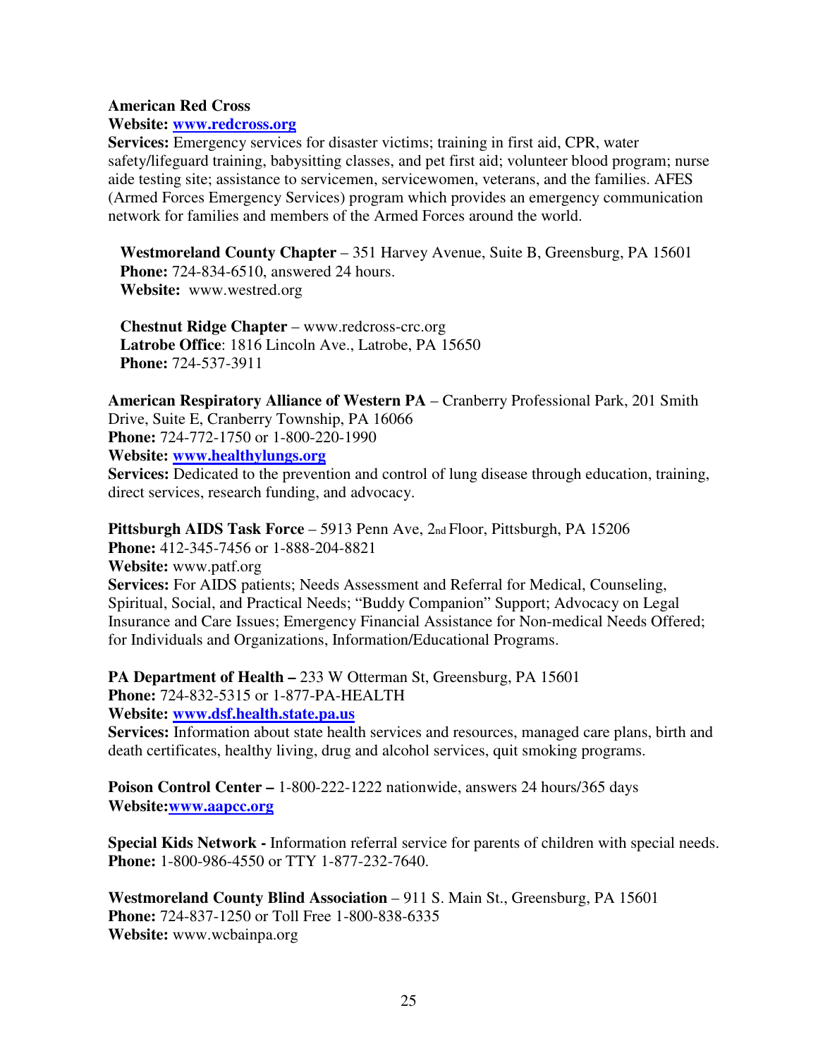**American Red Cross**
**Website: [www.redcross.org](http://www.redcross.org)**
**Services:** Emergency services for disaster victims; training in first aid, CPR, water safety/lifeguard training, babysitting classes, and pet first aid; volunteer blood program; nurse aide testing site; assistance to servicemen, servicewomen, veterans, and the families. AFES (Armed Forces Emergency Services) program which provides an emergency communication network for families and members of the Armed Forces around the world.

**Westmoreland County Chapter** – 351 Harvey Avenue, Suite B, Greensburg, PA 15601
**Phone:** 724-834-6510, answered 24 hours.
**Website:** www.westred.org

**Chestnut Ridge Chapter** – www.redcross-crc.org
**Latrobe Office**: 1816 Lincoln Ave., Latrobe, PA 15650
**Phone:** 724-537-3911

**American Respiratory Alliance of Western PA** – Cranberry Professional Park, 201 Smith Drive, Suite E, Cranberry Township, PA 16066
**Phone:** 724-772-1750 or 1-800-220-1990
**Website: [www.healthylungs.org](http://www.healthylungs.org)**
**Services:** Dedicated to the prevention and control of lung disease through education, training, direct services, research funding, and advocacy.

**Pittsburgh AIDS Task Force** – 5913 Penn Ave, 2nd Floor, Pittsburgh, PA 15206
**Phone:** 412-345-7456 or 1-888-204-8821
**Website:** www.patf.org
**Services:** For AIDS patients; Needs Assessment and Referral for Medical, Counseling, Spiritual, Social, and Practical Needs; "Buddy Companion" Support; Advocacy on Legal Insurance and Care Issues; Emergency Financial Assistance for Non-medical Needs Offered; for Individuals and Organizations, Information/Educational Programs.

**PA Department of Health –** 233 W Otterman St, Greensburg, PA 15601
**Phone:** 724-832-5315 or 1-877-PA-HEALTH
**Website: [www.dsf.health.state.pa.us](http://www.dsf.health.state.pa.us)**
**Services:** Information about state health services and resources, managed care plans, birth and death certificates, healthy living, drug and alcohol services, quit smoking programs.

**Poison Control Center –** 1-800-222-1222 nationwide, answers 24 hours/365 days
**Website:[www.aapcc.org](http://www.aapcc.org)**

**Special Kids Network -** Information referral service for parents of children with special needs.
**Phone:** 1-800-986-4550 or TTY 1-877-232-7640.

**Westmoreland County Blind Association** – 911 S. Main St., Greensburg, PA 15601
**Phone:** 724-837-1250 or Toll Free 1-800-838-6335
**Website:** www.wcbainpa.org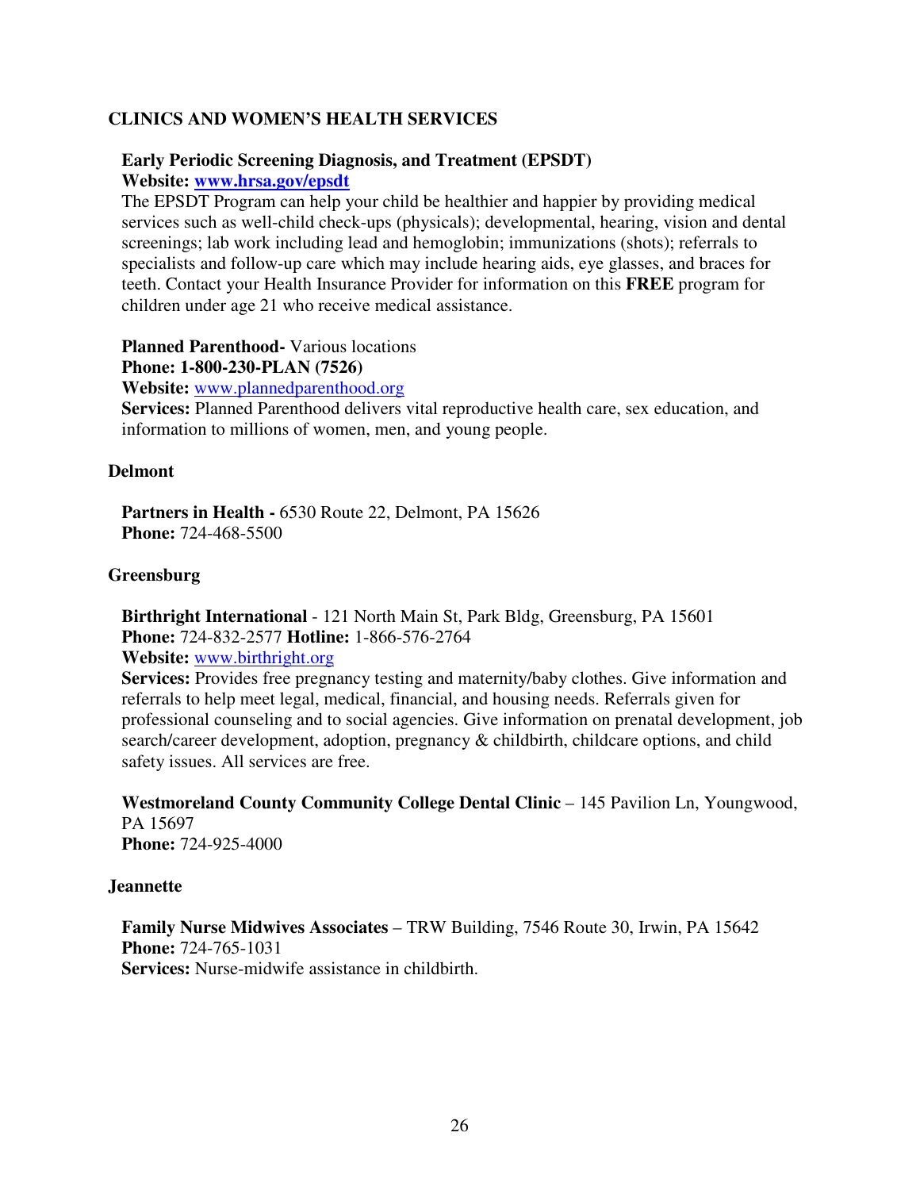## CLINICS AND WOMEN'S HEALTH SERVICES

**Early Periodic Screening Diagnosis, and Treatment (EPSDT)**
**Website: [www.hrsa.gov/epsdt](http://www.hrsa.gov/epsdt)**
The EPSDT Program can help your child be healthier and happier by providing medical services such as well-child check-ups (physicals); developmental, hearing, vision and dental screenings; lab work including lead and hemoglobin; immunizations (shots); referrals to specialists and follow-up care which may include hearing aids, eye glasses, and braces for teeth. Contact your Health Insurance Provider for information on this **FREE** program for children under age 21 who receive medical assistance.

**Planned Parenthood-** Various locations
**Phone: 1-800-230-PLAN (7526)**
**Website:** [www.plannedparenthood.org](http://www.plannedparenthood.org)
**Services:** Planned Parenthood delivers vital reproductive health care, sex education, and information to millions of women, men, and young people.

### Delmont

**Partners in Health -** 6530 Route 22, Delmont, PA 15626
**Phone:** 724-468-5500

### Greensburg

**Birthright International** - 121 North Main St, Park Bldg, Greensburg, PA 15601
**Phone:** 724-832-2577 **Hotline:** 1-866-576-2764
**Website:** [www.birthright.org](http://www.birthright.org)
**Services:** Provides free pregnancy testing and maternity/baby clothes. Give information and referrals to help meet legal, medical, financial, and housing needs. Referrals given for professional counseling and to social agencies. Give information on prenatal development, job search/career development, adoption, pregnancy & childbirth, childcare options, and child safety issues. All services are free.

**Westmoreland County Community College Dental Clinic** – 145 Pavilion Ln, Youngwood, PA 15697
**Phone:** 724-925-4000

### Jeannette

**Family Nurse Midwives Associates** – TRW Building, 7546 Route 30, Irwin, PA 15642
**Phone:** 724-765-1031
**Services:** Nurse-midwife assistance in childbirth.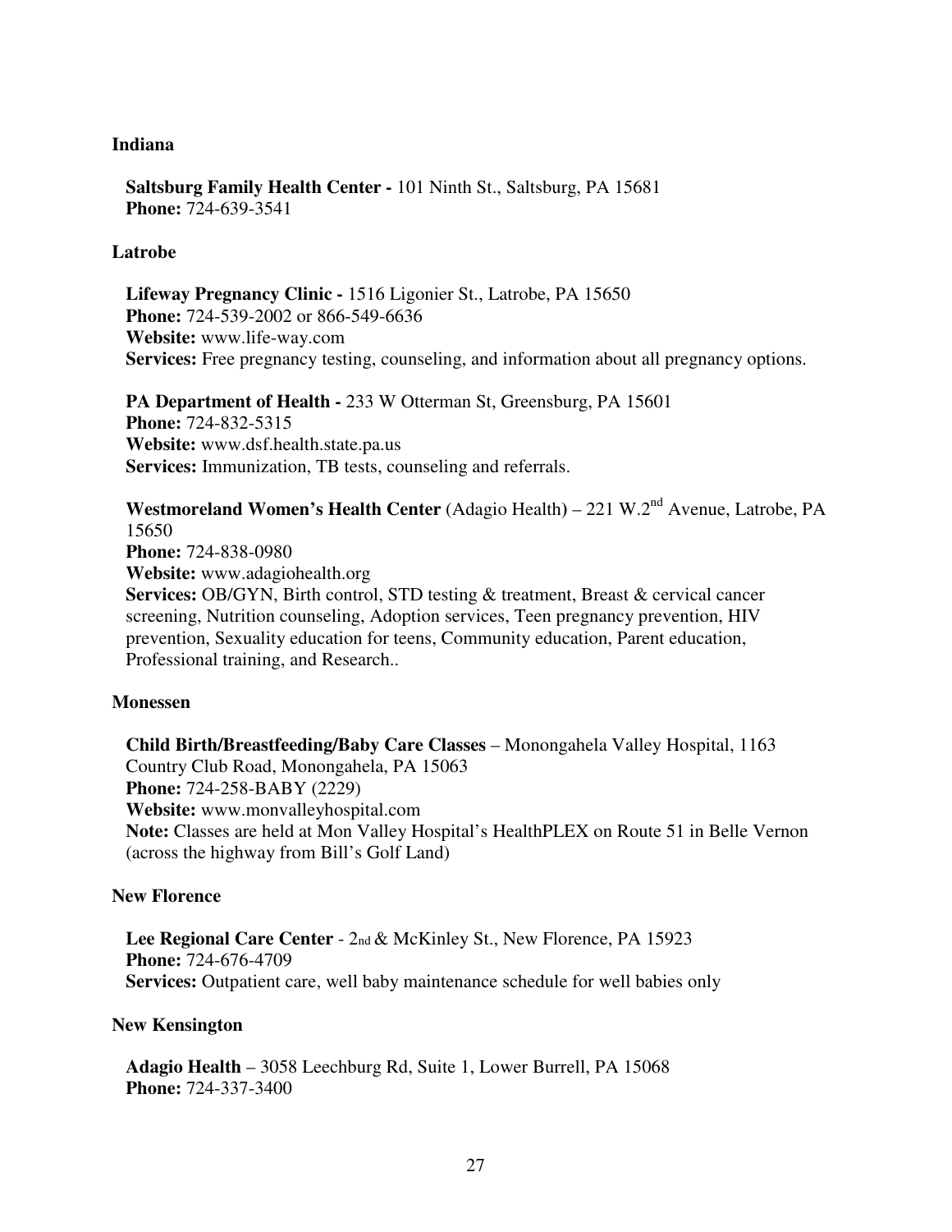### Indiana

**Saltsburg Family Health Center -** 101 Ninth St., Saltsburg, PA 15681
**Phone:** 724-639-3541

### Latrobe

**Lifeway Pregnancy Clinic -** 1516 Ligonier St., Latrobe, PA 15650
**Phone:** 724-539-2002 or 866-549-6636
**Website:** www.life-way.com
**Services:** Free pregnancy testing, counseling, and information about all pregnancy options.

**PA Department of Health -** 233 W Otterman St, Greensburg, PA 15601
**Phone:** 724-832-5315
**Website:** www.dsf.health.state.pa.us
**Services:** Immunization, TB tests, counseling and referrals.

**Westmoreland Women's Health Center** (Adagio Health) – 221 W.2nd Avenue, Latrobe, PA 15650
**Phone:** 724-838-0980
**Website:** www.adagiohealth.org
**Services:** OB/GYN, Birth control, STD testing & treatment, Breast & cervical cancer screening, Nutrition counseling, Adoption services, Teen pregnancy prevention, HIV prevention, Sexuality education for teens, Community education, Parent education, Professional training, and Research..

### Monessen

**Child Birth/Breastfeeding/Baby Care Classes** – Monongahela Valley Hospital, 1163 Country Club Road, Monongahela, PA 15063
**Phone:** 724-258-BABY (2229)
**Website:** www.monvalleyhospital.com
**Note:** Classes are held at Mon Valley Hospital's HealthPLEX on Route 51 in Belle Vernon (across the highway from Bill's Golf Land)

### New Florence

**Lee Regional Care Center** - 2nd & McKinley St., New Florence, PA 15923
**Phone:** 724-676-4709
**Services:** Outpatient care, well baby maintenance schedule for well babies only

### New Kensington

**Adagio Health** – 3058 Leechburg Rd, Suite 1, Lower Burrell, PA 15068
**Phone:** 724-337-3400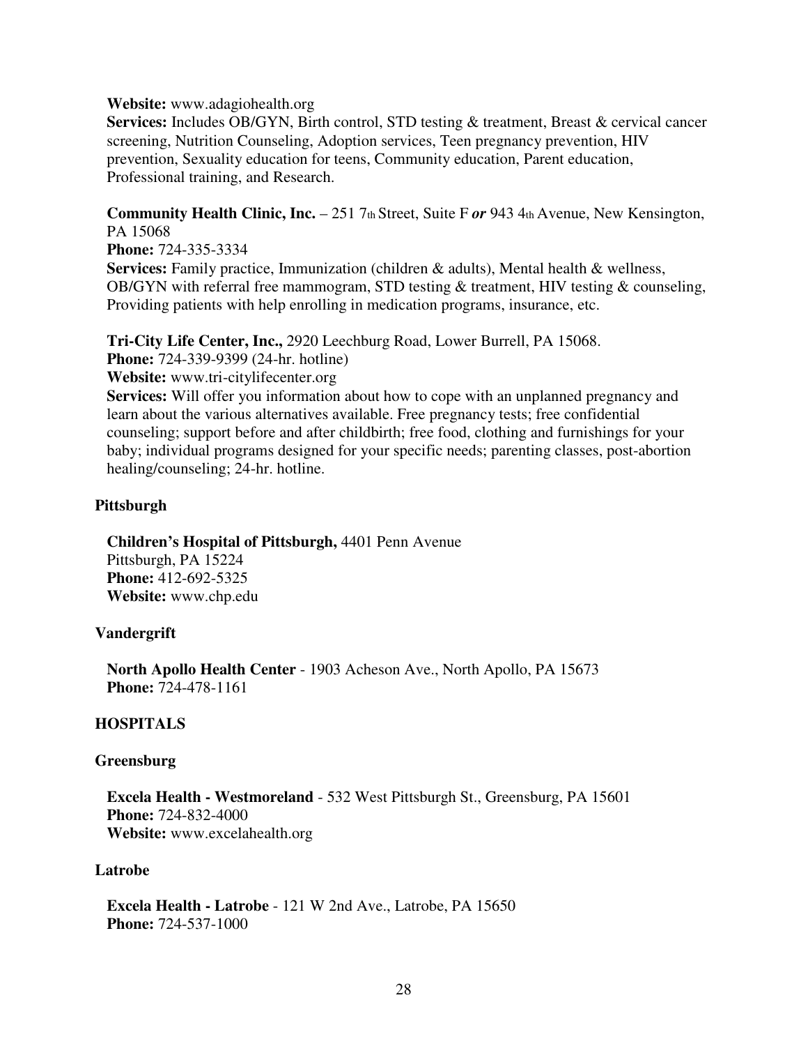**Website:** www.adagiohealth.org
**Services:** Includes OB/GYN, Birth control, STD testing & treatment, Breast & cervical cancer screening, Nutrition Counseling, Adoption services, Teen pregnancy prevention, HIV prevention, Sexuality education for teens, Community education, Parent education, Professional training, and Research.

**Community Health Clinic, Inc.** – 251 7th Street, Suite F ***or*** 943 4th Avenue, New Kensington, PA 15068
**Phone:** 724-335-3334
**Services:** Family practice, Immunization (children & adults), Mental health & wellness, OB/GYN with referral free mammogram, STD testing & treatment, HIV testing & counseling, Providing patients with help enrolling in medication programs, insurance, etc.

**Tri-City Life Center, Inc.,** 2920 Leechburg Road, Lower Burrell, PA 15068.
**Phone:** 724-339-9399 (24-hr. hotline)
**Website:** www.tri-citylifecenter.org
**Services:** Will offer you information about how to cope with an unplanned pregnancy and learn about the various alternatives available. Free pregnancy tests; free confidential counseling; support before and after childbirth; free food, clothing and furnishings for your baby; individual programs designed for your specific needs; parenting classes, post-abortion healing/counseling; 24-hr. hotline.

**Pittsburgh**

**Children's Hospital of Pittsburgh,** 4401 Penn Avenue
Pittsburgh, PA 15224
**Phone:** 412-692-5325
**Website:** www.chp.edu

**Vandergrift**

**North Apollo Health Center** - 1903 Acheson Ave., North Apollo, PA 15673
**Phone:** 724-478-1161

**HOSPITALS**

**Greensburg**

**Excela Health - Westmoreland** - 532 West Pittsburgh St., Greensburg, PA 15601
**Phone:** 724-832-4000
**Website:** www.excelahealth.org

**Latrobe**

**Excela Health - Latrobe** - 121 W 2nd Ave., Latrobe, PA 15650
**Phone:** 724-537-1000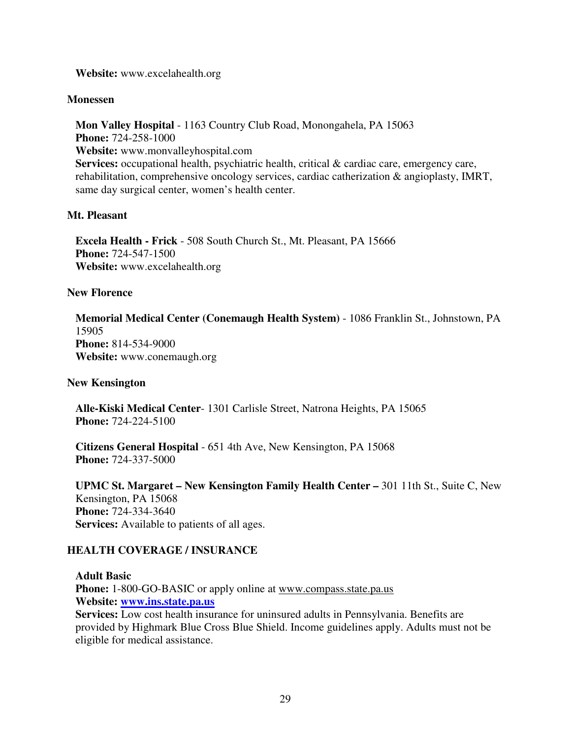**Website:** www.excelahealth.org

### Monessen

**Mon Valley Hospital** - 1163 Country Club Road, Monongahela, PA 15063
**Phone:** 724-258-1000
**Website:** www.monvalleyhospital.com
**Services:** occupational health, psychiatric health, critical & cardiac care, emergency care, rehabilitation, comprehensive oncology services, cardiac catherization & angioplasty, IMRT, same day surgical center, women's health center.

### Mt. Pleasant

**Excela Health - Frick** - 508 South Church St., Mt. Pleasant, PA 15666
**Phone:** 724-547-1500
**Website:** www.excelahealth.org

### New Florence

**Memorial Medical Center (Conemaugh Health System)** - 1086 Franklin St., Johnstown, PA 15905
**Phone:** 814-534-9000
**Website:** www.conemaugh.org

### New Kensington

**Alle-Kiski Medical Center**- 1301 Carlisle Street, Natrona Heights, PA 15065
**Phone:** 724-224-5100

**Citizens General Hospital** - 651 4th Ave, New Kensington, PA 15068
**Phone:** 724-337-5000

**UPMC St. Margaret – New Kensington Family Health Center –** 301 11th St., Suite C, New Kensington, PA 15068
**Phone:** 724-334-3640
**Services:** Available to patients of all ages.

## HEALTH COVERAGE / INSURANCE

**Adult Basic**
**Phone:** 1-800-GO-BASIC or apply online at www.compass.state.pa.us
**Website:** **www.ins.state.pa.us**
**Services:** Low cost health insurance for uninsured adults in Pennsylvania. Benefits are provided by Highmark Blue Cross Blue Shield. Income guidelines apply. Adults must not be eligible for medical assistance.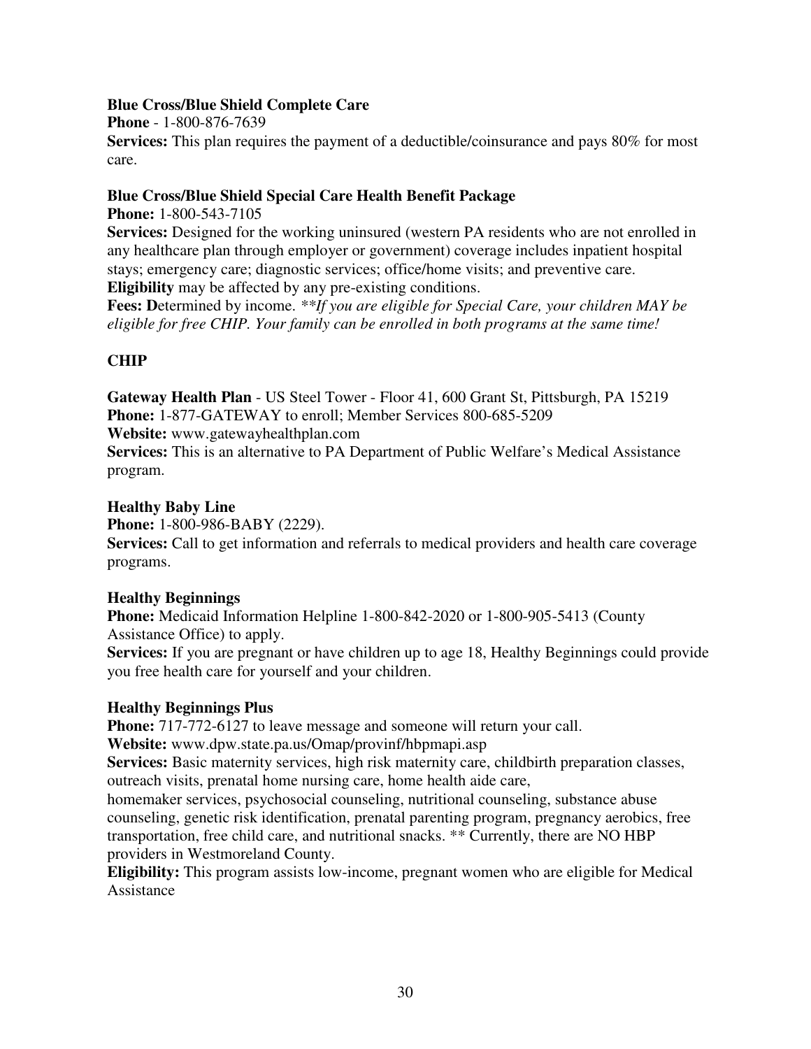**Blue Cross/Blue Shield Complete Care**

**Phone** - 1-800-876-7639

**Services:** This plan requires the payment of a deductible/coinsurance and pays 80% for most care.

**Blue Cross/Blue Shield Special Care Health Benefit Package**

**Phone:** 1-800-543-7105

**Services:** Designed for the working uninsured (western PA residents who are not enrolled in any healthcare plan through employer or government) coverage includes inpatient hospital stays; emergency care; diagnostic services; office/home visits; and preventive care.

**Eligibility** may be affected by any pre-existing conditions.

**Fees: D**etermined by income. *\*\*If you are eligible for Special Care, your children MAY be eligible for free CHIP. Your family can be enrolled in both programs at the same time!*

**CHIP**

**Gateway Health Plan** - US Steel Tower - Floor 41, 600 Grant St, Pittsburgh, PA 15219

**Phone:** 1-877-GATEWAY to enroll; Member Services 800-685-5209

**Website:** www.gatewayhealthplan.com

**Services:** This is an alternative to PA Department of Public Welfare's Medical Assistance program.

**Healthy Baby Line**

**Phone:** 1-800-986-BABY (2229).

**Services:** Call to get information and referrals to medical providers and health care coverage programs.

**Healthy Beginnings**

**Phone:** Medicaid Information Helpline 1-800-842-2020 or 1-800-905-5413 (County Assistance Office) to apply.

**Services:** If you are pregnant or have children up to age 18, Healthy Beginnings could provide you free health care for yourself and your children.

**Healthy Beginnings Plus**

**Phone:** 717-772-6127 to leave message and someone will return your call.

**Website:** www.dpw.state.pa.us/Omap/provinf/hbpmapi.asp

**Services:** Basic maternity services, high risk maternity care, childbirth preparation classes, outreach visits, prenatal home nursing care, home health aide care, homemaker services, psychosocial counseling, nutritional counseling, substance abuse counseling, genetic risk identification, prenatal parenting program, pregnancy aerobics, free transportation, free child care, and nutritional snacks. ** Currently, there are NO HBP providers in Westmoreland County.

**Eligibility:** This program assists low-income, pregnant women who are eligible for Medical Assistance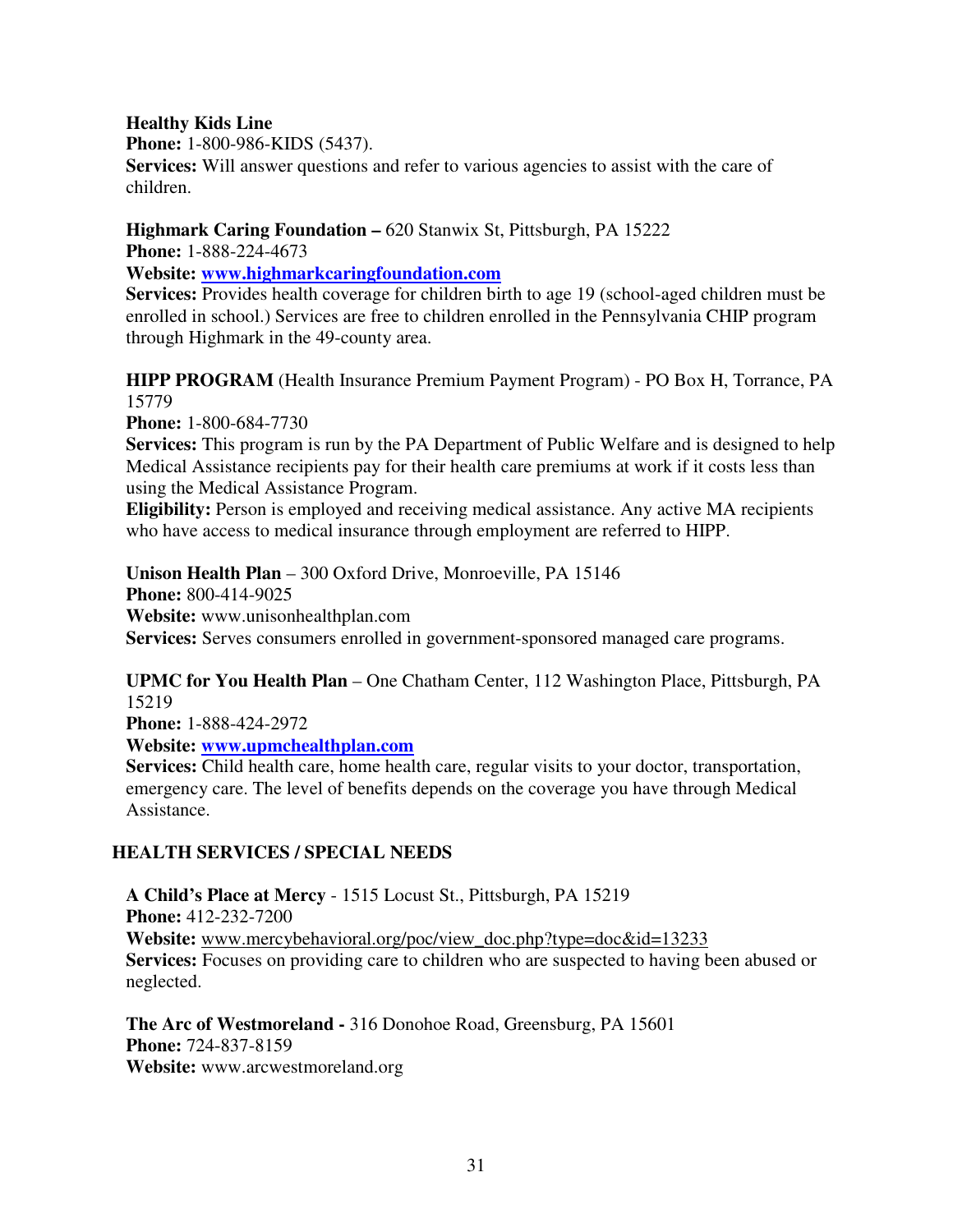**Healthy Kids Line**
**Phone:** 1-800-986-KIDS (5437).
**Services:** Will answer questions and refer to various agencies to assist with the care of children.

**Highmark Caring Foundation –** 620 Stanwix St, Pittsburgh, PA 15222
**Phone:** 1-888-224-4673
**Website:** **www.highmarkcaringfoundation.com**
**Services:** Provides health coverage for children birth to age 19 (school-aged children must be enrolled in school.) Services are free to children enrolled in the Pennsylvania CHIP program through Highmark in the 49-county area.

**HIPP PROGRAM** (Health Insurance Premium Payment Program) - PO Box H, Torrance, PA 15779
**Phone:** 1-800-684-7730
**Services:** This program is run by the PA Department of Public Welfare and is designed to help Medical Assistance recipients pay for their health care premiums at work if it costs less than using the Medical Assistance Program.
**Eligibility:** Person is employed and receiving medical assistance. Any active MA recipients who have access to medical insurance through employment are referred to HIPP.

**Unison Health Plan** – 300 Oxford Drive, Monroeville, PA 15146
**Phone:** 800-414-9025
**Website:** www.unisonhealthplan.com
**Services:** Serves consumers enrolled in government-sponsored managed care programs.

**UPMC for You Health Plan** – One Chatham Center, 112 Washington Place, Pittsburgh, PA 15219
**Phone:** 1-888-424-2972
**Website:** **www.upmchealthplan.com**
**Services:** Child health care, home health care, regular visits to your doctor, transportation, emergency care. The level of benefits depends on the coverage you have through Medical Assistance.

## HEALTH SERVICES / SPECIAL NEEDS

**A Child's Place at Mercy** - 1515 Locust St., Pittsburgh, PA 15219
**Phone:** 412-232-7200
**Website:** www.mercybehavioral.org/poc/view_doc.php?type=doc&id=13233
**Services:** Focuses on providing care to children who are suspected to having been abused or neglected.

**The Arc of Westmoreland -** 316 Donohoe Road, Greensburg, PA 15601
**Phone:** 724-837-8159
**Website:** www.arcwestmoreland.org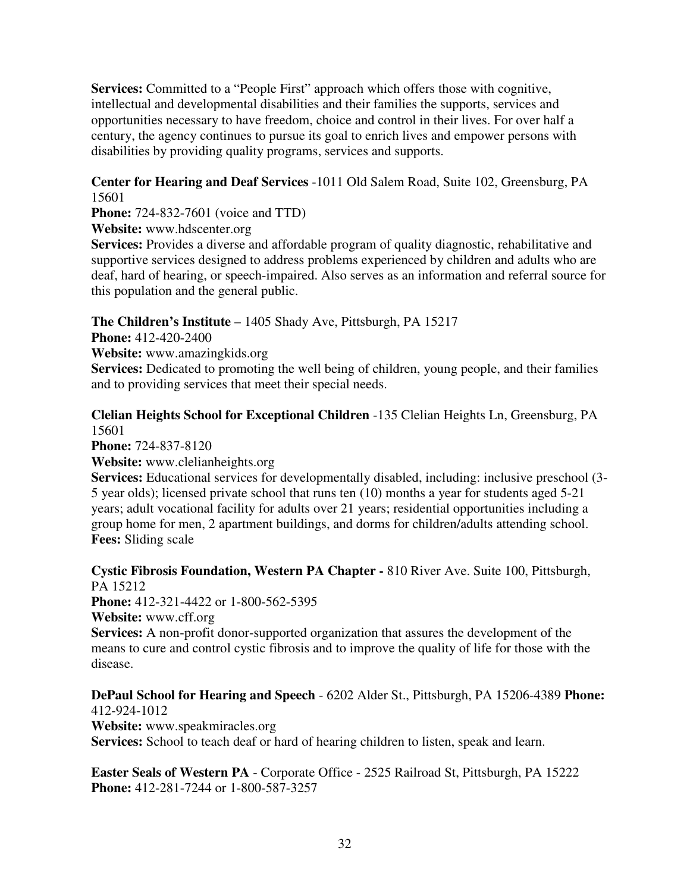**Services:** Committed to a "People First" approach which offers those with cognitive, intellectual and developmental disabilities and their families the supports, services and opportunities necessary to have freedom, choice and control in their lives. For over half a century, the agency continues to pursue its goal to enrich lives and empower persons with disabilities by providing quality programs, services and supports.

**Center for Hearing and Deaf Services** -1011 Old Salem Road, Suite 102, Greensburg, PA 15601
**Phone:** 724-832-7601 (voice and TTD)
**Website:** www.hdscenter.org
**Services:** Provides a diverse and affordable program of quality diagnostic, rehabilitative and supportive services designed to address problems experienced by children and adults who are deaf, hard of hearing, or speech-impaired. Also serves as an information and referral source for this population and the general public.

**The Children's Institute** – 1405 Shady Ave, Pittsburgh, PA 15217
**Phone:** 412-420-2400
**Website:** www.amazingkids.org
**Services:** Dedicated to promoting the well being of children, young people, and their families and to providing services that meet their special needs.

**Clelian Heights School for Exceptional Children** -135 Clelian Heights Ln, Greensburg, PA 15601
**Phone:** 724-837-8120
**Website:** www.clelianheights.org
**Services:** Educational services for developmentally disabled, including: inclusive preschool (3-5 year olds); licensed private school that runs ten (10) months a year for students aged 5-21 years; adult vocational facility for adults over 21 years; residential opportunities including a group home for men, 2 apartment buildings, and dorms for children/adults attending school.
**Fees:** Sliding scale

**Cystic Fibrosis Foundation, Western PA Chapter -** 810 River Ave. Suite 100, Pittsburgh, PA 15212
**Phone:** 412-321-4422 or 1-800-562-5395
**Website:** www.cff.org
**Services:** A non-profit donor-supported organization that assures the development of the means to cure and control cystic fibrosis and to improve the quality of life for those with the disease.

**DePaul School for Hearing and Speech** - 6202 Alder St., Pittsburgh, PA 15206-4389 **Phone:** 412-924-1012
**Website:** www.speakmiracles.org
**Services:** School to teach deaf or hard of hearing children to listen, speak and learn.

**Easter Seals of Western PA** - Corporate Office - 2525 Railroad St, Pittsburgh, PA 15222
**Phone:** 412-281-7244 or 1-800-587-3257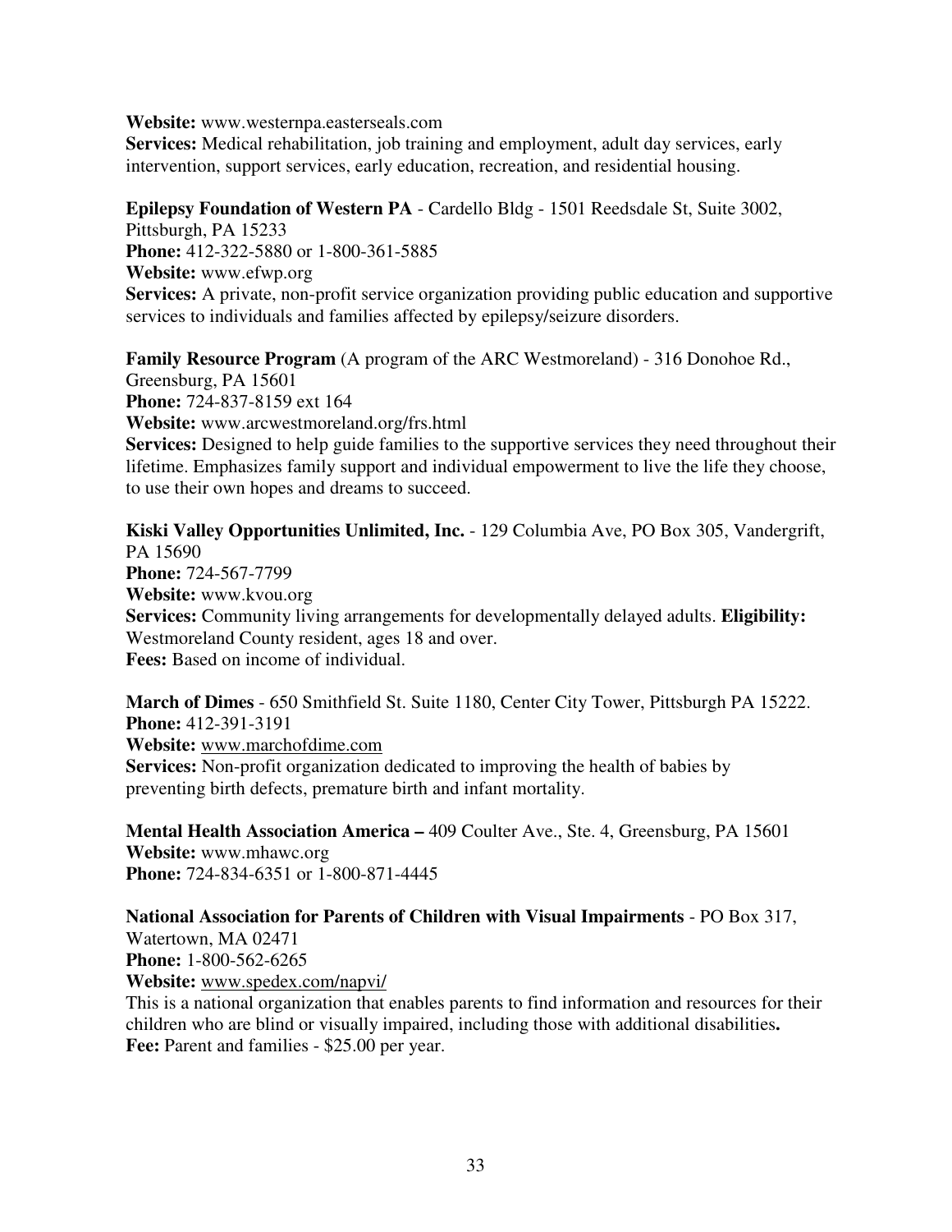**Website:** www.westernpa.easterseals.com
**Services:** Medical rehabilitation, job training and employment, adult day services, early intervention, support services, early education, recreation, and residential housing.

**Epilepsy Foundation of Western PA** - Cardello Bldg - 1501 Reedsdale St, Suite 3002, Pittsburgh, PA 15233
**Phone:** 412-322-5880 or 1-800-361-5885
**Website:** www.efwp.org
**Services:** A private, non-profit service organization providing public education and supportive services to individuals and families affected by epilepsy/seizure disorders.

**Family Resource Program** (A program of the ARC Westmoreland) - 316 Donohoe Rd., Greensburg, PA 15601
**Phone:** 724-837-8159 ext 164
**Website:** www.arcwestmoreland.org/frs.html
**Services:** Designed to help guide families to the supportive services they need throughout their lifetime. Emphasizes family support and individual empowerment to live the life they choose, to use their own hopes and dreams to succeed.

**Kiski Valley Opportunities Unlimited, Inc.** - 129 Columbia Ave, PO Box 305, Vandergrift, PA 15690
**Phone:** 724-567-7799
**Website:** www.kvou.org
**Services:** Community living arrangements for developmentally delayed adults. **Eligibility:** Westmoreland County resident, ages 18 and over.
**Fees:** Based on income of individual.

**March of Dimes** - 650 Smithfield St. Suite 1180, Center City Tower, Pittsburgh PA 15222.
**Phone:** 412-391-3191
**Website:** www.marchofdime.com
**Services:** Non-profit organization dedicated to improving the health of babies by preventing birth defects, premature birth and infant mortality.

**Mental Health Association America –** 409 Coulter Ave., Ste. 4, Greensburg, PA 15601
**Website:** www.mhawc.org
**Phone:** 724-834-6351 or 1-800-871-4445

**National Association for Parents of Children with Visual Impairments** - PO Box 317, Watertown, MA 02471
**Phone:** 1-800-562-6265
**Website:** www.spedex.com/napvi/
This is a national organization that enables parents to find information and resources for their children who are blind or visually impaired, including those with additional disabilities**.**
**Fee:** Parent and families - $25.00 per year.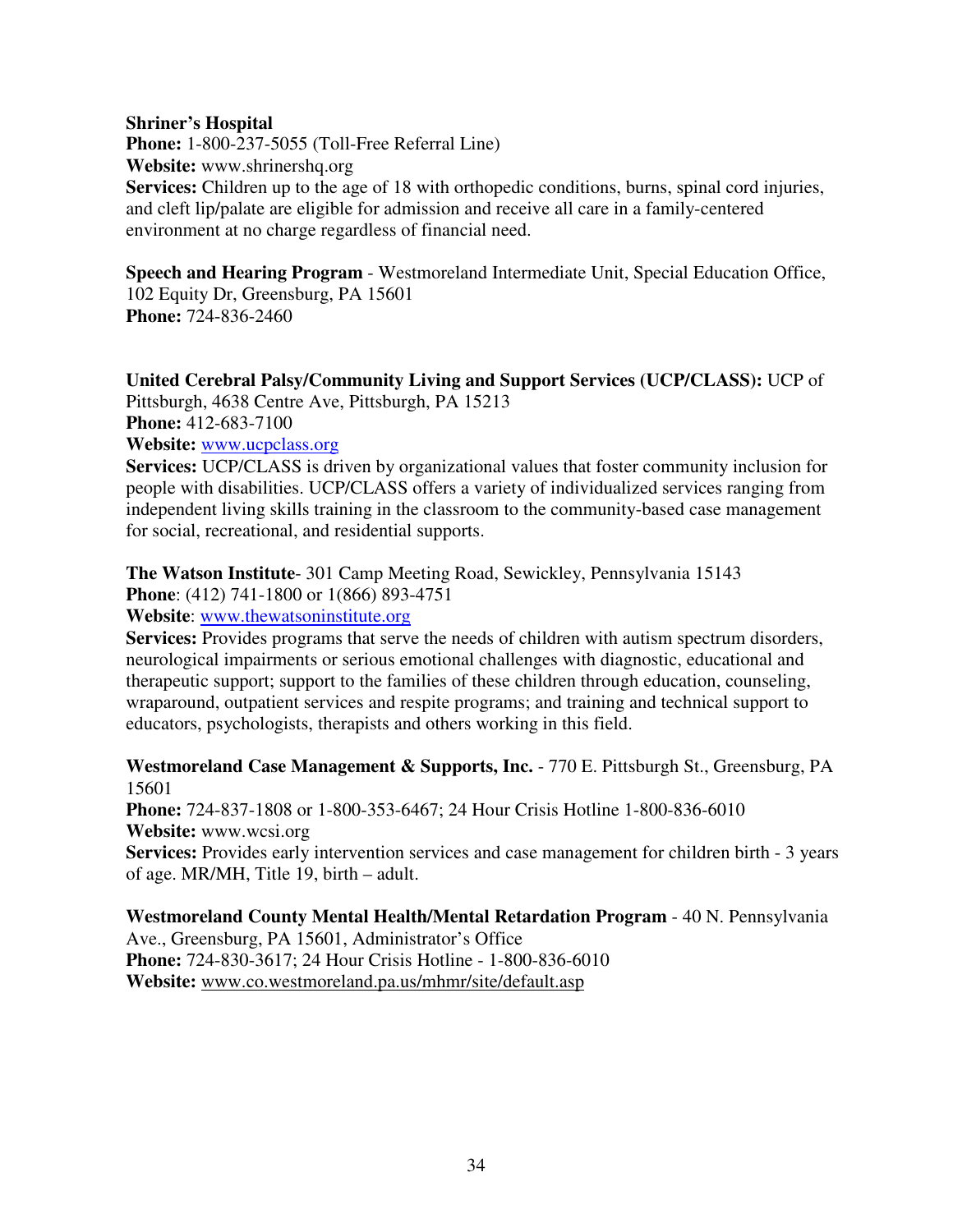**Shriner's Hospital**
**Phone:** 1-800-237-5055 (Toll-Free Referral Line)
**Website:** www.shrinershq.org
**Services:** Children up to the age of 18 with orthopedic conditions, burns, spinal cord injuries, and cleft lip/palate are eligible for admission and receive all care in a family-centered environment at no charge regardless of financial need.

**Speech and Hearing Program** - Westmoreland Intermediate Unit, Special Education Office, 102 Equity Dr, Greensburg, PA 15601
**Phone:** 724-836-2460

**United Cerebral Palsy/Community Living and Support Services (UCP/CLASS):** UCP of Pittsburgh, 4638 Centre Ave, Pittsburgh, PA 15213
**Phone:** 412-683-7100
**Website:** www.ucpclass.org
**Services:** UCP/CLASS is driven by organizational values that foster community inclusion for people with disabilities. UCP/CLASS offers a variety of individualized services ranging from independent living skills training in the classroom to the community-based case management for social, recreational, and residential supports.

**The Watson Institute**- 301 Camp Meeting Road, Sewickley, Pennsylvania 15143
**Phone**: (412) 741-1800 or 1(866) 893-4751
**Website**: www.thewatsoninstitute.org
**Services:** Provides programs that serve the needs of children with autism spectrum disorders, neurological impairments or serious emotional challenges with diagnostic, educational and therapeutic support; support to the families of these children through education, counseling, wraparound, outpatient services and respite programs; and training and technical support to educators, psychologists, therapists and others working in this field.

**Westmoreland Case Management & Supports, Inc.** - 770 E. Pittsburgh St., Greensburg, PA 15601
**Phone:** 724-837-1808 or 1-800-353-6467; 24 Hour Crisis Hotline 1-800-836-6010
**Website:** www.wcsi.org
**Services:** Provides early intervention services and case management for children birth - 3 years of age. MR/MH, Title 19, birth – adult.

**Westmoreland County Mental Health/Mental Retardation Program** - 40 N. Pennsylvania Ave., Greensburg, PA 15601, Administrator's Office
**Phone:** 724-830-3617; 24 Hour Crisis Hotline - 1-800-836-6010
**Website:** www.co.westmoreland.pa.us/mhmr/site/default.asp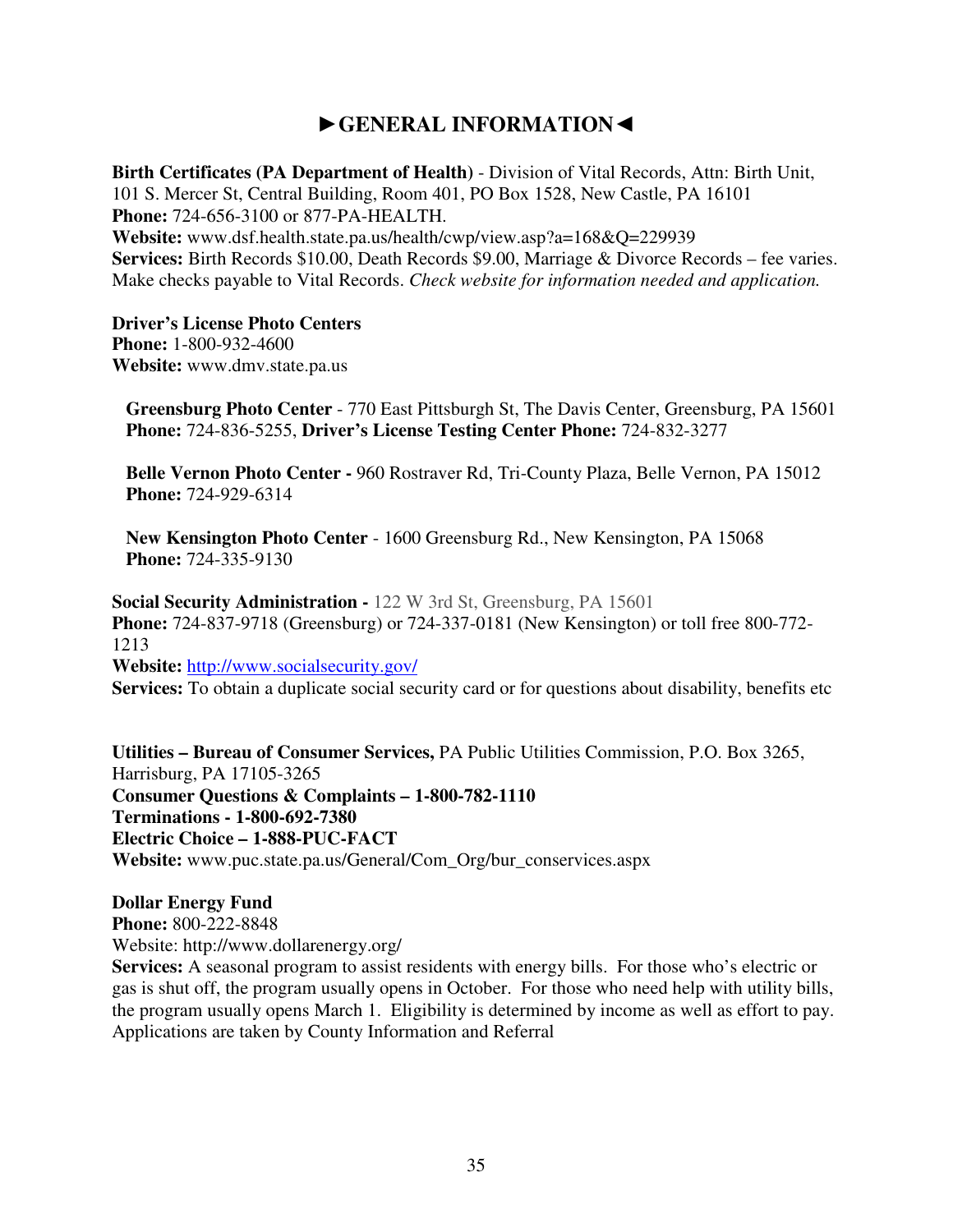# ►GENERAL INFORMATION◄

**Birth Certificates (PA Department of Health)** - Division of Vital Records, Attn: Birth Unit, 101 S. Mercer St, Central Building, Room 401, PO Box 1528, New Castle, PA 16101
**Phone:** 724-656-3100 or 877-PA-HEALTH.
**Website:** www.dsf.health.state.pa.us/health/cwp/view.asp?a=168&Q=229939
**Services:** Birth Records $10.00, Death Records $9.00, Marriage & Divorce Records – fee varies. Make checks payable to Vital Records. *Check website for information needed and application.*

**Driver's License Photo Centers**
**Phone:** 1-800-932-4600
**Website:** www.dmv.state.pa.us

**Greensburg Photo Center** - 770 East Pittsburgh St, The Davis Center, Greensburg, PA 15601
**Phone:** 724-836-5255, **Driver's License Testing Center Phone:** 724-832-3277

**Belle Vernon Photo Center -** 960 Rostraver Rd, Tri-County Plaza, Belle Vernon, PA 15012
**Phone:** 724-929-6314

**New Kensington Photo Center** - 1600 Greensburg Rd., New Kensington, PA 15068
**Phone:** 724-335-9130

**Social Security Administration -** 122 W 3rd St, Greensburg, PA 15601
**Phone:** 724-837-9718 (Greensburg) or 724-337-0181 (New Kensington) or toll free 800-772-1213
**Website:** http://www.socialsecurity.gov/
**Services:** To obtain a duplicate social security card or for questions about disability, benefits etc

**Utilities – Bureau of Consumer Services,** PA Public Utilities Commission, P.O. Box 3265, Harrisburg, PA 17105-3265
**Consumer Questions & Complaints – 1-800-782-1110**
**Terminations - 1-800-692-7380**
**Electric Choice – 1-888-PUC-FACT**
**Website:** www.puc.state.pa.us/General/Com_Org/bur_conservices.aspx

**Dollar Energy Fund**
**Phone:** 800-222-8848
Website: http://www.dollarenergy.org/
**Services:** A seasonal program to assist residents with energy bills. For those who's electric or gas is shut off, the program usually opens in October. For those who need help with utility bills, the program usually opens March 1. Eligibility is determined by income as well as effort to pay. Applications are taken by County Information and Referral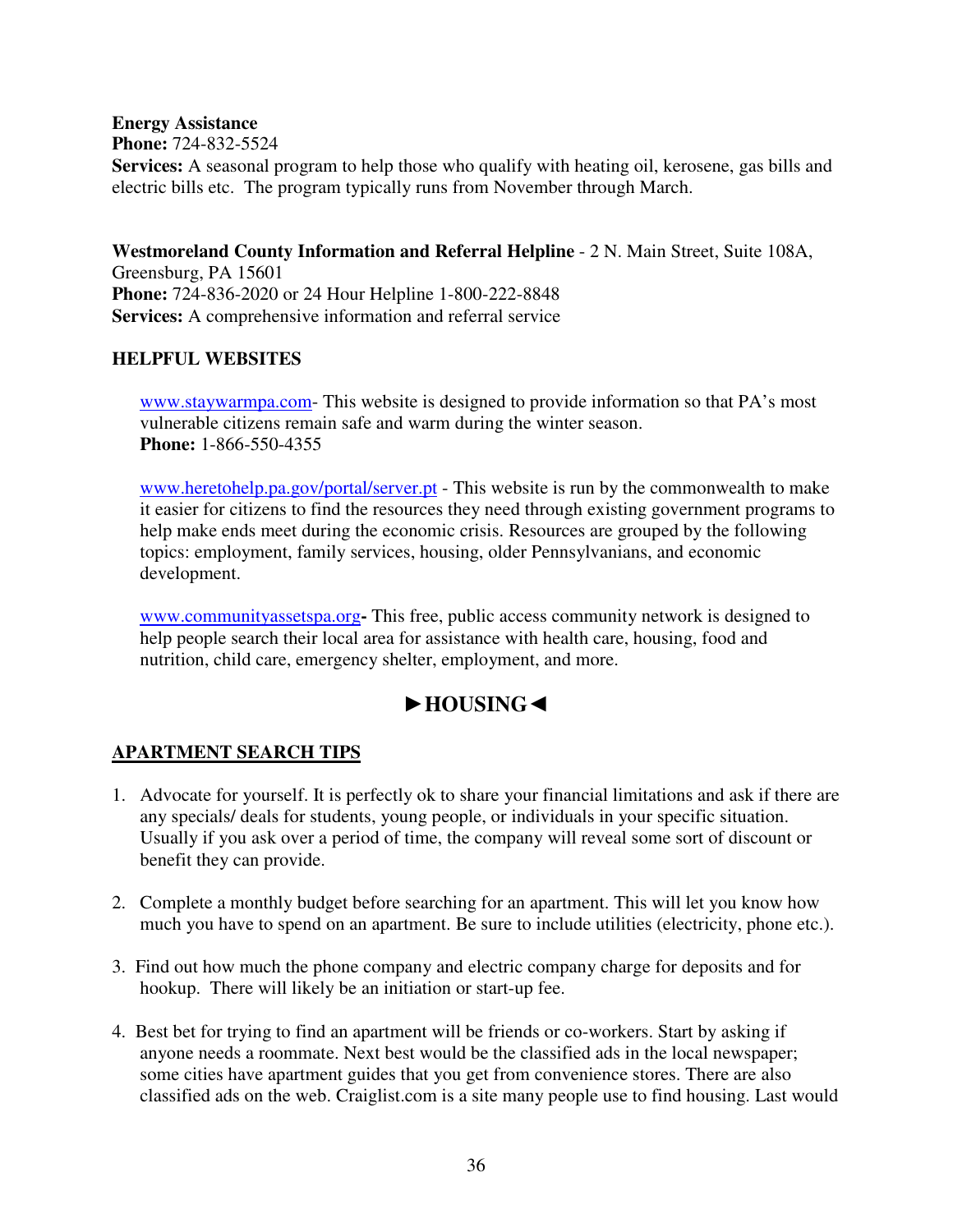**Energy Assistance**
**Phone:** 724-832-5524
**Services:** A seasonal program to help those who qualify with heating oil, kerosene, gas bills and electric bills etc. The program typically runs from November through March.

**Westmoreland County Information and Referral Helpline** - 2 N. Main Street, Suite 108A, Greensburg, PA 15601
**Phone:** 724-836-2020 or 24 Hour Helpline 1-800-222-8848
**Services:** A comprehensive information and referral service

**HELPFUL WEBSITES**

www.staywarmpa.com- This website is designed to provide information so that PA's most vulnerable citizens remain safe and warm during the winter season.
**Phone:** 1-866-550-4355

www.heretohelp.pa.gov/portal/server.pt - This website is run by the commonwealth to make it easier for citizens to find the resources they need through existing government programs to help make ends meet during the economic crisis. Resources are grouped by the following topics: employment, family services, housing, older Pennsylvanians, and economic development.

www.communityassetspa.org**-** This free, public access community network is designed to help people search their local area for assistance with health care, housing, food and nutrition, child care, emergency shelter, employment, and more.

## ►HOUSING◄

**APARTMENT SEARCH TIPS**

1. Advocate for yourself. It is perfectly ok to share your financial limitations and ask if there are any specials/ deals for students, young people, or individuals in your specific situation. Usually if you ask over a period of time, the company will reveal some sort of discount or benefit they can provide.

2. Complete a monthly budget before searching for an apartment. This will let you know how much you have to spend on an apartment. Be sure to include utilities (electricity, phone etc.).

3. Find out how much the phone company and electric company charge for deposits and for hookup. There will likely be an initiation or start-up fee.

4. Best bet for trying to find an apartment will be friends or co-workers. Start by asking if anyone needs a roommate. Next best would be the classified ads in the local newspaper; some cities have apartment guides that you get from convenience stores. There are also classified ads on the web. Craiglist.com is a site many people use to find housing. Last would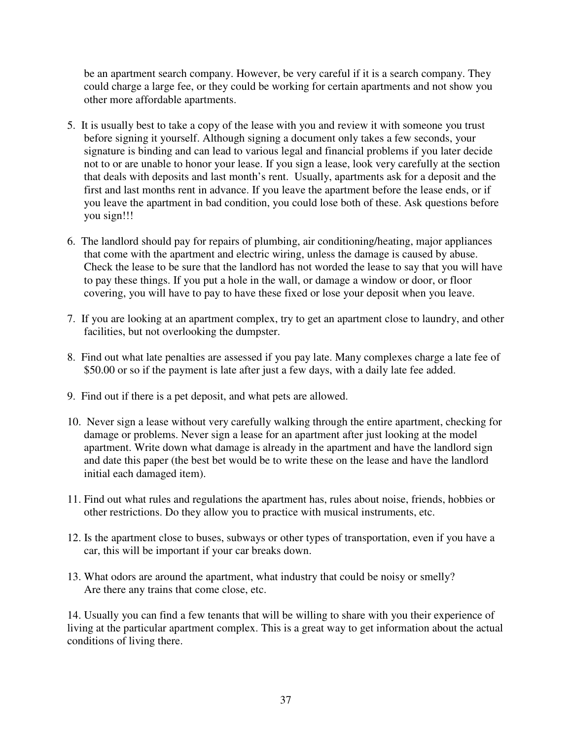be an apartment search company. However, be very careful if it is a search company. They could charge a large fee, or they could be working for certain apartments and not show you other more affordable apartments.

5. It is usually best to take a copy of the lease with you and review it with someone you trust before signing it yourself. Although signing a document only takes a few seconds, your signature is binding and can lead to various legal and financial problems if you later decide not to or are unable to honor your lease. If you sign a lease, look very carefully at the section that deals with deposits and last month's rent. Usually, apartments ask for a deposit and the first and last months rent in advance. If you leave the apartment before the lease ends, or if you leave the apartment in bad condition, you could lose both of these. Ask questions before you sign!!!

6. The landlord should pay for repairs of plumbing, air conditioning/heating, major appliances that come with the apartment and electric wiring, unless the damage is caused by abuse. Check the lease to be sure that the landlord has not worded the lease to say that you will have to pay these things. If you put a hole in the wall, or damage a window or door, or floor covering, you will have to pay to have these fixed or lose your deposit when you leave.

7. If you are looking at an apartment complex, try to get an apartment close to laundry, and other facilities, but not overlooking the dumpster.

8. Find out what late penalties are assessed if you pay late. Many complexes charge a late fee of $50.00 or so if the payment is late after just a few days, with a daily late fee added.

9. Find out if there is a pet deposit, and what pets are allowed.

10. Never sign a lease without very carefully walking through the entire apartment, checking for damage or problems. Never sign a lease for an apartment after just looking at the model apartment. Write down what damage is already in the apartment and have the landlord sign and date this paper (the best bet would be to write these on the lease and have the landlord initial each damaged item).

11. Find out what rules and regulations the apartment has, rules about noise, friends, hobbies or other restrictions. Do they allow you to practice with musical instruments, etc.

12. Is the apartment close to buses, subways or other types of transportation, even if you have a car, this will be important if your car breaks down.

13. What odors are around the apartment, what industry that could be noisy or smelly? Are there any trains that come close, etc.

14. Usually you can find a few tenants that will be willing to share with you their experience of living at the particular apartment complex. This is a great way to get information about the actual conditions of living there.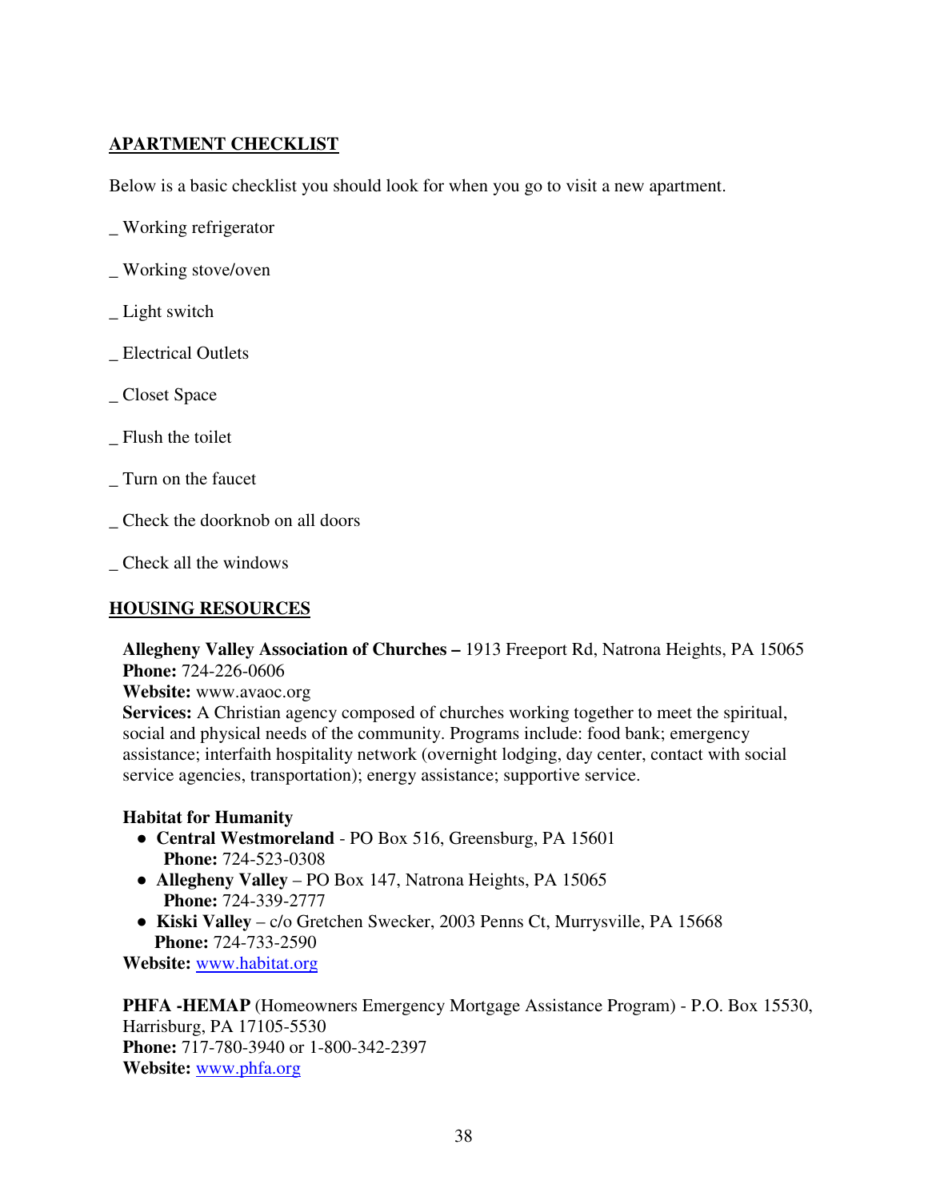## APARTMENT CHECKLIST

Below is a basic checklist you should look for when you go to visit a new apartment.

_ Working refrigerator

_ Working stove/oven

_ Light switch

_ Electrical Outlets

_ Closet Space

_ Flush the toilet

_ Turn on the faucet

_ Check the doorknob on all doors

_ Check all the windows

## HOUSING RESOURCES

**Allegheny Valley Association of Churches –** 1913 Freeport Rd, Natrona Heights, PA 15065
**Phone:** 724-226-0606
**Website:** www.avaoc.org
**Services:** A Christian agency composed of churches working together to meet the spiritual, social and physical needs of the community. Programs include: food bank; emergency assistance; interfaith hospitality network (overnight lodging, day center, contact with social service agencies, transportation); energy assistance; supportive service.

**Habitat for Humanity**

- **Central Westmoreland** - PO Box 516, Greensburg, PA 15601
  **Phone:** 724-523-0308
- **Allegheny Valley** – PO Box 147, Natrona Heights, PA 15065
  **Phone:** 724-339-2777
- **Kiski Valley** – c/o Gretchen Swecker, 2003 Penns Ct, Murrysville, PA 15668
  **Phone:** 724-733-2590

**Website:** www.habitat.org

**PHFA -HEMAP** (Homeowners Emergency Mortgage Assistance Program) - P.O. Box 15530, Harrisburg, PA 17105-5530
**Phone:** 717-780-3940 or 1-800-342-2397
**Website:** www.phfa.org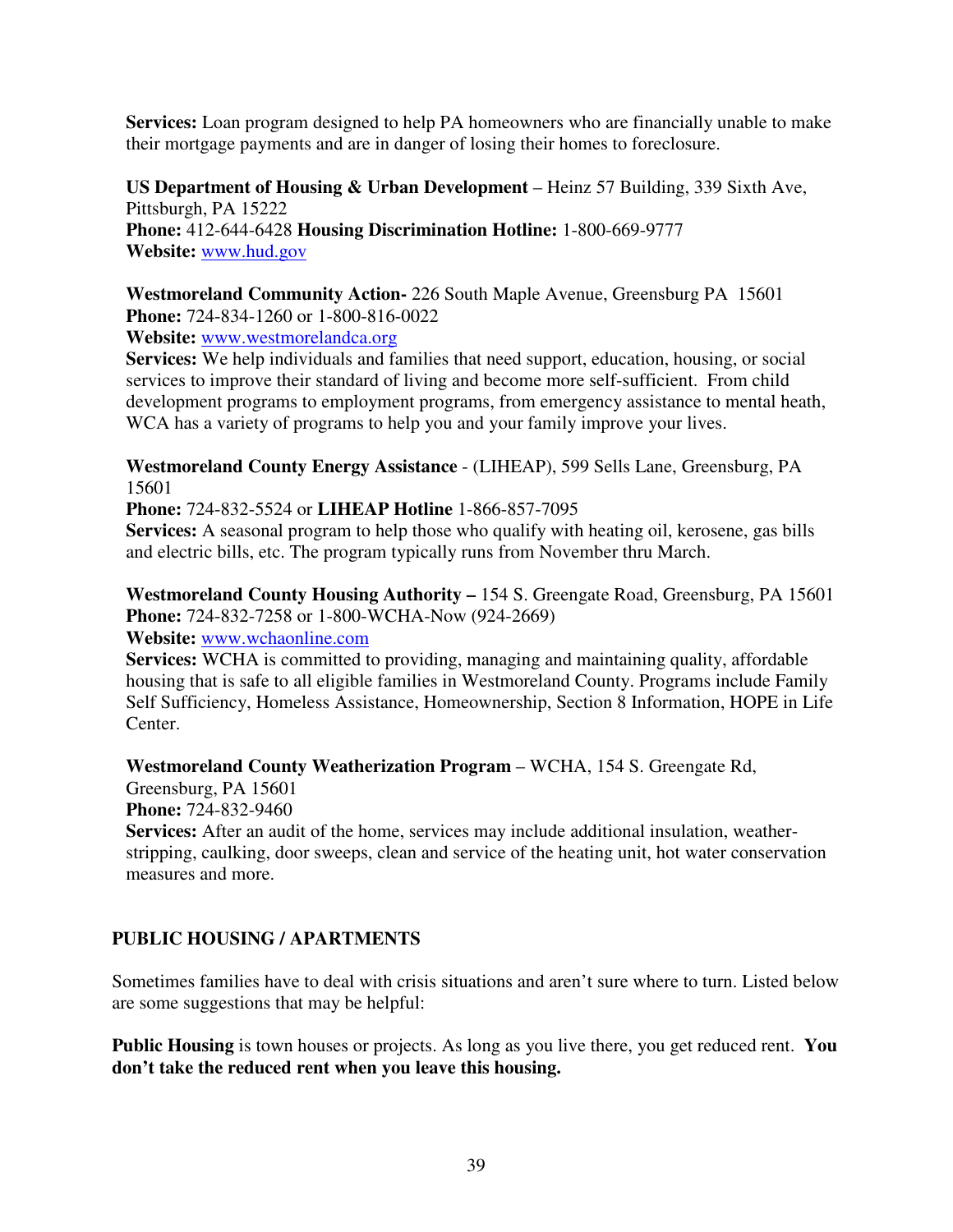**Services:** Loan program designed to help PA homeowners who are financially unable to make their mortgage payments and are in danger of losing their homes to foreclosure.

**US Department of Housing & Urban Development** – Heinz 57 Building, 339 Sixth Ave, Pittsburgh, PA 15222
**Phone:** 412-644-6428 **Housing Discrimination Hotline:** 1-800-669-9777
**Website:** www.hud.gov

**Westmoreland Community Action-** 226 South Maple Avenue, Greensburg PA 15601
**Phone:** 724-834-1260 or 1-800-816-0022
**Website:** www.westmorelandca.org
**Services:** We help individuals and families that need support, education, housing, or social services to improve their standard of living and become more self-sufficient. From child development programs to employment programs, from emergency assistance to mental heath, WCA has a variety of programs to help you and your family improve your lives.

**Westmoreland County Energy Assistance** - (LIHEAP), 599 Sells Lane, Greensburg, PA 15601
**Phone:** 724-832-5524 or **LIHEAP Hotline** 1-866-857-7095
**Services:** A seasonal program to help those who qualify with heating oil, kerosene, gas bills and electric bills, etc. The program typically runs from November thru March.

**Westmoreland County Housing Authority –** 154 S. Greengate Road, Greensburg, PA 15601
**Phone:** 724-832-7258 or 1-800-WCHA-Now (924-2669)
**Website:** www.wchaonline.com
**Services:** WCHA is committed to providing, managing and maintaining quality, affordable housing that is safe to all eligible families in Westmoreland County. Programs include Family Self Sufficiency, Homeless Assistance, Homeownership, Section 8 Information, HOPE in Life Center.

**Westmoreland County Weatherization Program** – WCHA, 154 S. Greengate Rd, Greensburg, PA 15601
**Phone:** 724-832-9460
**Services:** After an audit of the home, services may include additional insulation, weather-stripping, caulking, door sweeps, clean and service of the heating unit, hot water conservation measures and more.

## PUBLIC HOUSING / APARTMENTS

Sometimes families have to deal with crisis situations and aren't sure where to turn. Listed below are some suggestions that may be helpful:

**Public Housing** is town houses or projects. As long as you live there, you get reduced rent. **You don't take the reduced rent when you leave this housing.**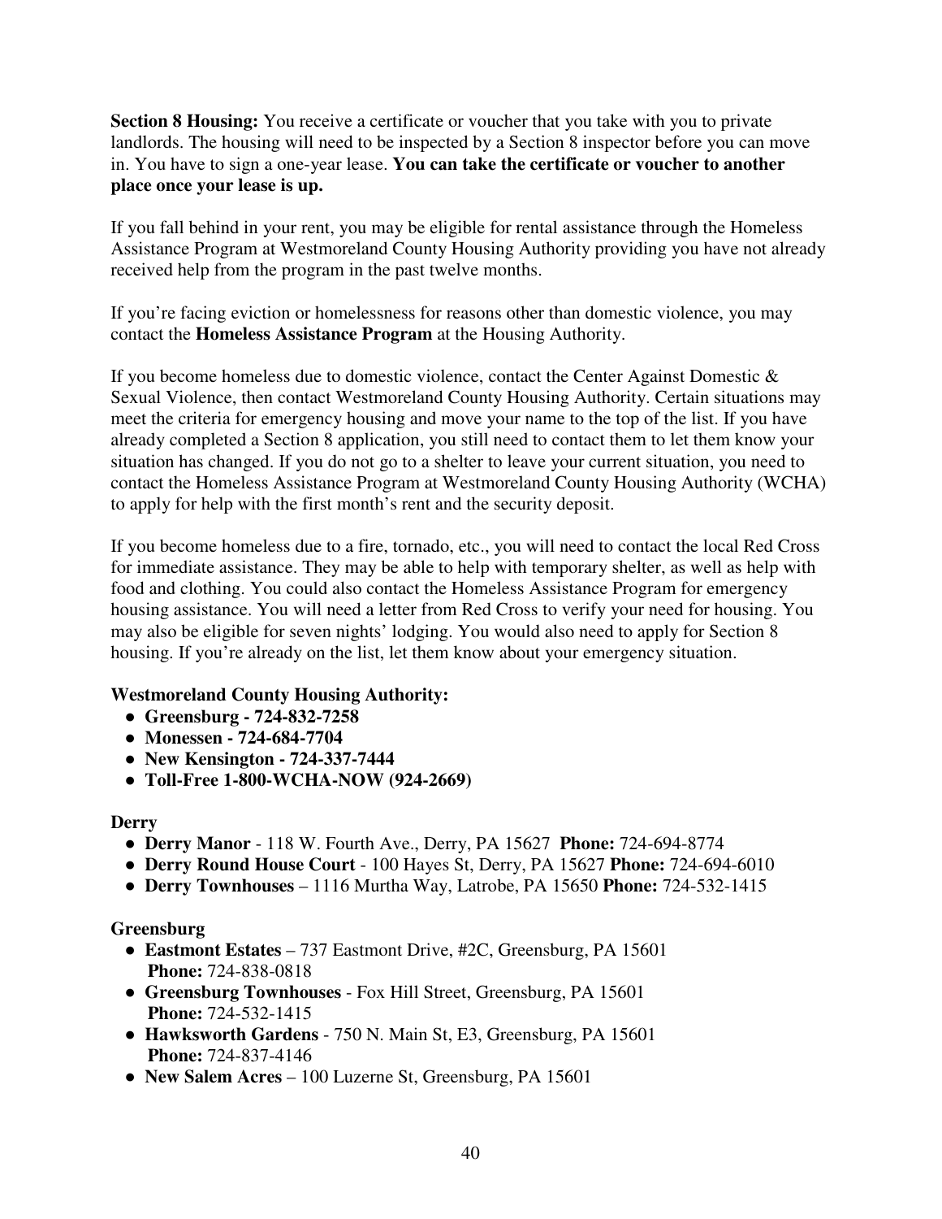**Section 8 Housing:** You receive a certificate or voucher that you take with you to private landlords. The housing will need to be inspected by a Section 8 inspector before you can move in. You have to sign a one-year lease. **You can take the certificate or voucher to another place once your lease is up.**

If you fall behind in your rent, you may be eligible for rental assistance through the Homeless Assistance Program at Westmoreland County Housing Authority providing you have not already received help from the program in the past twelve months.

If you're facing eviction or homelessness for reasons other than domestic violence, you may contact the **Homeless Assistance Program** at the Housing Authority.

If you become homeless due to domestic violence, contact the Center Against Domestic & Sexual Violence, then contact Westmoreland County Housing Authority. Certain situations may meet the criteria for emergency housing and move your name to the top of the list. If you have already completed a Section 8 application, you still need to contact them to let them know your situation has changed. If you do not go to a shelter to leave your current situation, you need to contact the Homeless Assistance Program at Westmoreland County Housing Authority (WCHA) to apply for help with the first month's rent and the security deposit.

If you become homeless due to a fire, tornado, etc., you will need to contact the local Red Cross for immediate assistance. They may be able to help with temporary shelter, as well as help with food and clothing. You could also contact the Homeless Assistance Program for emergency housing assistance. You will need a letter from Red Cross to verify your need for housing. You may also be eligible for seven nights' lodging. You would also need to apply for Section 8 housing. If you're already on the list, let them know about your emergency situation.

**Westmoreland County Housing Authority:**

- **Greensburg - 724-832-7258**
- **Monessen - 724-684-7704**
- **New Kensington - 724-337-7444**
- **Toll-Free 1-800-WCHA-NOW (924-2669)**

**Derry**

- **Derry Manor** - 118 W. Fourth Ave., Derry, PA 15627 **Phone:** 724-694-8774
- **Derry Round House Court** - 100 Hayes St, Derry, PA 15627 **Phone:** 724-694-6010
- **Derry Townhouses** – 1116 Murtha Way, Latrobe, PA 15650 **Phone:** 724-532-1415

**Greensburg**

- **Eastmont Estates** – 737 Eastmont Drive, #2C, Greensburg, PA 15601
  **Phone:** 724-838-0818
- **Greensburg Townhouses** - Fox Hill Street, Greensburg, PA 15601
  **Phone:** 724-532-1415
- **Hawksworth Gardens** - 750 N. Main St, E3, Greensburg, PA 15601
  **Phone:** 724-837-4146
- **New Salem Acres** – 100 Luzerne St, Greensburg, PA 15601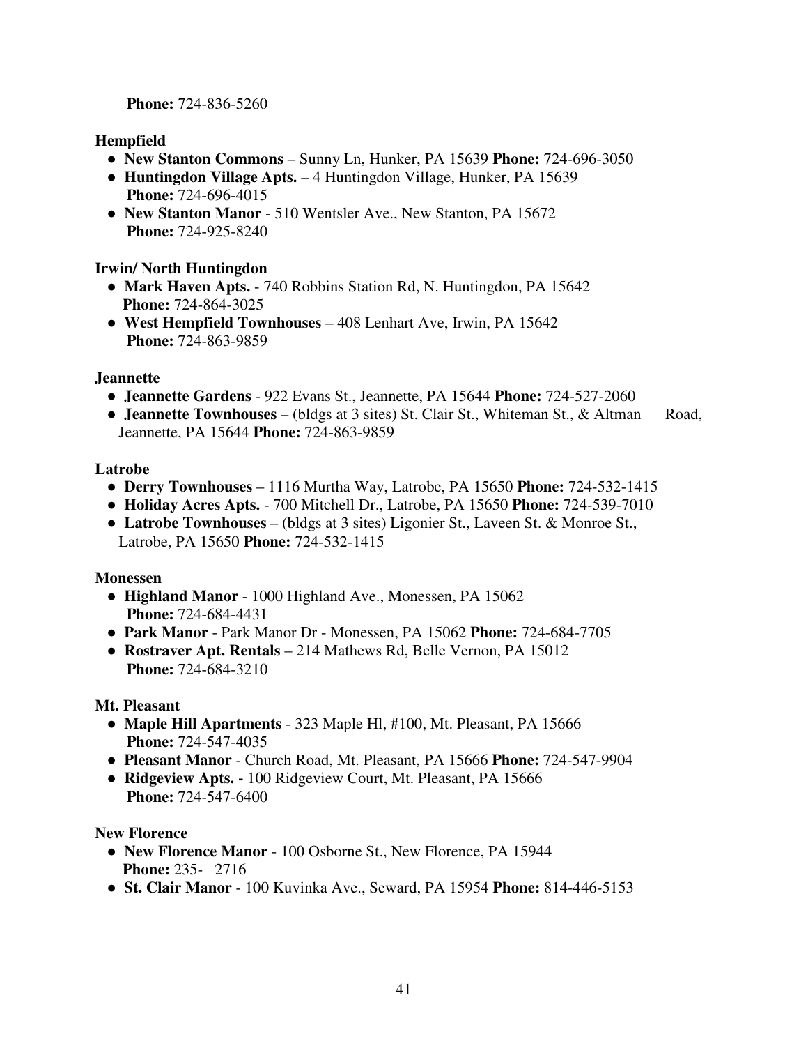**Phone:** 724-836-5260

**Hempfield**

- **New Stanton Commons** – Sunny Ln, Hunker, PA 15639 **Phone:** 724-696-3050
- **Huntingdon Village Apts.** – 4 Huntingdon Village, Hunker, PA 15639 **Phone:** 724-696-4015
- **New Stanton Manor** - 510 Wentsler Ave., New Stanton, PA 15672 **Phone:** 724-925-8240

**Irwin/ North Huntingdon**

- **Mark Haven Apts.** - 740 Robbins Station Rd, N. Huntingdon, PA 15642 **Phone:** 724-864-3025
- **West Hempfield Townhouses** – 408 Lenhart Ave, Irwin, PA 15642 **Phone:** 724-863-9859

**Jeannette**

- **Jeannette Gardens** - 922 Evans St., Jeannette, PA 15644 **Phone:** 724-527-2060
- **Jeannette Townhouses** – (bldgs at 3 sites) St. Clair St., Whiteman St., & Altman Road, Jeannette, PA 15644 **Phone:** 724-863-9859

**Latrobe**

- **Derry Townhouses** – 1116 Murtha Way, Latrobe, PA 15650 **Phone:** 724-532-1415
- **Holiday Acres Apts.** - 700 Mitchell Dr., Latrobe, PA 15650 **Phone:** 724-539-7010
- **Latrobe Townhouses** – (bldgs at 3 sites) Ligonier St., Laveen St. & Monroe St., Latrobe, PA 15650 **Phone:** 724-532-1415

**Monessen**

- **Highland Manor** - 1000 Highland Ave., Monessen, PA 15062 **Phone:** 724-684-4431
- **Park Manor** - Park Manor Dr - Monessen, PA 15062 **Phone:** 724-684-7705
- **Rostraver Apt. Rentals** – 214 Mathews Rd, Belle Vernon, PA 15012 **Phone:** 724-684-3210

**Mt. Pleasant**

- **Maple Hill Apartments** - 323 Maple Hl, #100, Mt. Pleasant, PA 15666 **Phone:** 724-547-4035
- **Pleasant Manor** - Church Road, Mt. Pleasant, PA 15666 **Phone:** 724-547-9904
- **Ridgeview Apts. -** 100 Ridgeview Court, Mt. Pleasant, PA 15666 **Phone:** 724-547-6400

**New Florence**

- **New Florence Manor** - 100 Osborne St., New Florence, PA 15944 **Phone:** 235- 2716
- **St. Clair Manor** - 100 Kuvinka Ave., Seward, PA 15954 **Phone:** 814-446-5153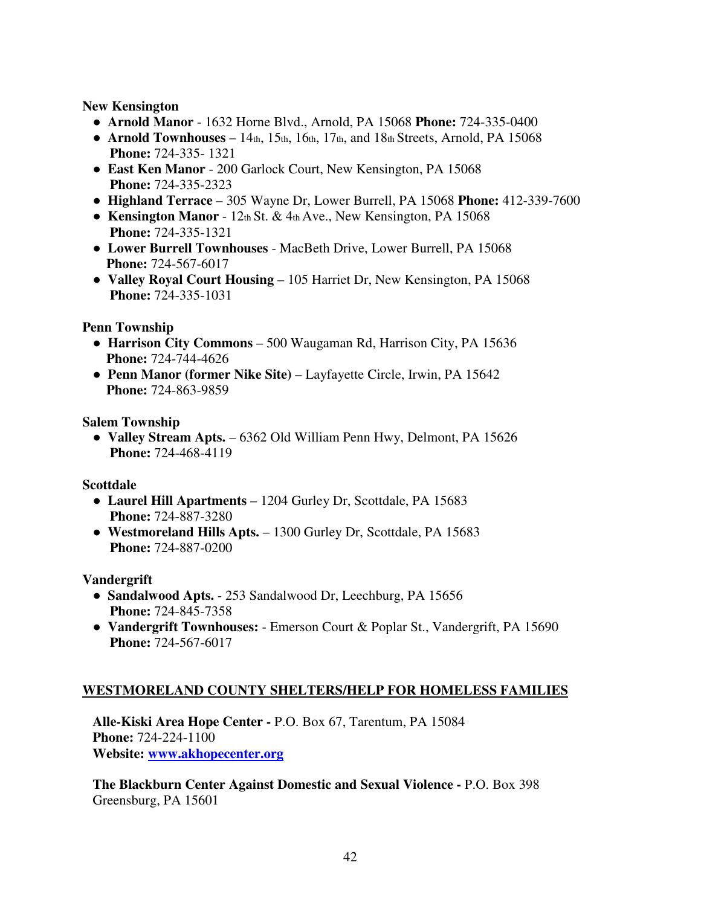**New Kensington**

- **Arnold Manor** - 1632 Horne Blvd., Arnold, PA 15068 **Phone:** 724-335-0400
- **Arnold Townhouses** – 14th, 15th, 16th, 17th, and 18th Streets, Arnold, PA 15068 **Phone:** 724-335- 1321
- **East Ken Manor** - 200 Garlock Court, New Kensington, PA 15068 **Phone:** 724-335-2323
- **Highland Terrace** – 305 Wayne Dr, Lower Burrell, PA 15068 **Phone:** 412-339-7600
- **Kensington Manor** - 12th St. & 4th Ave., New Kensington, PA 15068 **Phone:** 724-335-1321
- **Lower Burrell Townhouses** - MacBeth Drive, Lower Burrell, PA 15068 **Phone:** 724-567-6017
- **Valley Royal Court Housing** – 105 Harriet Dr, New Kensington, PA 15068 **Phone:** 724-335-1031

**Penn Township**

- **Harrison City Commons** – 500 Waugaman Rd, Harrison City, PA 15636 **Phone:** 724-744-4626
- **Penn Manor (former Nike Site)** – Layfayette Circle, Irwin, PA 15642 **Phone:** 724-863-9859

**Salem Township**

- **Valley Stream Apts.** – 6362 Old William Penn Hwy, Delmont, PA 15626 **Phone:** 724-468-4119

**Scottdale**

- **Laurel Hill Apartments** – 1204 Gurley Dr, Scottdale, PA 15683 **Phone:** 724-887-3280
- **Westmoreland Hills Apts.** – 1300 Gurley Dr, Scottdale, PA 15683 **Phone:** 724-887-0200

**Vandergrift**

- **Sandalwood Apts.** - 253 Sandalwood Dr, Leechburg, PA 15656 **Phone:** 724-845-7358
- **Vandergrift Townhouses:** - Emerson Court & Poplar St., Vandergrift, PA 15690 **Phone:** 724-567-6017

## WESTMORELAND COUNTY SHELTERS/HELP FOR HOMELESS FAMILIES

**Alle-Kiski Area Hope Center -** P.O. Box 67, Tarentum, PA 15084
**Phone:** 724-224-1100
**Website:** [www.akhopecenter.org](www.akhopecenter.org)

**The Blackburn Center Against Domestic and Sexual Violence -** P.O. Box 398
Greensburg, PA 15601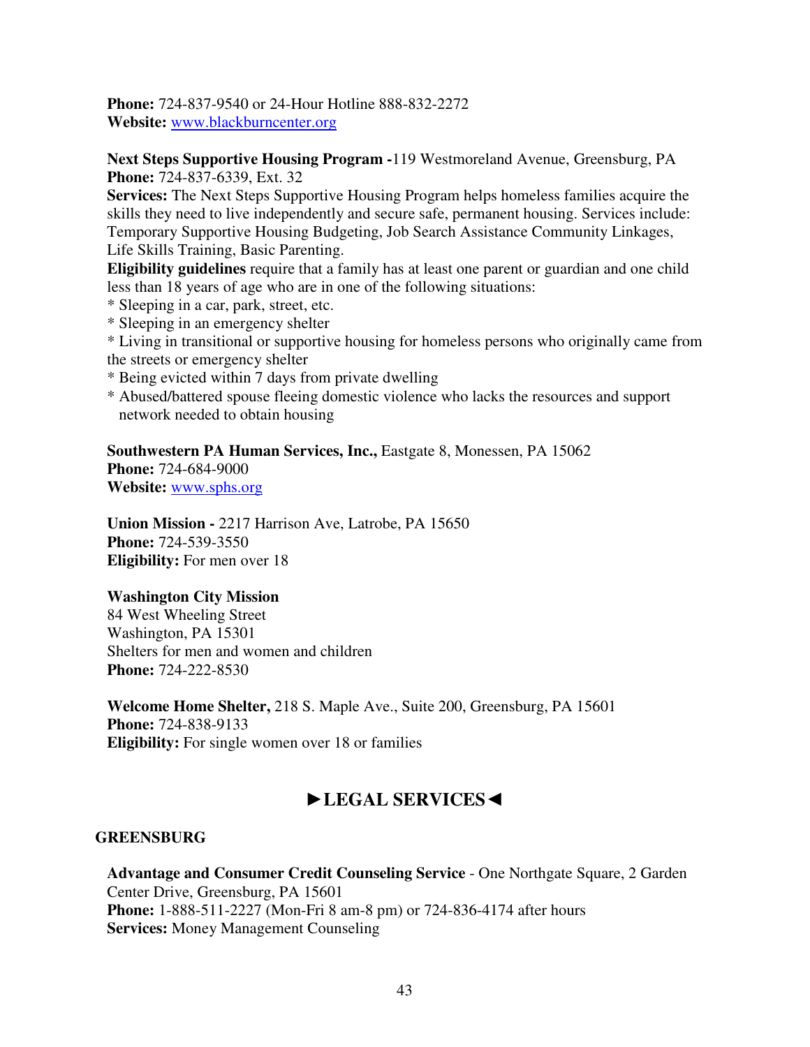**Phone:** 724-837-9540 or 24-Hour Hotline 888-832-2272
**Website:** www.blackburncenter.org

**Next Steps Supportive Housing Program -**119 Westmoreland Avenue, Greensburg, PA
**Phone:** 724-837-6339, Ext. 32
**Services:** The Next Steps Supportive Housing Program helps homeless families acquire the skills they need to live independently and secure safe, permanent housing. Services include: Temporary Supportive Housing Budgeting, Job Search Assistance Community Linkages, Life Skills Training, Basic Parenting.
**Eligibility guidelines** require that a family has at least one parent or guardian and one child less than 18 years of age who are in one of the following situations:
* Sleeping in a car, park, street, etc.
* Sleeping in an emergency shelter
* Living in transitional or supportive housing for homeless persons who originally came from the streets or emergency shelter
* Being evicted within 7 days from private dwelling
* Abused/battered spouse fleeing domestic violence who lacks the resources and support network needed to obtain housing

**Southwestern PA Human Services, Inc.,** Eastgate 8, Monessen, PA 15062
**Phone:** 724-684-9000
**Website:** www.sphs.org

**Union Mission -** 2217 Harrison Ave, Latrobe, PA 15650
**Phone:** 724-539-3550
**Eligibility:** For men over 18

**Washington City Mission**
84 West Wheeling Street
Washington, PA 15301
Shelters for men and women and children
**Phone:** 724-222-8530

**Welcome Home Shelter,** 218 S. Maple Ave., Suite 200, Greensburg, PA 15601
**Phone:** 724-838-9133
**Eligibility:** For single women over 18 or families

## ►LEGAL SERVICES◄

### GREENSBURG

**Advantage and Consumer Credit Counseling Service** - One Northgate Square, 2 Garden Center Drive, Greensburg, PA 15601
**Phone:** 1-888-511-2227 (Mon-Fri 8 am-8 pm) or 724-836-4174 after hours
**Services:** Money Management Counseling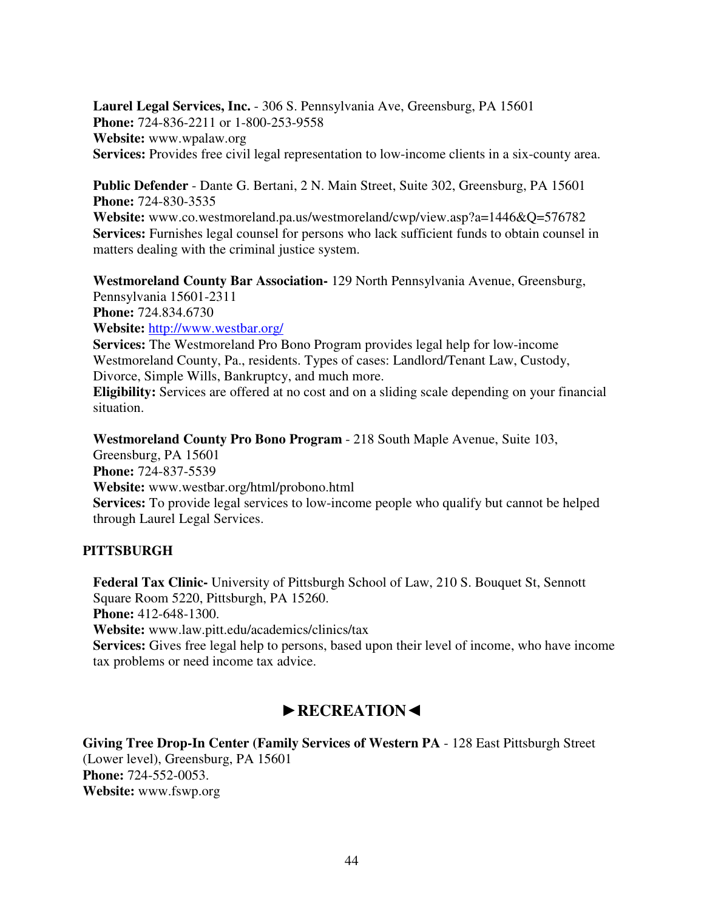**Laurel Legal Services, Inc.** - 306 S. Pennsylvania Ave, Greensburg, PA 15601
**Phone:** 724-836-2211 or 1-800-253-9558
**Website:** www.wpalaw.org
**Services:** Provides free civil legal representation to low-income clients in a six-county area.

**Public Defender** - Dante G. Bertani, 2 N. Main Street, Suite 302, Greensburg, PA 15601
**Phone:** 724-830-3535
**Website:** www.co.westmoreland.pa.us/westmoreland/cwp/view.asp?a=1446&Q=576782
**Services:** Furnishes legal counsel for persons who lack sufficient funds to obtain counsel in matters dealing with the criminal justice system.

**Westmoreland County Bar Association-** 129 North Pennsylvania Avenue, Greensburg, Pennsylvania 15601-2311
**Phone:** 724.834.6730
**Website:** [http://www.westbar.org/](http://www.westbar.org/)
**Services:** The Westmoreland Pro Bono Program provides legal help for low-income Westmoreland County, Pa., residents. Types of cases: Landlord/Tenant Law, Custody, Divorce, Simple Wills, Bankruptcy, and much more.
**Eligibility:** Services are offered at no cost and on a sliding scale depending on your financial situation.

**Westmoreland County Pro Bono Program** - 218 South Maple Avenue, Suite 103, Greensburg, PA 15601
**Phone:** 724-837-5539
**Website:** www.westbar.org/html/probono.html
**Services:** To provide legal services to low-income people who qualify but cannot be helped through Laurel Legal Services.

### PITTSBURGH

**Federal Tax Clinic-** University of Pittsburgh School of Law, 210 S. Bouquet St, Sennott Square Room 5220, Pittsburgh, PA 15260.
**Phone:** 412-648-1300.
**Website:** www.law.pitt.edu/academics/clinics/tax
**Services:** Gives free legal help to persons, based upon their level of income, who have income tax problems or need income tax advice.

## ►RECREATION◄

**Giving Tree Drop-In Center (Family Services of Western PA** - 128 East Pittsburgh Street (Lower level), Greensburg, PA 15601
**Phone:** 724-552-0053.
**Website:** www.fswp.org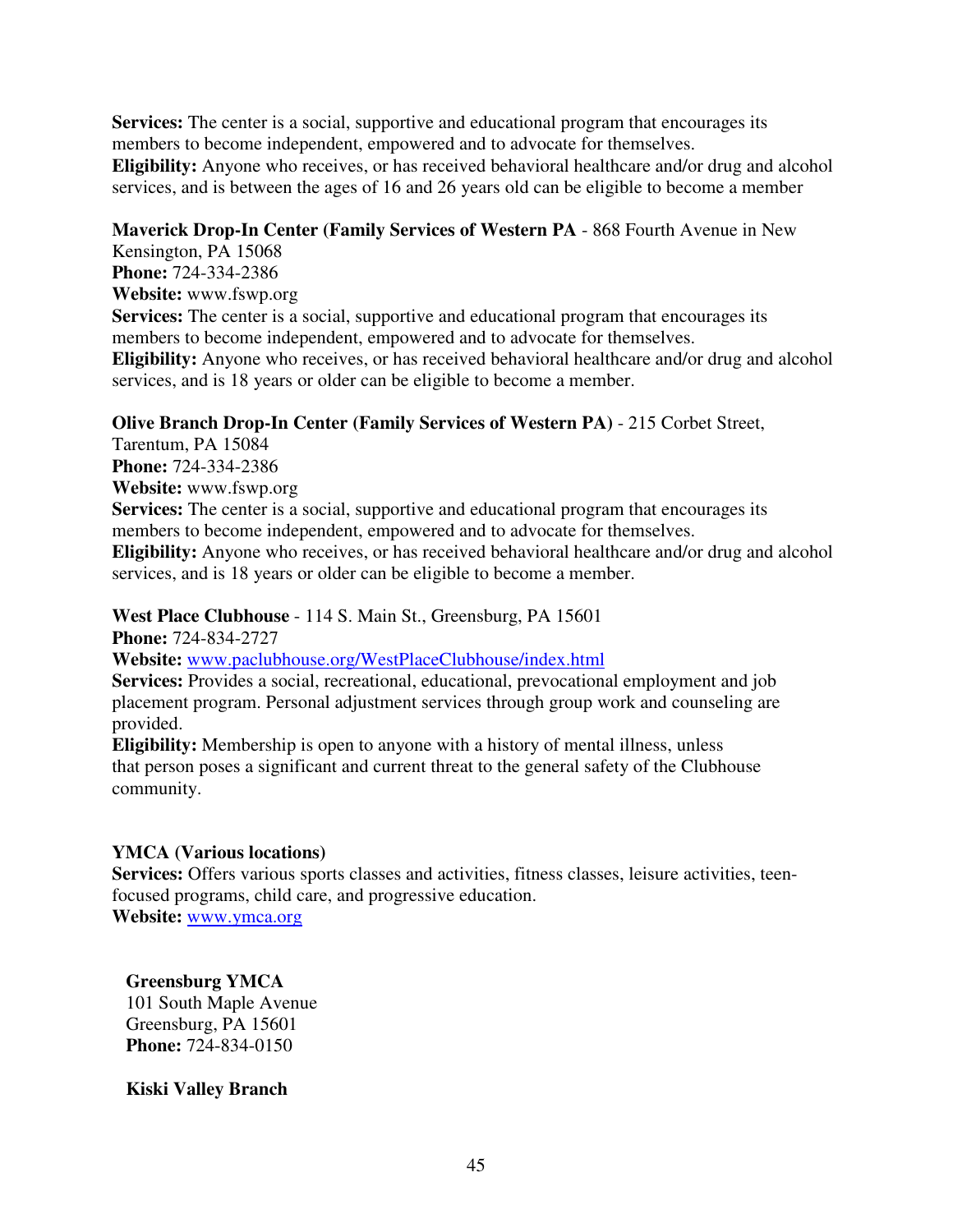**Services:** The center is a social, supportive and educational program that encourages its members to become independent, empowered and to advocate for themselves.
**Eligibility:** Anyone who receives, or has received behavioral healthcare and/or drug and alcohol services, and is between the ages of 16 and 26 years old can be eligible to become a member

**Maverick Drop-In Center (Family Services of Western PA** - 868 Fourth Avenue in New Kensington, PA 15068
**Phone:** 724-334-2386
**Website:** www.fswp.org
**Services:** The center is a social, supportive and educational program that encourages its members to become independent, empowered and to advocate for themselves.
**Eligibility:** Anyone who receives, or has received behavioral healthcare and/or drug and alcohol services, and is 18 years or older can be eligible to become a member.

**Olive Branch Drop-In Center (Family Services of Western PA)** - 215 Corbet Street, Tarentum, PA 15084
**Phone:** 724-334-2386
**Website:** www.fswp.org
**Services:** The center is a social, supportive and educational program that encourages its members to become independent, empowered and to advocate for themselves.
**Eligibility:** Anyone who receives, or has received behavioral healthcare and/or drug and alcohol services, and is 18 years or older can be eligible to become a member.

**West Place Clubhouse** - 114 S. Main St., Greensburg, PA 15601
**Phone:** 724-834-2727
**Website:** www.paclubhouse.org/WestPlaceClubhouse/index.html
**Services:** Provides a social, recreational, educational, prevocational employment and job placement program. Personal adjustment services through group work and counseling are provided.
**Eligibility:** Membership is open to anyone with a history of mental illness, unless that person poses a significant and current threat to the general safety of the Clubhouse community.

**YMCA (Various locations)**
**Services:** Offers various sports classes and activities, fitness classes, leisure activities, teen-focused programs, child care, and progressive education.
**Website:** www.ymca.org

**Greensburg YMCA**
101 South Maple Avenue
Greensburg, PA 15601
**Phone:** 724-834-0150

**Kiski Valley Branch**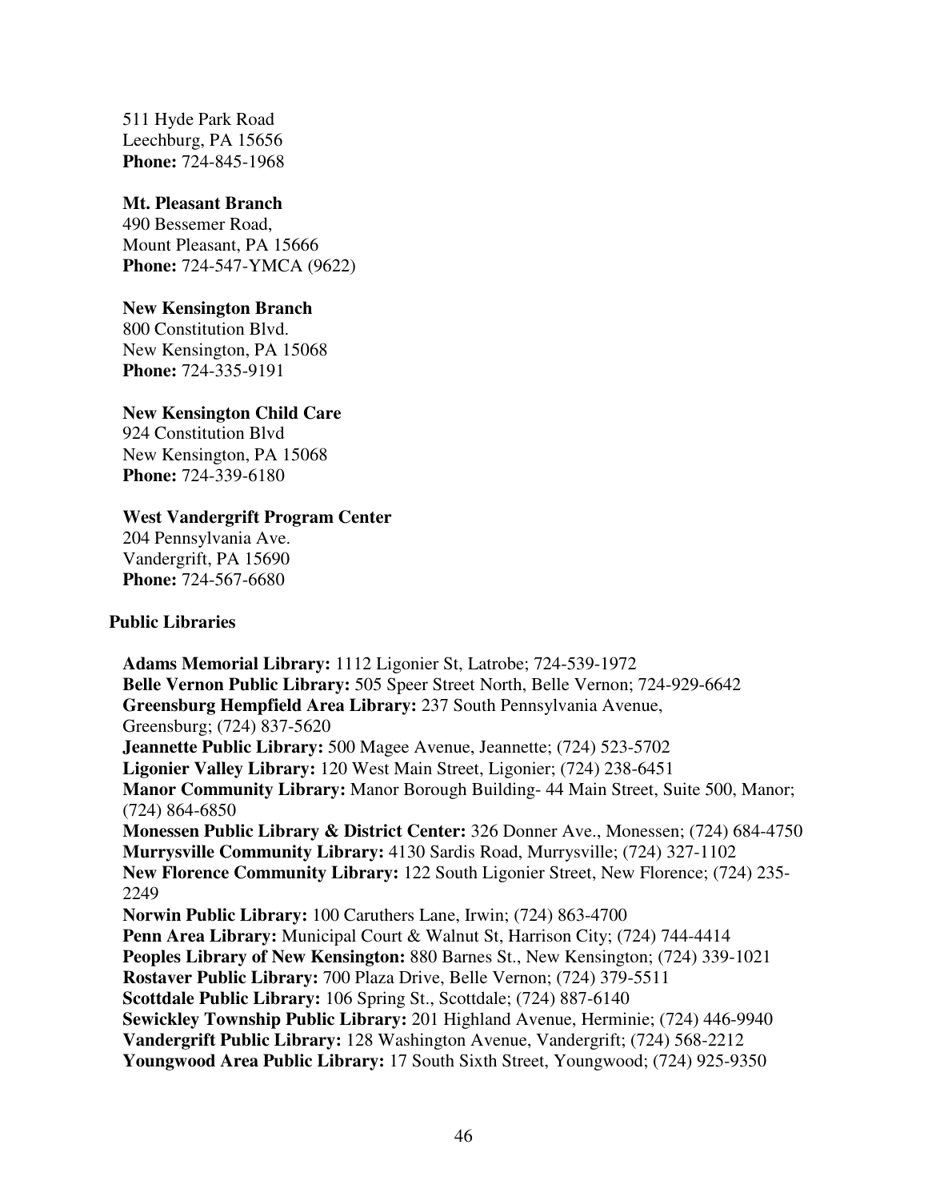511 Hyde Park Road
Leechburg, PA 15656
**Phone:** 724-845-1968

**Mt. Pleasant Branch**
490 Bessemer Road,
Mount Pleasant, PA 15666
**Phone:** 724-547-YMCA (9622)

**New Kensington Branch**
800 Constitution Blvd.
New Kensington, PA 15068
**Phone:** 724-335-9191

**New Kensington Child Care**
924 Constitution Blvd
New Kensington, PA 15068
**Phone:** 724-339-6180

**West Vandergrift Program Center**
204 Pennsylvania Ave.
Vandergrift, PA 15690
**Phone:** 724-567-6680

### Public Libraries

**Adams Memorial Library:** 1112 Ligonier St, Latrobe; 724-539-1972
**Belle Vernon Public Library:** 505 Speer Street North, Belle Vernon; 724-929-6642
**Greensburg Hempfield Area Library:** 237 South Pennsylvania Avenue, Greensburg; (724) 837-5620
**Jeannette Public Library:** 500 Magee Avenue, Jeannette; (724) 523-5702
**Ligonier Valley Library:** 120 West Main Street, Ligonier; (724) 238-6451
**Manor Community Library:** Manor Borough Building- 44 Main Street, Suite 500, Manor; (724) 864-6850
**Monessen Public Library & District Center:** 326 Donner Ave., Monessen; (724) 684-4750
**Murrysville Community Library:** 4130 Sardis Road, Murrysville; (724) 327-1102
**New Florence Community Library:** 122 South Ligonier Street, New Florence; (724) 235-2249
**Norwin Public Library:** 100 Caruthers Lane, Irwin; (724) 863-4700
**Penn Area Library:** Municipal Court & Walnut St, Harrison City; (724) 744-4414
**Peoples Library of New Kensington:** 880 Barnes St., New Kensington; (724) 339-1021
**Rostaver Public Library:** 700 Plaza Drive, Belle Vernon; (724) 379-5511
**Scottdale Public Library:** 106 Spring St., Scottdale; (724) 887-6140
**Sewickley Township Public Library:** 201 Highland Avenue, Herminie; (724) 446-9940
**Vandergrift Public Library:** 128 Washington Avenue, Vandergrift; (724) 568-2212
**Youngwood Area Public Library:** 17 South Sixth Street, Youngwood; (724) 925-9350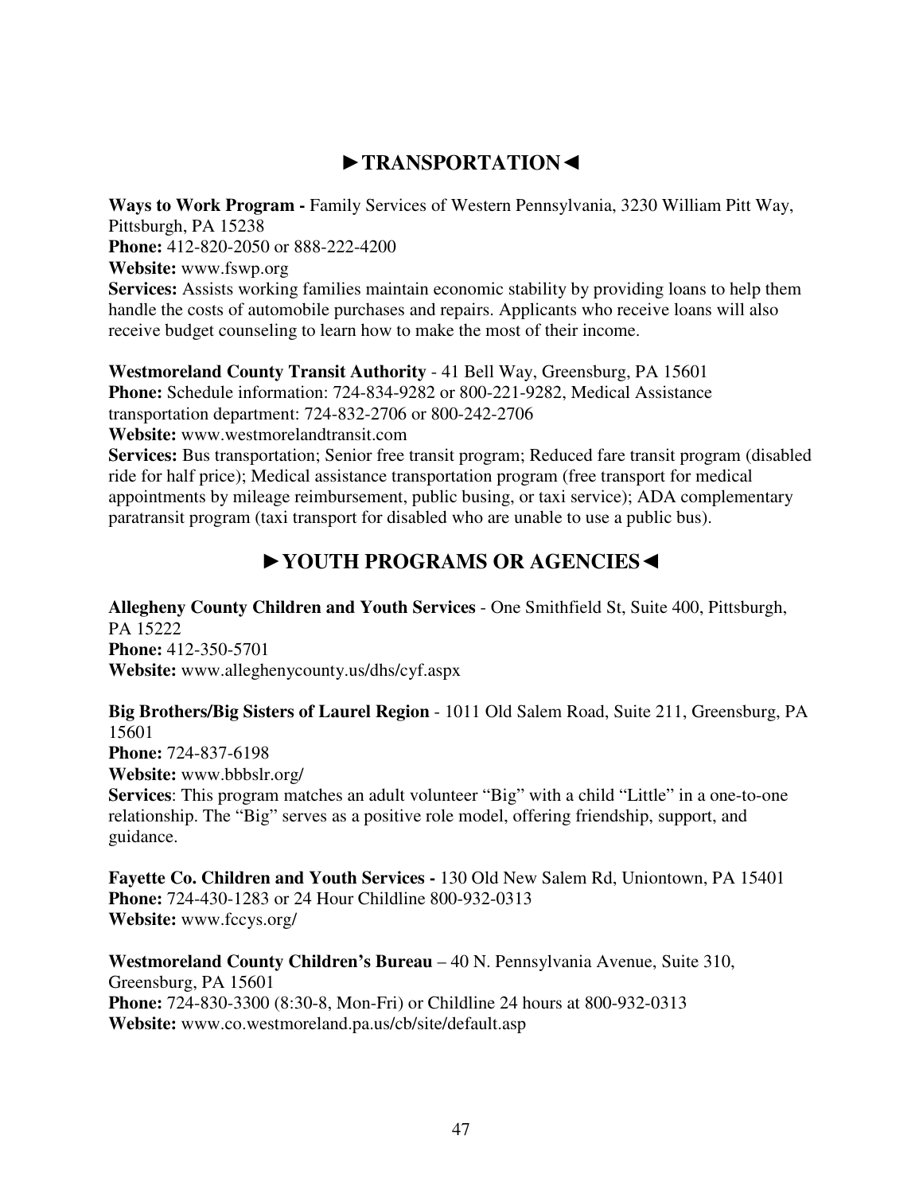## ►TRANSPORTATION◄

**Ways to Work Program -** Family Services of Western Pennsylvania, 3230 William Pitt Way, Pittsburgh, PA 15238
**Phone:** 412-820-2050 or 888-222-4200
**Website:** www.fswp.org
**Services:** Assists working families maintain economic stability by providing loans to help them handle the costs of automobile purchases and repairs. Applicants who receive loans will also receive budget counseling to learn how to make the most of their income.

**Westmoreland County Transit Authority** - 41 Bell Way, Greensburg, PA 15601
**Phone:** Schedule information: 724-834-9282 or 800-221-9282, Medical Assistance transportation department: 724-832-2706 or 800-242-2706
**Website:** www.westmorelandtransit.com
**Services:** Bus transportation; Senior free transit program; Reduced fare transit program (disabled ride for half price); Medical assistance transportation program (free transport for medical appointments by mileage reimbursement, public busing, or taxi service); ADA complementary paratransit program (taxi transport for disabled who are unable to use a public bus).

## ►YOUTH PROGRAMS OR AGENCIES◄

**Allegheny County Children and Youth Services** - One Smithfield St, Suite 400, Pittsburgh, PA 15222
**Phone:** 412-350-5701
**Website:** www.alleghenycounty.us/dhs/cyf.aspx

**Big Brothers/Big Sisters of Laurel Region** - 1011 Old Salem Road, Suite 211, Greensburg, PA 15601
**Phone:** 724-837-6198
**Website:** www.bbbslr.org/
**Services**: This program matches an adult volunteer "Big" with a child "Little" in a one-to-one relationship. The "Big" serves as a positive role model, offering friendship, support, and guidance.

**Fayette Co. Children and Youth Services -** 130 Old New Salem Rd, Uniontown, PA 15401
**Phone:** 724-430-1283 or 24 Hour Childline 800-932-0313
**Website:** www.fccys.org/

**Westmoreland County Children's Bureau** – 40 N. Pennsylvania Avenue, Suite 310, Greensburg, PA 15601
**Phone:** 724-830-3300 (8:30-8, Mon-Fri) or Childline 24 hours at 800-932-0313
**Website:** www.co.westmoreland.pa.us/cb/site/default.asp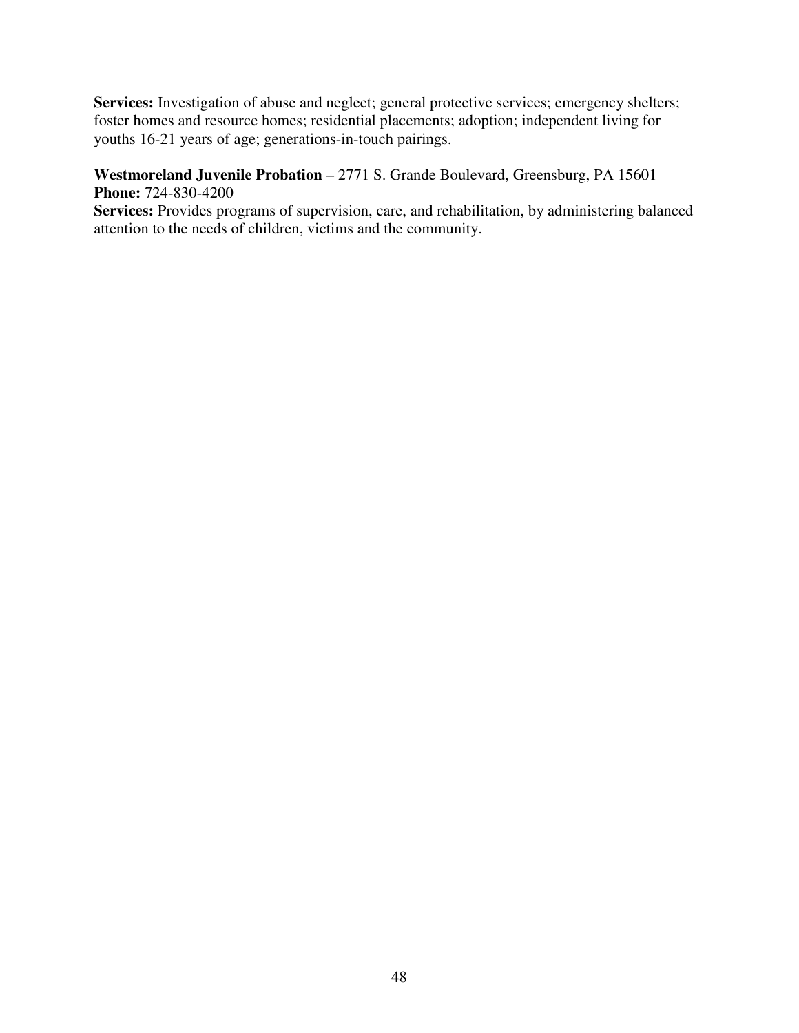**Services:** Investigation of abuse and neglect; general protective services; emergency shelters; foster homes and resource homes; residential placements; adoption; independent living for youths 16-21 years of age; generations-in-touch pairings.

**Westmoreland Juvenile Probation** – 2771 S. Grande Boulevard, Greensburg, PA 15601
**Phone:** 724-830-4200
**Services:** Provides programs of supervision, care, and rehabilitation, by administering balanced attention to the needs of children, victims and the community.